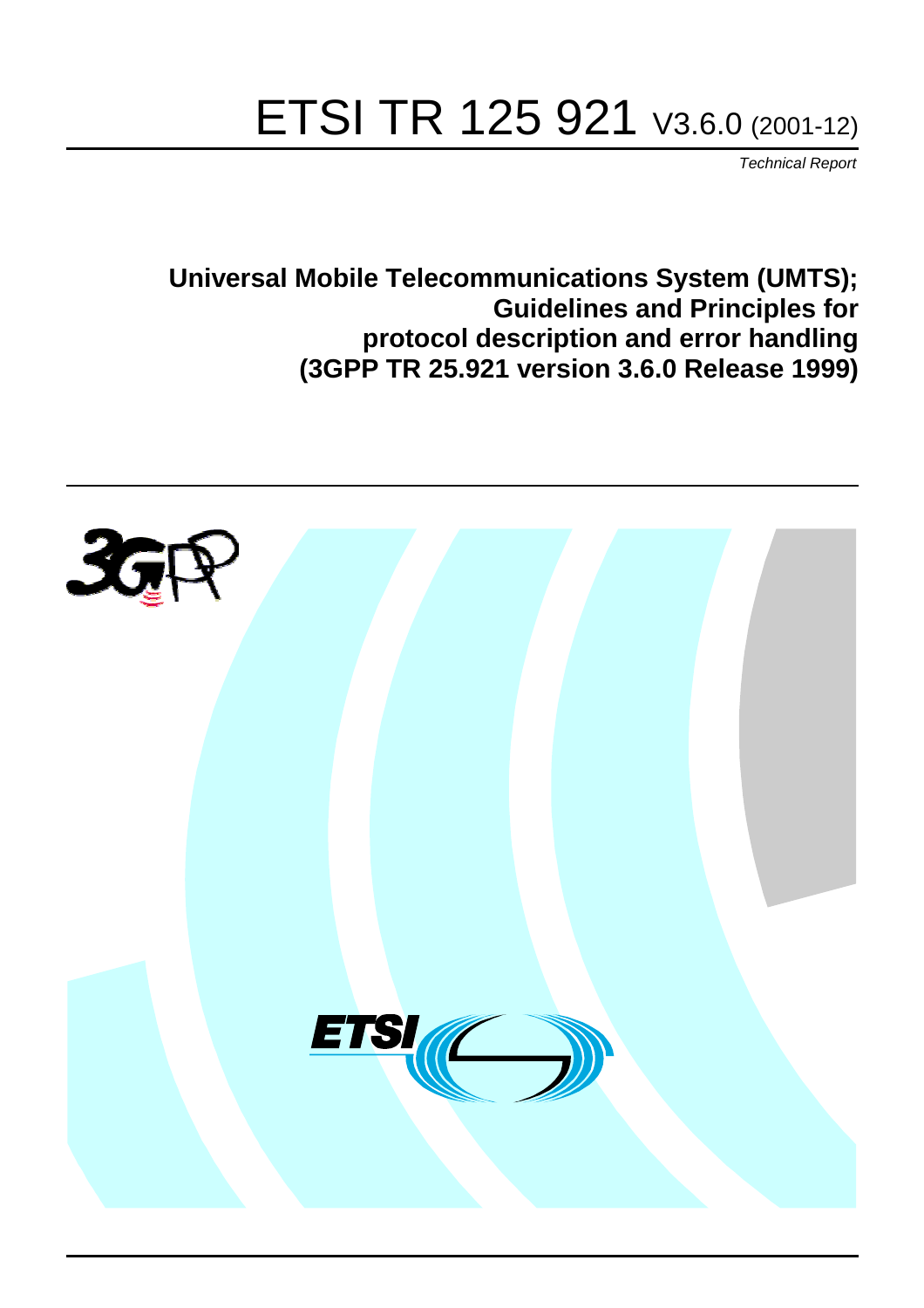# ETSI TR 125 921 V3.6.0 (2001-12)

*Technical Report*

**Universal Mobile Telecommunications System (UMTS); Guidelines and Principles for protocol description and error handling (3GPP TR 25.921 version 3.6.0 Release 1999)**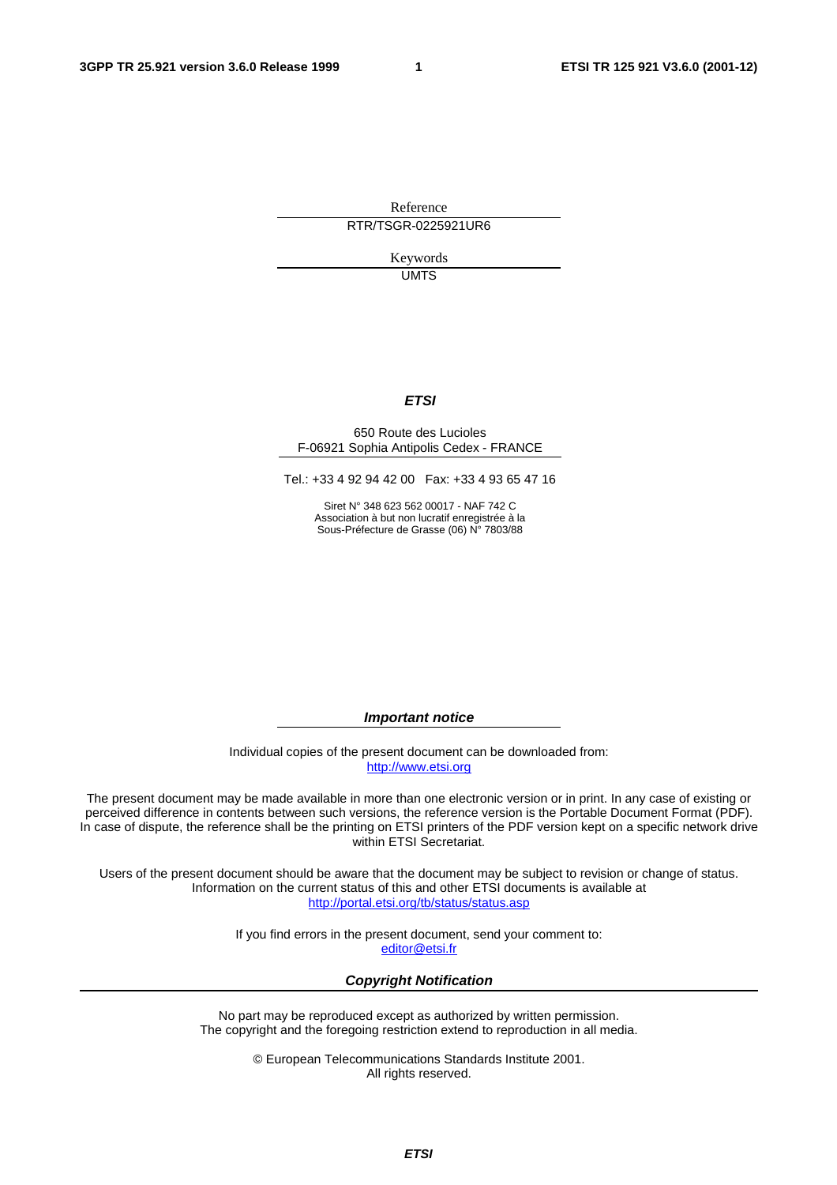Reference

RTR/TSGR-0225921UR6

Keywords

UMTS

***ETSI***

650 Route des Lucioles
F-06921 Sophia Antipolis Cedex - FRANCE

Tel.: +33 4 92 94 42 00   Fax: +33 4 93 65 47 16

Siret N° 348 623 562 00017 - NAF 742 C
Association à but non lucratif enregistrée à la
Sous-Préfecture de Grasse (06) N° 7803/88

***Important notice***

Individual copies of the present document can be downloaded from:
http://www.etsi.org

The present document may be made available in more than one electronic version or in print. In any case of existing or perceived difference in contents between such versions, the reference version is the Portable Document Format (PDF). In case of dispute, the reference shall be the printing on ETSI printers of the PDF version kept on a specific network drive within ETSI Secretariat.

Users of the present document should be aware that the document may be subject to revision or change of status. Information on the current status of this and other ETSI documents is available at
http://portal.etsi.org/tb/status/status.asp

If you find errors in the present document, send your comment to:
editor@etsi.fr

***Copyright Notification***

No part may be reproduced except as authorized by written permission.
The copyright and the foregoing restriction extend to reproduction in all media.

© European Telecommunications Standards Institute 2001.
All rights reserved.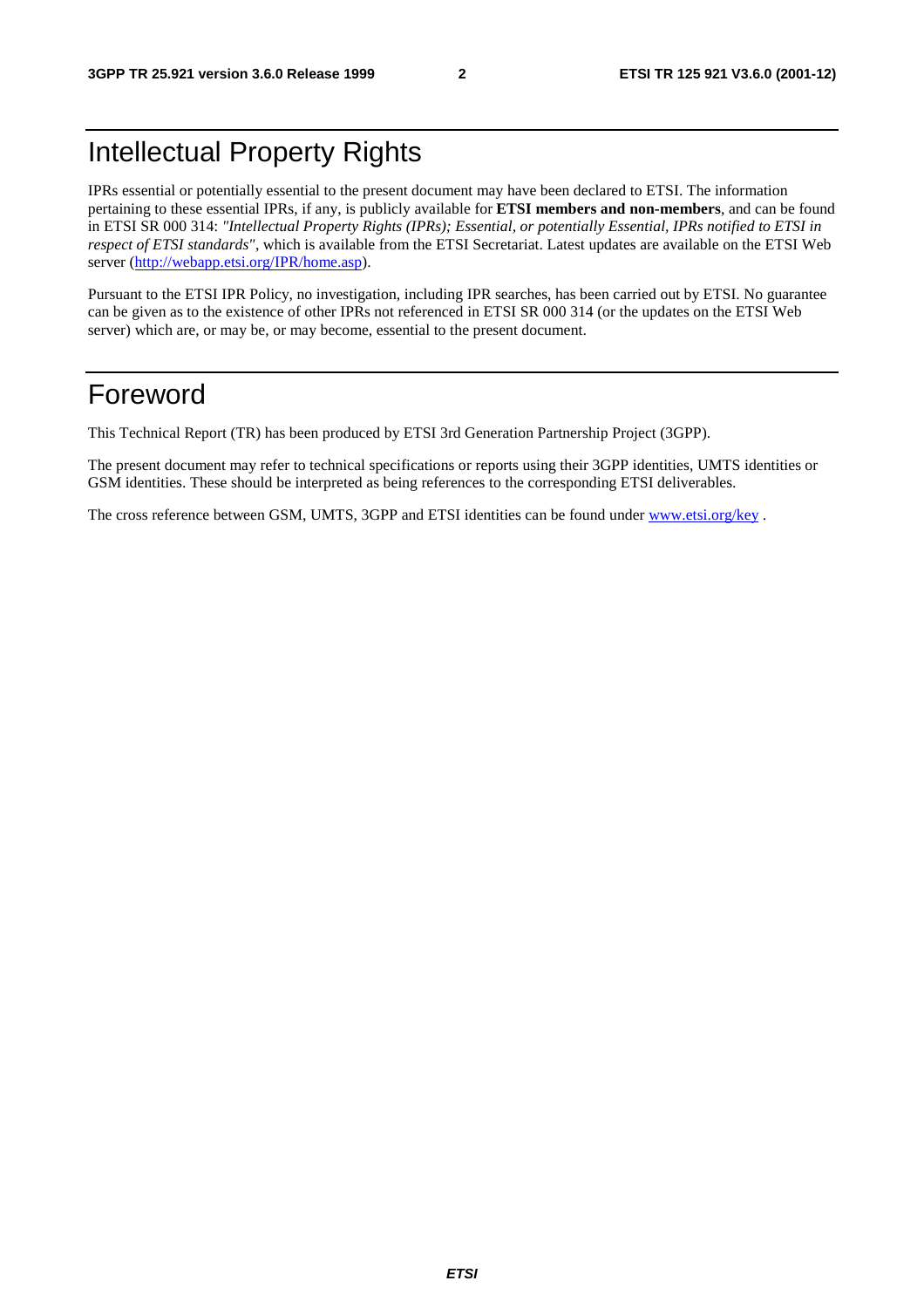# Intellectual Property Rights

IPRs essential or potentially essential to the present document may have been declared to ETSI. The information pertaining to these essential IPRs, if any, is publicly available for **ETSI members and non-members**, and can be found in ETSI SR 000 314: *"Intellectual Property Rights (IPRs); Essential, or potentially Essential, IPRs notified to ETSI in respect of ETSI standards"*, which is available from the ETSI Secretariat. Latest updates are available on the ETSI Web server (http://webapp.etsi.org/IPR/home.asp).

Pursuant to the ETSI IPR Policy, no investigation, including IPR searches, has been carried out by ETSI. No guarantee can be given as to the existence of other IPRs not referenced in ETSI SR 000 314 (or the updates on the ETSI Web server) which are, or may be, or may become, essential to the present document.

# Foreword

This Technical Report (TR) has been produced by ETSI 3rd Generation Partnership Project (3GPP).

The present document may refer to technical specifications or reports using their 3GPP identities, UMTS identities or GSM identities. These should be interpreted as being references to the corresponding ETSI deliverables.

The cross reference between GSM, UMTS, 3GPP and ETSI identities can be found under www.etsi.org/key .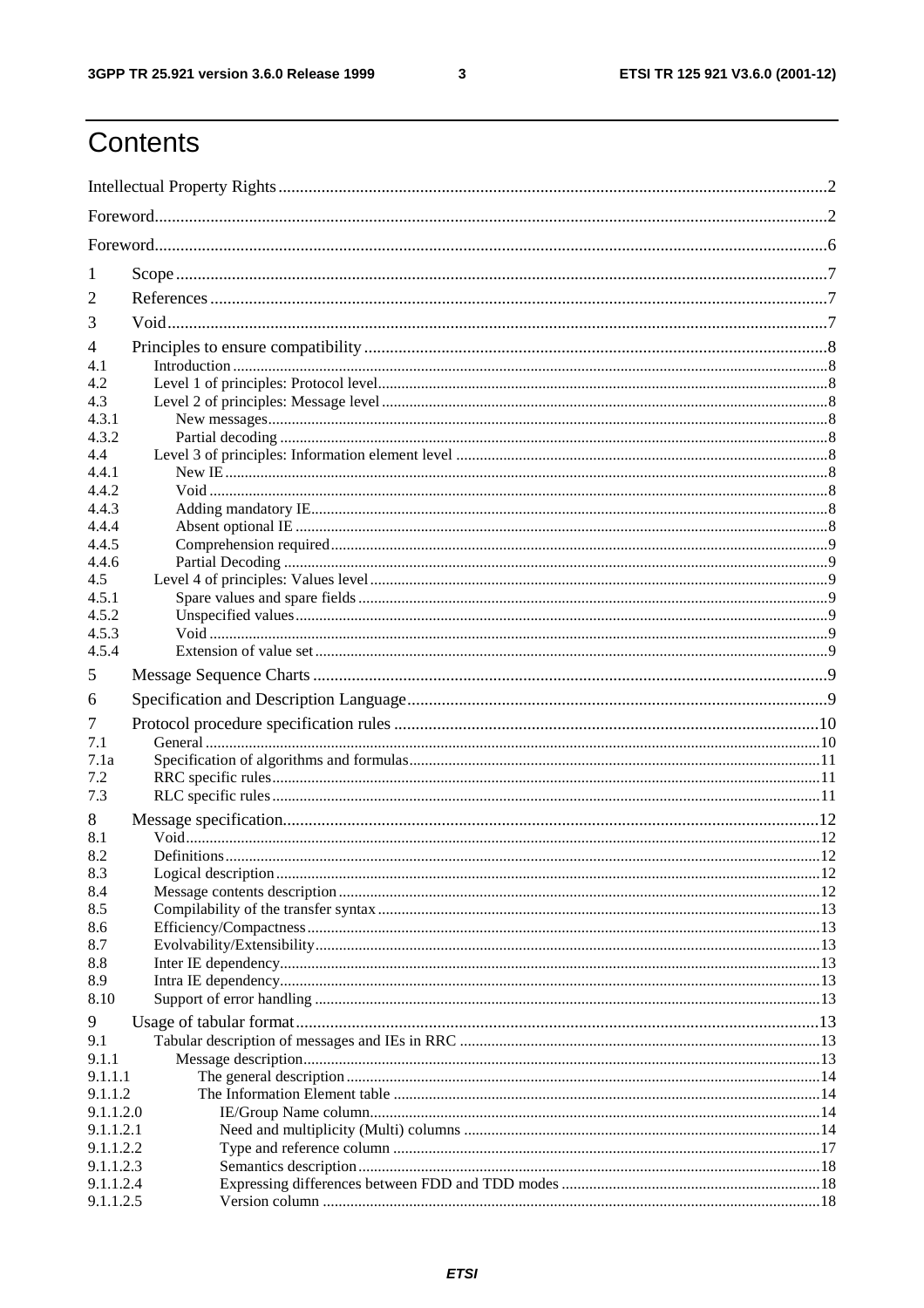# Contents

Intellectual Property Rights ....................................................................................................................................2

Foreword..................................................................................................................................................................2

Foreword..................................................................................................................................................................6

1 Scope ...................................................................................................................................................................7

2 References ...........................................................................................................................................................7

3 Void .....................................................................................................................................................................7

4 Principles to ensure compatibility ......................................................................................................................8

4.1 Introduction ......................................................................................................................................................8

4.2 Level 1 of principles: Protocol level .................................................................................................................8

4.3 Level 2 of principles: Message level ................................................................................................................8

4.3.1 New messages ...............................................................................................................................................8

4.3.2 Partial decoding .............................................................................................................................................8

4.4 Level 3 of principles: Information element level .............................................................................................8

4.4.1 New IE ..........................................................................................................................................................8

4.4.2 Void ..............................................................................................................................................................8

4.4.3 Adding mandatory IE....................................................................................................................................8

4.4.4 Absent optional IE ........................................................................................................................................8

4.4.5 Comprehension required ...............................................................................................................................9

4.4.6 Partial Decoding ...........................................................................................................................................9

4.5 Level 4 of principles: Values level ...................................................................................................................9

4.5.1 Spare values and spare fields ........................................................................................................................9

4.5.2 Unspecified values ........................................................................................................................................9

4.5.3 Void ..............................................................................................................................................................9

4.5.4 Extension of value set ...................................................................................................................................9

5 Message Sequence Charts ..................................................................................................................................9

6 Specification and Description Language ...........................................................................................................9

7 Protocol procedure specification rules .............................................................................................................10

7.1 General ...........................................................................................................................................................10

7.1a Specification of algorithms and formulas .....................................................................................................11

7.2 RRC specific rules ..........................................................................................................................................11

7.3 RLC specific rules ..........................................................................................................................................11

8 Message specification.......................................................................................................................................12

8.1 Void ................................................................................................................................................................12

8.2 Definitions ......................................................................................................................................................12

8.3 Logical description .........................................................................................................................................12

8.4 Message contents description .........................................................................................................................12

8.5 Compilability of the transfer syntax ...............................................................................................................13

8.6 Efficiency/Compactness .................................................................................................................................13

8.7 Evolvability/Extensibility ...............................................................................................................................13

8.8 Inter IE dependency ........................................................................................................................................13

8.9 Intra IE dependency ........................................................................................................................................13

8.10 Support of error handling ..............................................................................................................................13

9 Usage of tabular format .....................................................................................................................................13

9.1 Tabular description of messages and IEs in RRC ..........................................................................................13

9.1.1 Message description ....................................................................................................................................13

9.1.1.1 The general description ............................................................................................................................14

9.1.1.2 The Information Element table ................................................................................................................14

9.1.1.2.0 IE/Group Name column .........................................................................................................................14

9.1.1.2.1 Need and multiplicity (Multi) columns ..................................................................................................14

9.1.1.2.2 Type and reference column ...................................................................................................................17

9.1.1.2.3 Semantics description ............................................................................................................................18

9.1.1.2.4 Expressing differences between FDD and TDD modes ........................................................................18

9.1.1.2.5 Version column .....................................................................................................................................18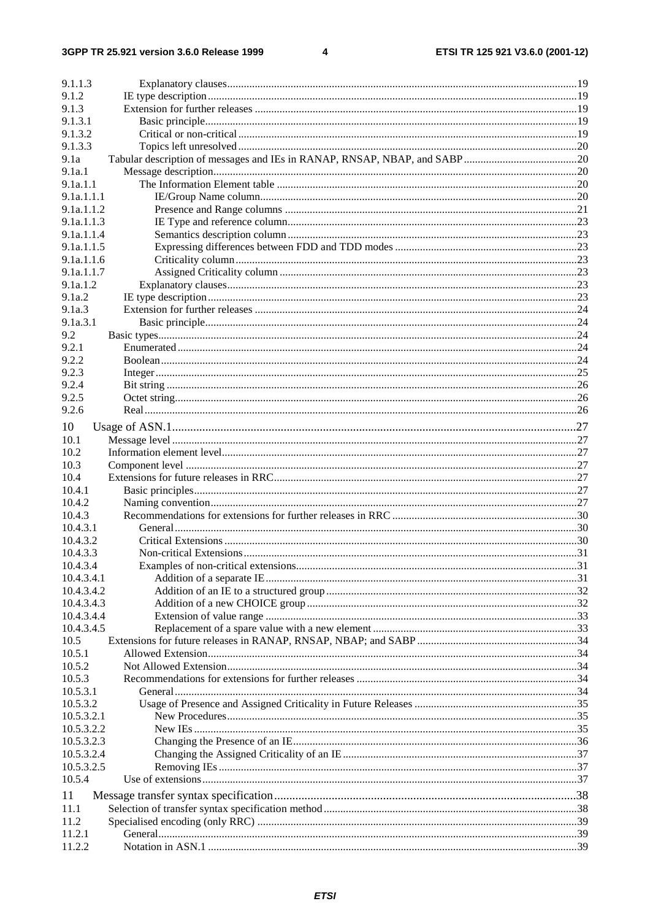| | | |
|---|---|---|
| 9.1.1.3 | Explanatory clauses | 19 |
| 9.1.2 | IE type description | 19 |
| 9.1.3 | Extension for further releases | 19 |
| 9.1.3.1 | Basic principle | 19 |
| 9.1.3.2 | Critical or non-critical | 19 |
| 9.1.3.3 | Topics left unresolved | 20 |
| 9.1a | Tabular description of messages and IEs in RANAP, RNSAP, NBAP, and SABP | 20 |
| 9.1a.1 | Message description | 20 |
| 9.1a.1.1 | The Information Element table | 20 |
| 9.1a.1.1.1 | IE/Group Name column | 20 |
| 9.1a.1.1.2 | Presence and Range columns | 21 |
| 9.1a.1.1.3 | IE Type and reference column | 23 |
| 9.1a.1.1.4 | Semantics description column | 23 |
| 9.1a.1.1.5 | Expressing differences between FDD and TDD modes | 23 |
| 9.1a.1.1.6 | Criticality column | 23 |
| 9.1a.1.1.7 | Assigned Criticality column | 23 |
| 9.1a.1.2 | Explanatory clauses | 23 |
| 9.1a.2 | IE type description | 23 |
| 9.1a.3 | Extension for further releases | 24 |
| 9.1a.3.1 | Basic principle | 24 |
| 9.2 | Basic types | 24 |
| 9.2.1 | Enumerated | 24 |
| 9.2.2 | Boolean | 24 |
| 9.2.3 | Integer | 25 |
| 9.2.4 | Bit string | 26 |
| 9.2.5 | Octet string | 26 |
| 9.2.6 | Real | 26 |
| 10 | Usage of ASN.1 | 27 |
| 10.1 | Message level | 27 |
| 10.2 | Information element level | 27 |
| 10.3 | Component level | 27 |
| 10.4 | Extensions for future releases in RRC | 27 |
| 10.4.1 | Basic principles | 27 |
| 10.4.2 | Naming convention | 27 |
| 10.4.3 | Recommendations for extensions for further releases in RRC | 30 |
| 10.4.3.1 | General | 30 |
| 10.4.3.2 | Critical Extensions | 30 |
| 10.4.3.3 | Non-critical Extensions | 31 |
| 10.4.3.4 | Examples of non-critical extensions | 31 |
| 10.4.3.4.1 | Addition of a separate IE | 31 |
| 10.4.3.4.2 | Addition of an IE to a structured group | 32 |
| 10.4.3.4.3 | Addition of a new CHOICE group | 32 |
| 10.4.3.4.4 | Extension of value range | 33 |
| 10.4.3.4.5 | Replacement of a spare value with a new element | 33 |
| 10.5 | Extensions for future releases in RANAP, RNSAP, NBAP; and SABP | 34 |
| 10.5.1 | Allowed Extension | 34 |
| 10.5.2 | Not Allowed Extension | 34 |
| 10.5.3 | Recommendations for extensions for further releases | 34 |
| 10.5.3.1 | General | 34 |
| 10.5.3.2 | Usage of Presence and Assigned Criticality in Future Releases | 35 |
| 10.5.3.2.1 | New Procedures | 35 |
| 10.5.3.2.2 | New IEs | 35 |
| 10.5.3.2.3 | Changing the Presence of an IE | 36 |
| 10.5.3.2.4 | Changing the Assigned Criticality of an IE | 37 |
| 10.5.3.2.5 | Removing IEs | 37 |
| 10.5.4 | Use of extensions | 37 |
| 11 | Message transfer syntax specification | 38 |
| 11.1 | Selection of transfer syntax specification method | 38 |
| 11.2 | Specialised encoding (only RRC) | 39 |
| 11.2.1 | General | 39 |
| 11.2.2 | Notation in ASN.1 | 39 |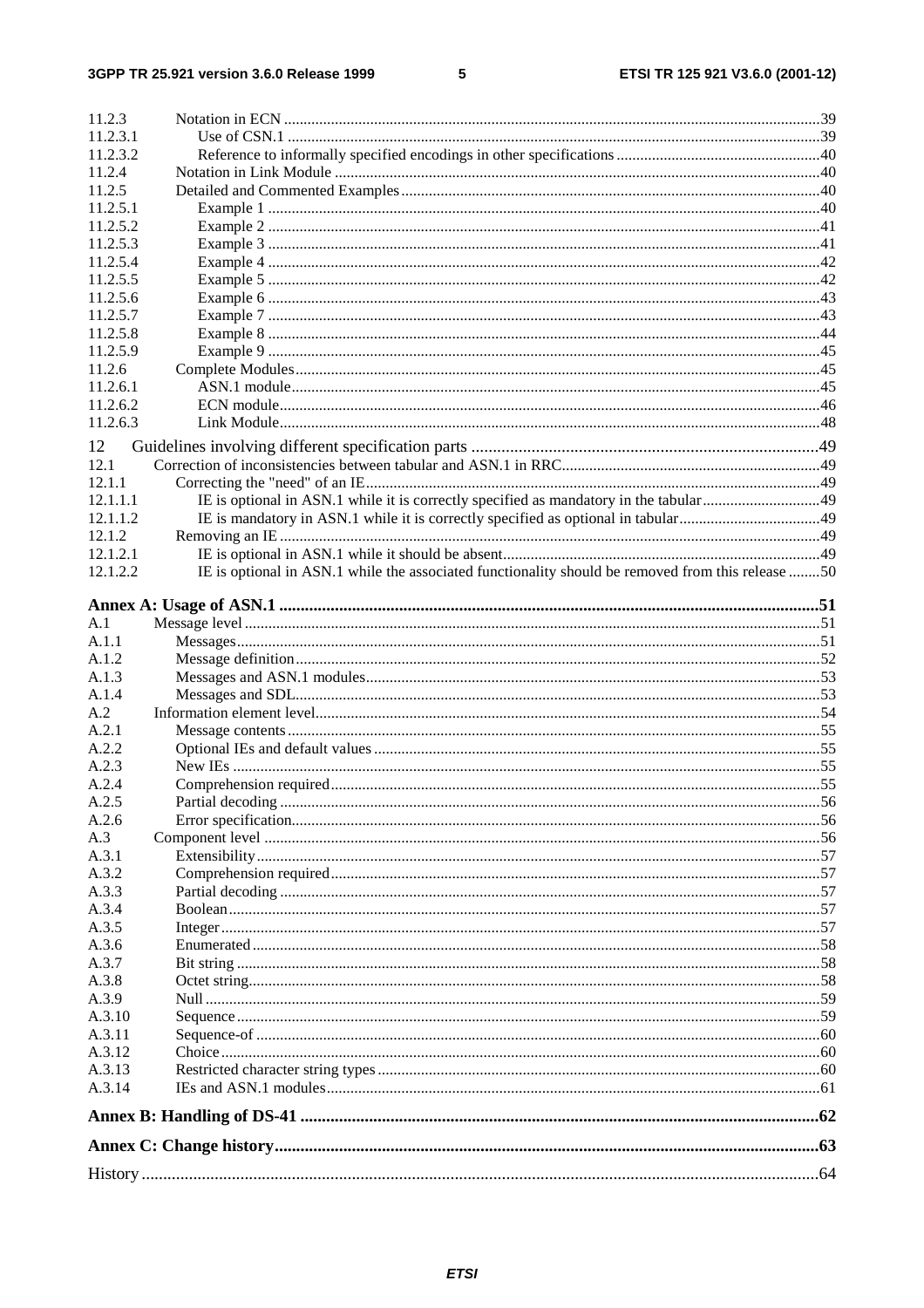11.2.3 Notation in ECN ....................................................................................................................................39
11.2.3.1 Use of CSN.1 ....................................................................................................................................39
11.2.3.2 Reference to informally specified encodings in other specifications ....................................................40
11.2.4 Notation in Link Module .......................................................................................................................40
11.2.5 Detailed and Commented Examples .......................................................................................................40
11.2.5.1 Example 1 ........................................................................................................................................40
11.2.5.2 Example 2 ........................................................................................................................................41
11.2.5.3 Example 3 ........................................................................................................................................41
11.2.5.4 Example 4 ........................................................................................................................................42
11.2.5.5 Example 5 ........................................................................................................................................42
11.2.5.6 Example 6 ........................................................................................................................................43
11.2.5.7 Example 7 ........................................................................................................................................43
11.2.5.8 Example 8 ........................................................................................................................................44
11.2.5.9 Example 9 ........................................................................................................................................45
11.2.6 Complete Modules ................................................................................................................................45
11.2.6.1 ASN.1 module ...................................................................................................................................45
11.2.6.2 ECN module ......................................................................................................................................46
11.2.6.3 Link Module ......................................................................................................................................48

12 Guidelines involving different specification parts ..................................................................................49
12.1 Correction of inconsistencies between tabular and ASN.1 in RRC ..........................................................49
12.1.1 Correcting the "need" of an IE ...............................................................................................................49
12.1.1.1 IE is optional in ASN.1 while it is correctly specified as mandatory in the tabular ...............................49
12.1.1.2 IE is mandatory in ASN.1 while it is correctly specified as optional in tabular .....................................49
12.1.2 Removing an IE ....................................................................................................................................49
12.1.2.1 IE is optional in ASN.1 while it should be absent ..................................................................................49
12.1.2.2 IE is optional in ASN.1 while the associated functionality should be removed from this release ........50

**Annex A: Usage of ASN.1 ...........................................................................................................................51**

A.1 Message level ..........................................................................................................................................51
A.1.1 Messages ...............................................................................................................................................51
A.1.2 Message definition .................................................................................................................................52
A.1.3 Messages and ASN.1 modules ................................................................................................................53
A.1.4 Messages and SDL .................................................................................................................................53
A.2 Information element level .........................................................................................................................54
A.2.1 Message contents ...................................................................................................................................55
A.2.2 Optional IEs and default values ...............................................................................................................55
A.2.3 New IEs ................................................................................................................................................55
A.2.4 Comprehension required .........................................................................................................................55
A.2.5 Partial decoding .....................................................................................................................................56
A.2.6 Error specification ..................................................................................................................................56
A.3 Component level ......................................................................................................................................56
A.3.1 Extensibility ..........................................................................................................................................57
A.3.2 Comprehension required .........................................................................................................................57
A.3.3 Partial decoding .....................................................................................................................................57
A.3.4 Boolean .................................................................................................................................................57
A.3.5 Integer ..................................................................................................................................................57
A.3.6 Enumerated ...........................................................................................................................................58
A.3.7 Bit string ...............................................................................................................................................58
A.3.8 Octet string ............................................................................................................................................58
A.3.9 Null .......................................................................................................................................................59
A.3.10 Sequence ...............................................................................................................................................59
A.3.11 Sequence-of ...........................................................................................................................................60
A.3.12 Choice ...................................................................................................................................................60
A.3.13 Restricted character string types ..............................................................................................................60
A.3.14 IEs and ASN.1 modules ..........................................................................................................................61

**Annex B: Handling of DS-41 .......................................................................................................................62**

**Annex C: Change history .............................................................................................................................63**

History ...........................................................................................................................................................64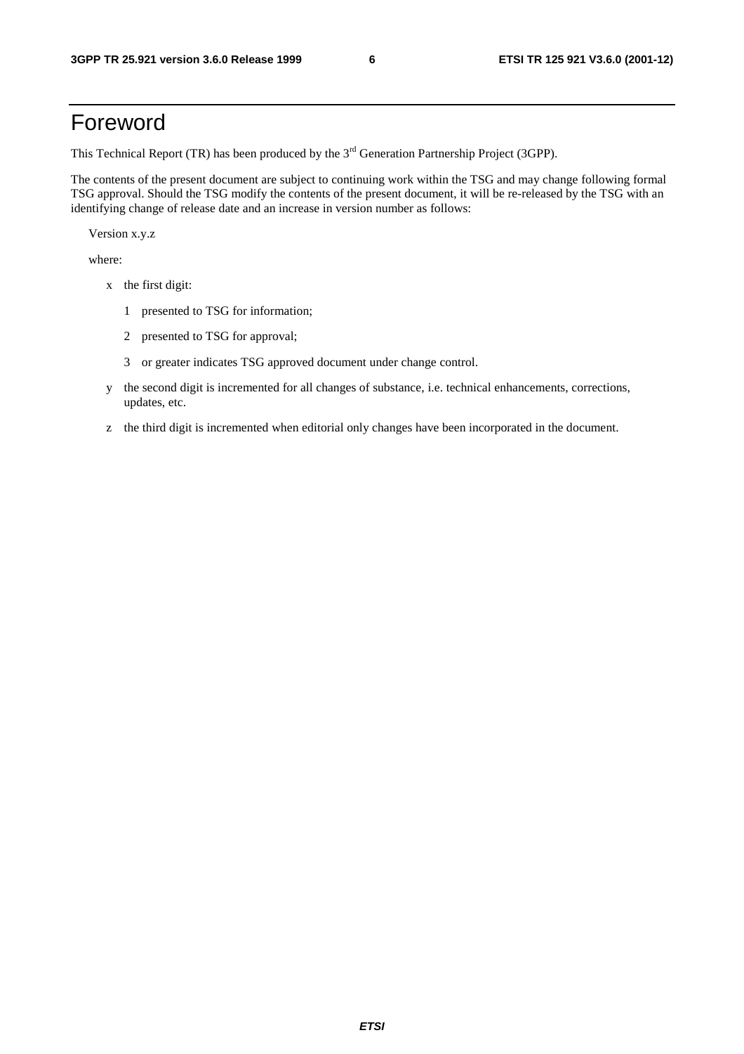# Foreword

This Technical Report (TR) has been produced by the 3rd Generation Partnership Project (3GPP).

The contents of the present document are subject to continuing work within the TSG and may change following formal TSG approval. Should the TSG modify the contents of the present document, it will be re-released by the TSG with an identifying change of release date and an increase in version number as follows:

Version x.y.z

where:

- x the first digit:
  - 1 presented to TSG for information;
  - 2 presented to TSG for approval;
  - 3 or greater indicates TSG approved document under change control.
- y the second digit is incremented for all changes of substance, i.e. technical enhancements, corrections, updates, etc.
- z the third digit is incremented when editorial only changes have been incorporated in the document.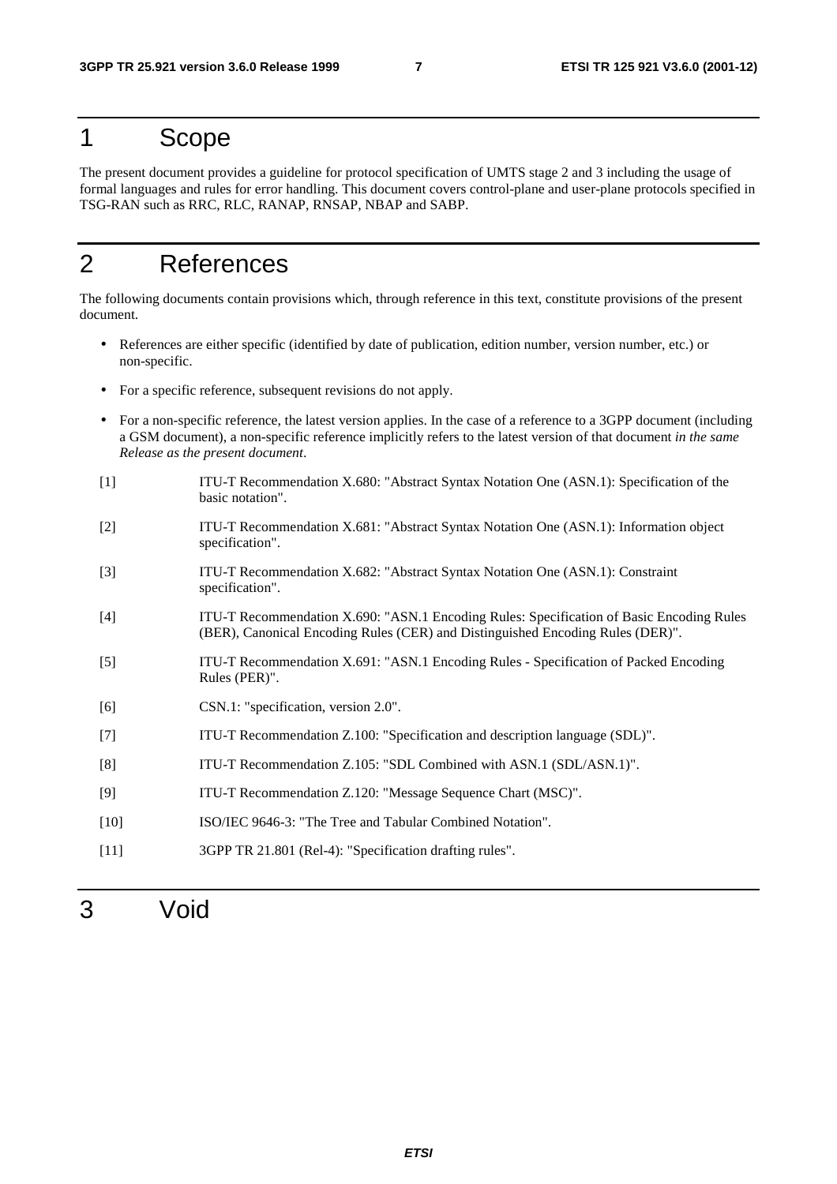# 1 Scope

The present document provides a guideline for protocol specification of UMTS stage 2 and 3 including the usage of formal languages and rules for error handling. This document covers control-plane and user-plane protocols specified in TSG-RAN such as RRC, RLC, RANAP, RNSAP, NBAP and SABP.

# 2 References

The following documents contain provisions which, through reference in this text, constitute provisions of the present document.

- References are either specific (identified by date of publication, edition number, version number, etc.) or non-specific.
- For a specific reference, subsequent revisions do not apply.
- For a non-specific reference, the latest version applies. In the case of a reference to a 3GPP document (including a GSM document), a non-specific reference implicitly refers to the latest version of that document *in the same Release as the present document*.

[1] ITU-T Recommendation X.680: "Abstract Syntax Notation One (ASN.1): Specification of the basic notation".

[2] ITU-T Recommendation X.681: "Abstract Syntax Notation One (ASN.1): Information object specification".

[3] ITU-T Recommendation X.682: "Abstract Syntax Notation One (ASN.1): Constraint specification".

[4] ITU-T Recommendation X.690: "ASN.1 Encoding Rules: Specification of Basic Encoding Rules (BER), Canonical Encoding Rules (CER) and Distinguished Encoding Rules (DER)".

[5] ITU-T Recommendation X.691: "ASN.1 Encoding Rules - Specification of Packed Encoding Rules (PER)".

[6] CSN.1: "specification, version 2.0".

[7] ITU-T Recommendation Z.100: "Specification and description language (SDL)".

[8] ITU-T Recommendation Z.105: "SDL Combined with ASN.1 (SDL/ASN.1)".

[9] ITU-T Recommendation Z.120: "Message Sequence Chart (MSC)".

[10] ISO/IEC 9646-3: "The Tree and Tabular Combined Notation".

[11] 3GPP TR 21.801 (Rel-4): "Specification drafting rules".

# 3 Void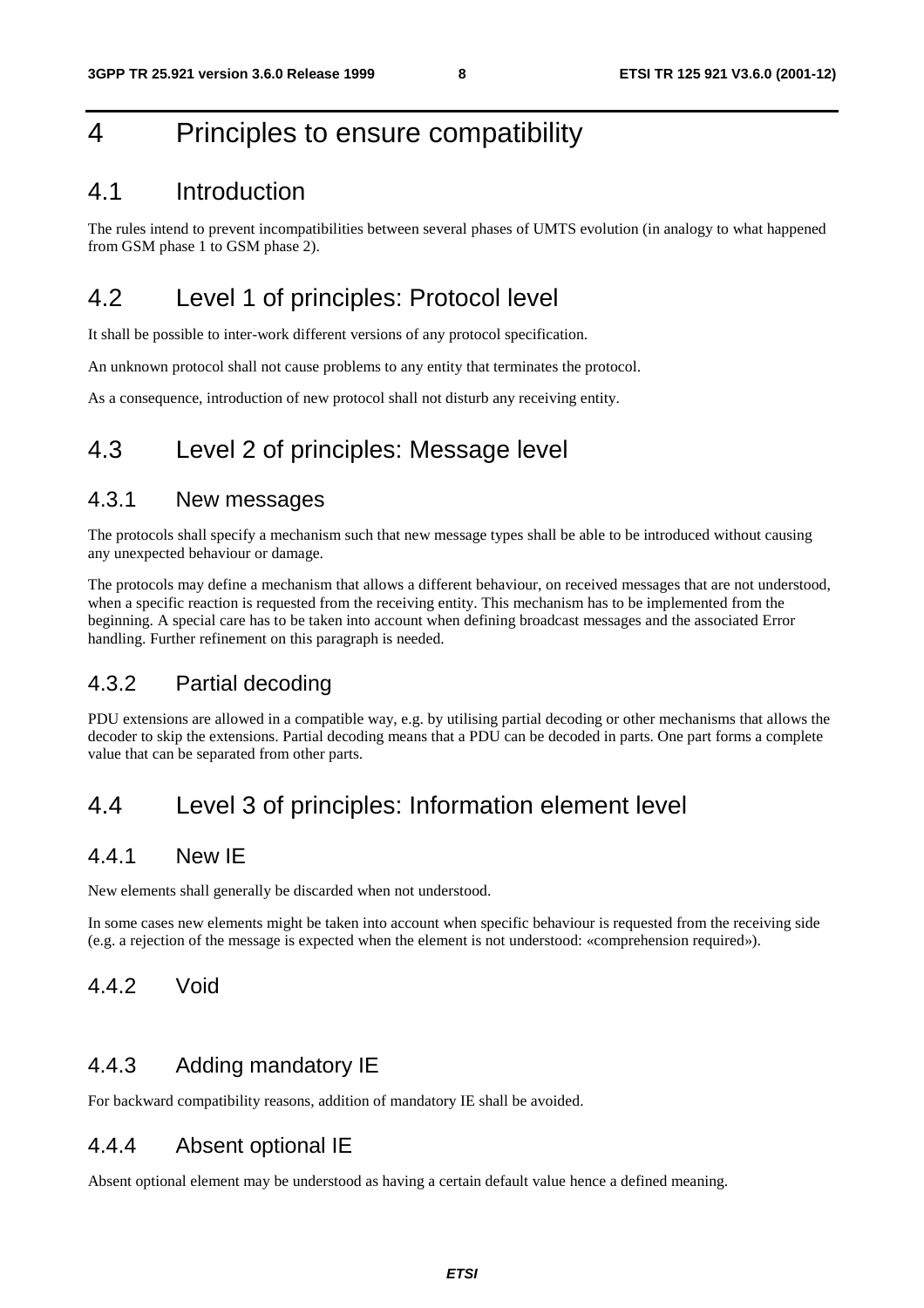# 4 Principles to ensure compatibility

## 4.1 Introduction

The rules intend to prevent incompatibilities between several phases of UMTS evolution (in analogy to what happened from GSM phase 1 to GSM phase 2).

## 4.2 Level 1 of principles: Protocol level

It shall be possible to inter-work different versions of any protocol specification.

An unknown protocol shall not cause problems to any entity that terminates the protocol.

As a consequence, introduction of new protocol shall not disturb any receiving entity.

## 4.3 Level 2 of principles: Message level

### 4.3.1 New messages

The protocols shall specify a mechanism such that new message types shall be able to be introduced without causing any unexpected behaviour or damage.

The protocols may define a mechanism that allows a different behaviour, on received messages that are not understood, when a specific reaction is requested from the receiving entity. This mechanism has to be implemented from the beginning. A special care has to be taken into account when defining broadcast messages and the associated Error handling. Further refinement on this paragraph is needed.

### 4.3.2 Partial decoding

PDU extensions are allowed in a compatible way, e.g. by utilising partial decoding or other mechanisms that allows the decoder to skip the extensions. Partial decoding means that a PDU can be decoded in parts. One part forms a complete value that can be separated from other parts.

## 4.4 Level 3 of principles: Information element level

### 4.4.1 New IE

New elements shall generally be discarded when not understood.

In some cases new elements might be taken into account when specific behaviour is requested from the receiving side (e.g. a rejection of the message is expected when the element is not understood: «comprehension required»).

### 4.4.2 Void

### 4.4.3 Adding mandatory IE

For backward compatibility reasons, addition of mandatory IE shall be avoided.

### 4.4.4 Absent optional IE

Absent optional element may be understood as having a certain default value hence a defined meaning.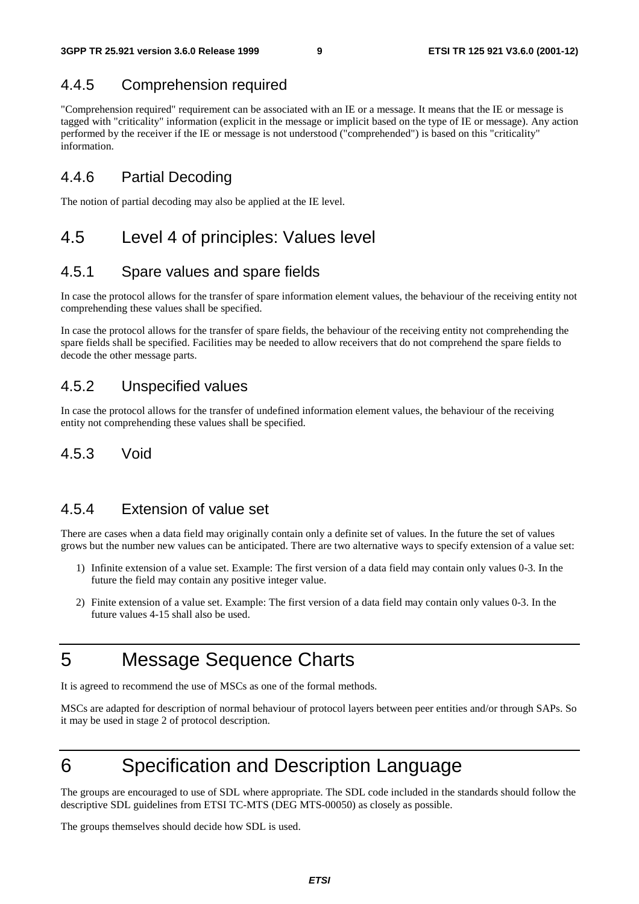### 4.4.5 Comprehension required

"Comprehension required" requirement can be associated with an IE or a message. It means that the IE or message is tagged with "criticality" information (explicit in the message or implicit based on the type of IE or message). Any action performed by the receiver if the IE or message is not understood ("comprehended") is based on this "criticality" information.

### 4.4.6 Partial Decoding

The notion of partial decoding may also be applied at the IE level.

## 4.5 Level 4 of principles: Values level

### 4.5.1 Spare values and spare fields

In case the protocol allows for the transfer of spare information element values, the behaviour of the receiving entity not comprehending these values shall be specified.

In case the protocol allows for the transfer of spare fields, the behaviour of the receiving entity not comprehending the spare fields shall be specified. Facilities may be needed to allow receivers that do not comprehend the spare fields to decode the other message parts.

### 4.5.2 Unspecified values

In case the protocol allows for the transfer of undefined information element values, the behaviour of the receiving entity not comprehending these values shall be specified.

### 4.5.3 Void

### 4.5.4 Extension of value set

There are cases when a data field may originally contain only a definite set of values. In the future the set of values grows but the number new values can be anticipated. There are two alternative ways to specify extension of a value set:

1) Infinite extension of a value set. Example: The first version of a data field may contain only values 0-3. In the future the field may contain any positive integer value.

2) Finite extension of a value set. Example: The first version of a data field may contain only values 0-3. In the future values 4-15 shall also be used.

# 5 Message Sequence Charts

It is agreed to recommend the use of MSCs as one of the formal methods.

MSCs are adapted for description of normal behaviour of protocol layers between peer entities and/or through SAPs. So it may be used in stage 2 of protocol description.

# 6 Specification and Description Language

The groups are encouraged to use of SDL where appropriate. The SDL code included in the standards should follow the descriptive SDL guidelines from ETSI TC-MTS (DEG MTS-00050) as closely as possible.

The groups themselves should decide how SDL is used.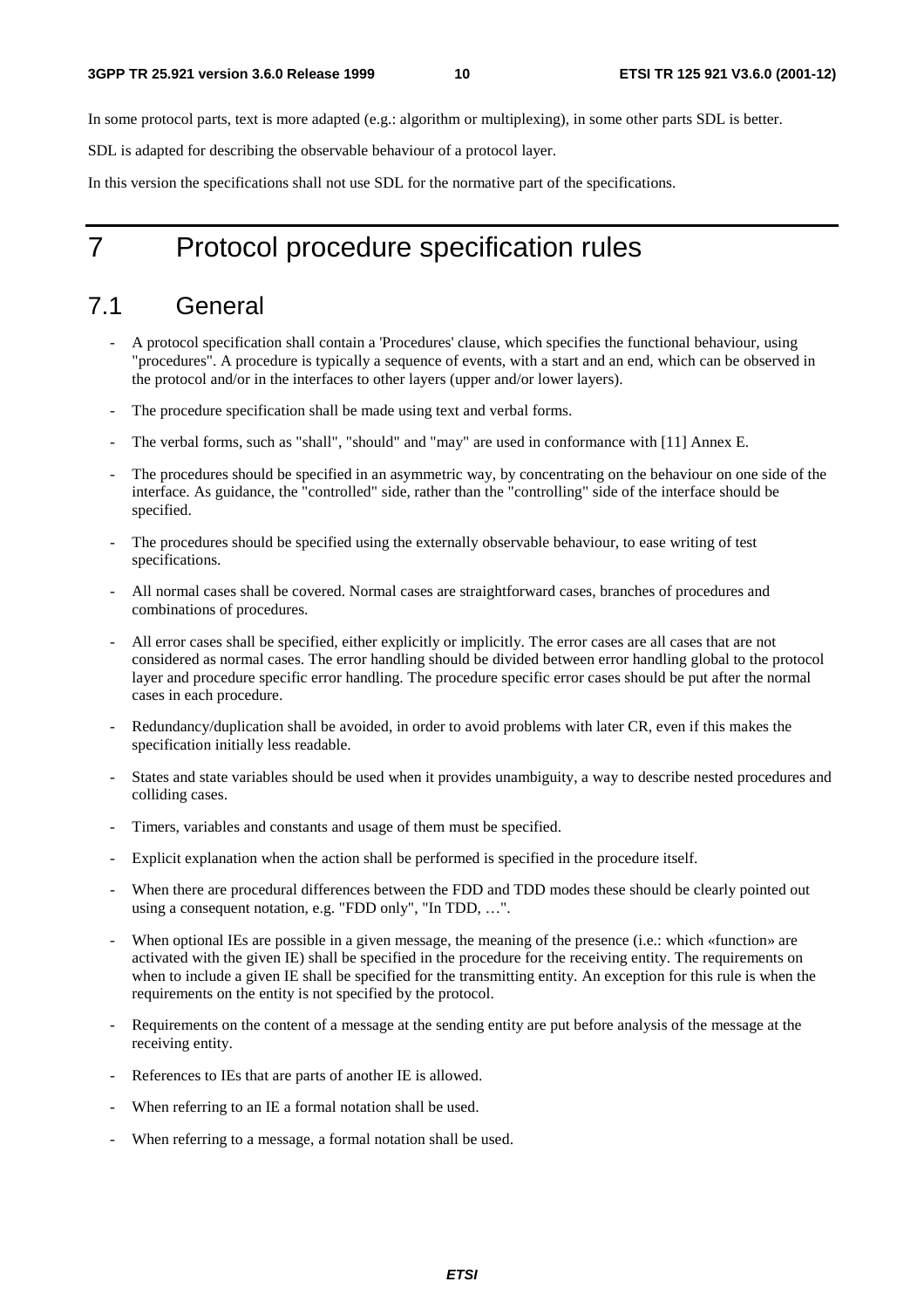In some protocol parts, text is more adapted (e.g.: algorithm or multiplexing), in some other parts SDL is better.

SDL is adapted for describing the observable behaviour of a protocol layer.

In this version the specifications shall not use SDL for the normative part of the specifications.

# 7 Protocol procedure specification rules

## 7.1 General

- A protocol specification shall contain a 'Procedures' clause, which specifies the functional behaviour, using "procedures". A procedure is typically a sequence of events, with a start and an end, which can be observed in the protocol and/or in the interfaces to other layers (upper and/or lower layers).
- The procedure specification shall be made using text and verbal forms.
- The verbal forms, such as "shall", "should" and "may" are used in conformance with [11] Annex E.
- The procedures should be specified in an asymmetric way, by concentrating on the behaviour on one side of the interface. As guidance, the "controlled" side, rather than the "controlling" side of the interface should be specified.
- The procedures should be specified using the externally observable behaviour, to ease writing of test specifications.
- All normal cases shall be covered. Normal cases are straightforward cases, branches of procedures and combinations of procedures.
- All error cases shall be specified, either explicitly or implicitly. The error cases are all cases that are not considered as normal cases. The error handling should be divided between error handling global to the protocol layer and procedure specific error handling. The procedure specific error cases should be put after the normal cases in each procedure.
- Redundancy/duplication shall be avoided, in order to avoid problems with later CR, even if this makes the specification initially less readable.
- States and state variables should be used when it provides unambiguity, a way to describe nested procedures and colliding cases.
- Timers, variables and constants and usage of them must be specified.
- Explicit explanation when the action shall be performed is specified in the procedure itself.
- When there are procedural differences between the FDD and TDD modes these should be clearly pointed out using a consequent notation, e.g. "FDD only", "In TDD, …".
- When optional IEs are possible in a given message, the meaning of the presence (i.e.: which «function» are activated with the given IE) shall be specified in the procedure for the receiving entity. The requirements on when to include a given IE shall be specified for the transmitting entity. An exception for this rule is when the requirements on the entity is not specified by the protocol.
- Requirements on the content of a message at the sending entity are put before analysis of the message at the receiving entity.
- References to IEs that are parts of another IE is allowed.
- When referring to an IE a formal notation shall be used.
- When referring to a message, a formal notation shall be used.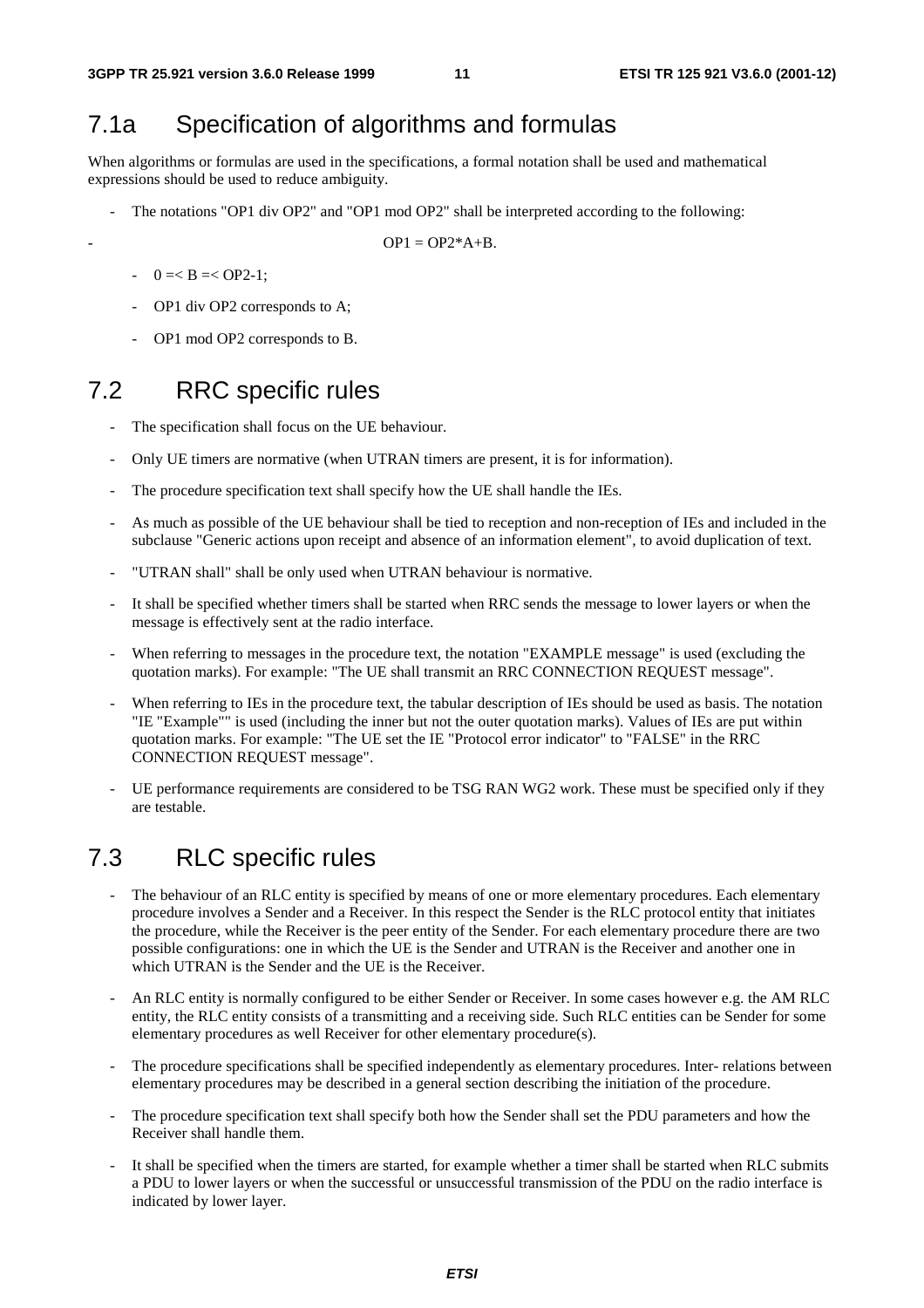## 7.1a Specification of algorithms and formulas

When algorithms or formulas are used in the specifications, a formal notation shall be used and mathematical expressions should be used to reduce ambiguity.

- The notations "OP1 div OP2" and "OP1 mod OP2" shall be interpreted according to the following:

- $OP1 = OP2*A+B$.

    - $0 =< B =< OP2-1$;
    - OP1 div OP2 corresponds to A;
    - OP1 mod OP2 corresponds to B.

## 7.2 RRC specific rules

- The specification shall focus on the UE behaviour.
- Only UE timers are normative (when UTRAN timers are present, it is for information).
- The procedure specification text shall specify how the UE shall handle the IEs.
- As much as possible of the UE behaviour shall be tied to reception and non-reception of IEs and included in the subclause "Generic actions upon receipt and absence of an information element", to avoid duplication of text.
- "UTRAN shall" shall be only used when UTRAN behaviour is normative.
- It shall be specified whether timers shall be started when RRC sends the message to lower layers or when the message is effectively sent at the radio interface.
- When referring to messages in the procedure text, the notation "EXAMPLE message" is used (excluding the quotation marks). For example: "The UE shall transmit an RRC CONNECTION REQUEST message".
- When referring to IEs in the procedure text, the tabular description of IEs should be used as basis. The notation "IE "Example"" is used (including the inner but not the outer quotation marks). Values of IEs are put within quotation marks. For example: "The UE set the IE "Protocol error indicator" to "FALSE" in the RRC CONNECTION REQUEST message".
- UE performance requirements are considered to be TSG RAN WG2 work. These must be specified only if they are testable.

## 7.3 RLC specific rules

- The behaviour of an RLC entity is specified by means of one or more elementary procedures. Each elementary procedure involves a Sender and a Receiver. In this respect the Sender is the RLC protocol entity that initiates the procedure, while the Receiver is the peer entity of the Sender. For each elementary procedure there are two possible configurations: one in which the UE is the Sender and UTRAN is the Receiver and another one in which UTRAN is the Sender and the UE is the Receiver.
- An RLC entity is normally configured to be either Sender or Receiver. In some cases however e.g. the AM RLC entity, the RLC entity consists of a transmitting and a receiving side. Such RLC entities can be Sender for some elementary procedures as well Receiver for other elementary procedure(s).
- The procedure specifications shall be specified independently as elementary procedures. Inter- relations between elementary procedures may be described in a general section describing the initiation of the procedure.
- The procedure specification text shall specify both how the Sender shall set the PDU parameters and how the Receiver shall handle them.
- It shall be specified when the timers are started, for example whether a timer shall be started when RLC submits a PDU to lower layers or when the successful or unsuccessful transmission of the PDU on the radio interface is indicated by lower layer.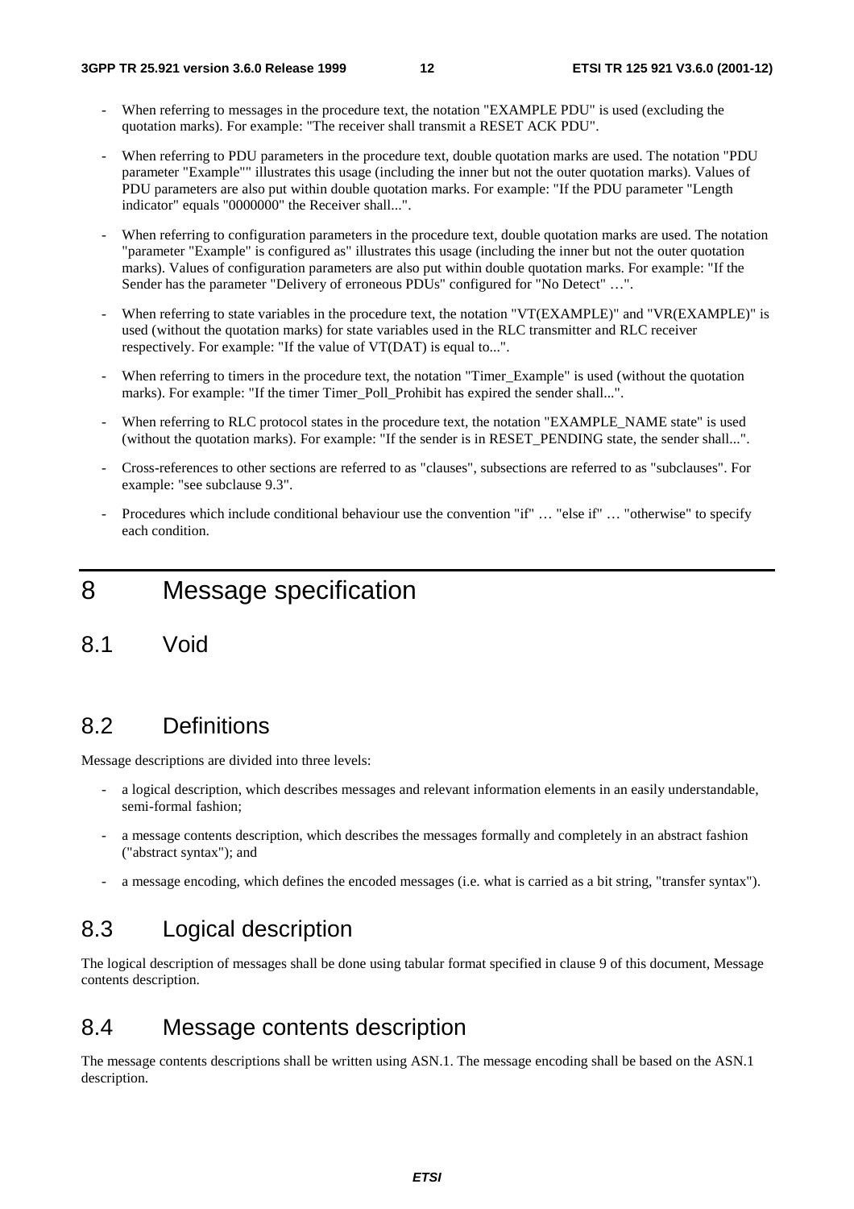- When referring to messages in the procedure text, the notation "EXAMPLE PDU" is used (excluding the quotation marks). For example: "The receiver shall transmit a RESET ACK PDU".
- When referring to PDU parameters in the procedure text, double quotation marks are used. The notation "PDU parameter "Example"" illustrates this usage (including the inner but not the outer quotation marks). Values of PDU parameters are also put within double quotation marks. For example: "If the PDU parameter "Length indicator" equals "0000000" the Receiver shall...".
- When referring to configuration parameters in the procedure text, double quotation marks are used. The notation "parameter "Example" is configured as" illustrates this usage (including the inner but not the outer quotation marks). Values of configuration parameters are also put within double quotation marks. For example: "If the Sender has the parameter "Delivery of erroneous PDUs" configured for "No Detect" …".
- When referring to state variables in the procedure text, the notation "VT(EXAMPLE)" and "VR(EXAMPLE)" is used (without the quotation marks) for state variables used in the RLC transmitter and RLC receiver respectively. For example: "If the value of VT(DAT) is equal to...".
- When referring to timers in the procedure text, the notation "Timer_Example" is used (without the quotation marks). For example: "If the timer Timer_Poll_Prohibit has expired the sender shall...".
- When referring to RLC protocol states in the procedure text, the notation "EXAMPLE_NAME state" is used (without the quotation marks). For example: "If the sender is in RESET_PENDING state, the sender shall...".
- Cross-references to other sections are referred to as "clauses", subsections are referred to as "subclauses". For example: "see subclause 9.3".
- Procedures which include conditional behaviour use the convention "if" … "else if" … "otherwise" to specify each condition.

# 8 Message specification

## 8.1 Void

## 8.2 Definitions

Message descriptions are divided into three levels:

- a logical description, which describes messages and relevant information elements in an easily understandable, semi-formal fashion;
- a message contents description, which describes the messages formally and completely in an abstract fashion ("abstract syntax"); and
- a message encoding, which defines the encoded messages (i.e. what is carried as a bit string, "transfer syntax").

## 8.3 Logical description

The logical description of messages shall be done using tabular format specified in clause 9 of this document, Message contents description.

## 8.4 Message contents description

The message contents descriptions shall be written using ASN.1. The message encoding shall be based on the ASN.1 description.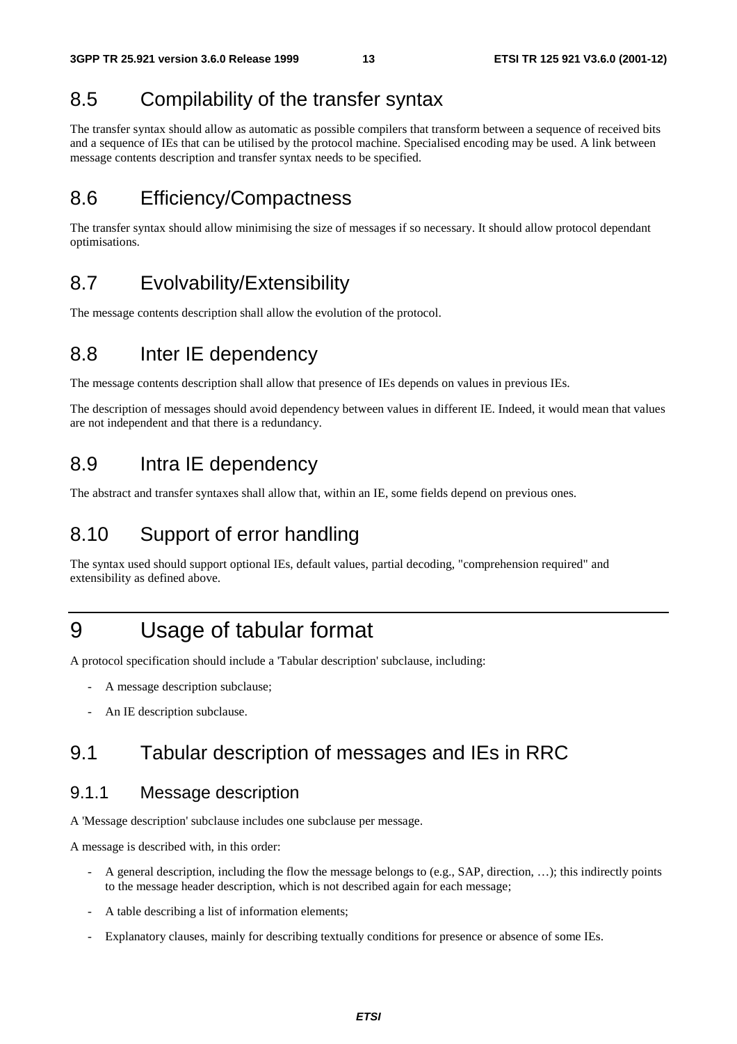## 8.5 Compilability of the transfer syntax

The transfer syntax should allow as automatic as possible compilers that transform between a sequence of received bits and a sequence of IEs that can be utilised by the protocol machine. Specialised encoding may be used. A link between message contents description and transfer syntax needs to be specified.

## 8.6 Efficiency/Compactness

The transfer syntax should allow minimising the size of messages if so necessary. It should allow protocol dependant optimisations.

## 8.7 Evolvability/Extensibility

The message contents description shall allow the evolution of the protocol.

## 8.8 Inter IE dependency

The message contents description shall allow that presence of IEs depends on values in previous IEs.

The description of messages should avoid dependency between values in different IE. Indeed, it would mean that values are not independent and that there is a redundancy.

## 8.9 Intra IE dependency

The abstract and transfer syntaxes shall allow that, within an IE, some fields depend on previous ones.

## 8.10 Support of error handling

The syntax used should support optional IEs, default values, partial decoding, "comprehension required" and extensibility as defined above.

# 9 Usage of tabular format

A protocol specification should include a 'Tabular description' subclause, including:

- A message description subclause;
- An IE description subclause.

## 9.1 Tabular description of messages and IEs in RRC

### 9.1.1 Message description

A 'Message description' subclause includes one subclause per message.

A message is described with, in this order:

- A general description, including the flow the message belongs to (e.g., SAP, direction, …); this indirectly points to the message header description, which is not described again for each message;
- A table describing a list of information elements;
- Explanatory clauses, mainly for describing textually conditions for presence or absence of some IEs.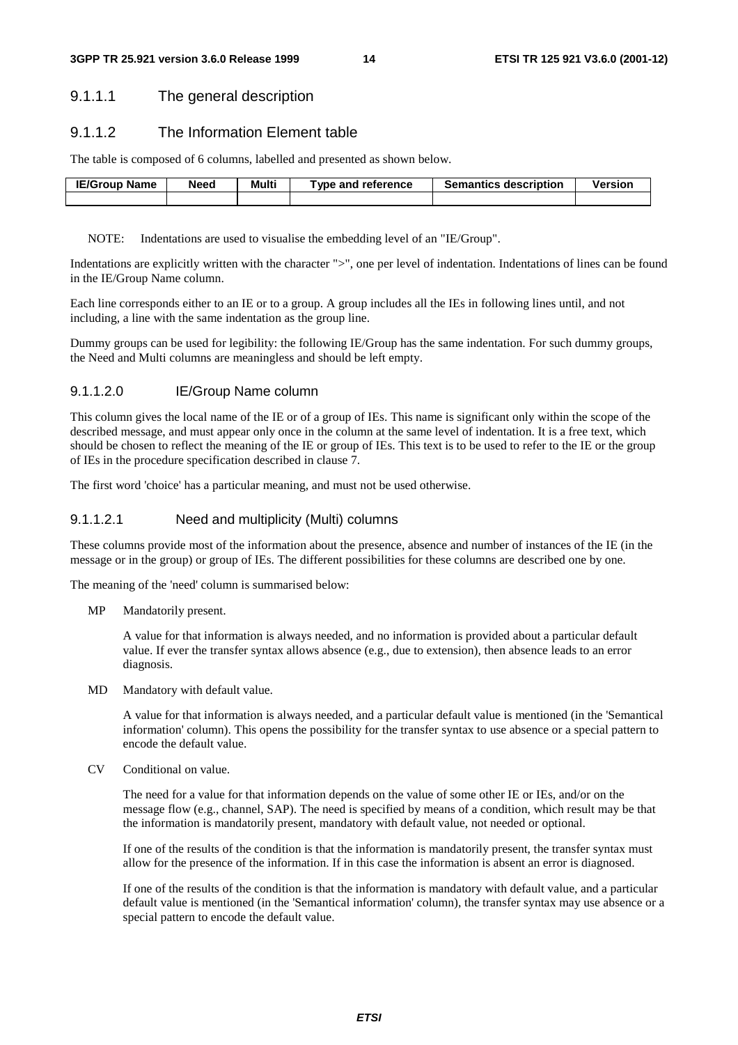#### 9.1.1.1 The general description

#### 9.1.1.2 The Information Element table

The table is composed of 6 columns, labelled and presented as shown below.

| IE/Group Name | Need | Multi | Type and reference | Semantics description | Version |
|---|---|---|---|---|---|
| | | | | | |

NOTE: Indentations are used to visualise the embedding level of an "IE/Group".

Indentations are explicitly written with the character ">", one per level of indentation. Indentations of lines can be found in the IE/Group Name column.

Each line corresponds either to an IE or to a group. A group includes all the IEs in following lines until, and not including, a line with the same indentation as the group line.

Dummy groups can be used for legibility: the following IE/Group has the same indentation. For such dummy groups, the Need and Multi columns are meaningless and should be left empty.

##### 9.1.1.2.0 IE/Group Name column

This column gives the local name of the IE or of a group of IEs. This name is significant only within the scope of the described message, and must appear only once in the column at the same level of indentation. It is a free text, which should be chosen to reflect the meaning of the IE or group of IEs. This text is to be used to refer to the IE or the group of IEs in the procedure specification described in clause 7.

The first word 'choice' has a particular meaning, and must not be used otherwise.

##### 9.1.1.2.1 Need and multiplicity (Multi) columns

These columns provide most of the information about the presence, absence and number of instances of the IE (in the message or in the group) or group of IEs. The different possibilities for these columns are described one by one.

The meaning of the 'need' column is summarised below:

MP Mandatorily present.

A value for that information is always needed, and no information is provided about a particular default value. If ever the transfer syntax allows absence (e.g., due to extension), then absence leads to an error diagnosis.

MD Mandatory with default value.

A value for that information is always needed, and a particular default value is mentioned (in the 'Semantical information' column). This opens the possibility for the transfer syntax to use absence or a special pattern to encode the default value.

CV Conditional on value.

The need for a value for that information depends on the value of some other IE or IEs, and/or on the message flow (e.g., channel, SAP). The need is specified by means of a condition, which result may be that the information is mandatorily present, mandatory with default value, not needed or optional.

If one of the results of the condition is that the information is mandatorily present, the transfer syntax must allow for the presence of the information. If in this case the information is absent an error is diagnosed.

If one of the results of the condition is that the information is mandatory with default value, and a particular default value is mentioned (in the 'Semantical information' column), the transfer syntax may use absence or a special pattern to encode the default value.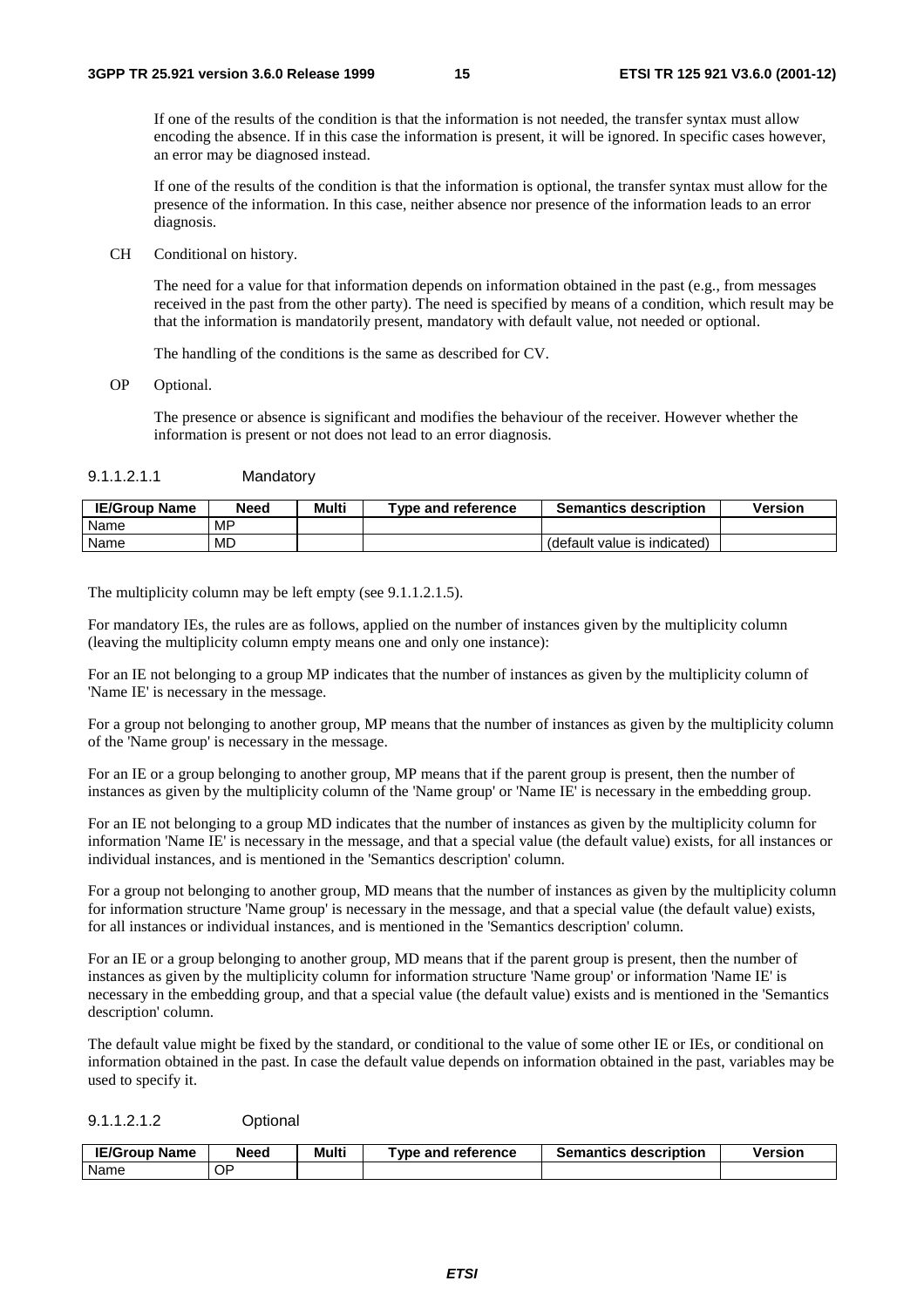If one of the results of the condition is that the information is not needed, the transfer syntax must allow encoding the absence. If in this case the information is present, it will be ignored. In specific cases however, an error may be diagnosed instead.

If one of the results of the condition is that the information is optional, the transfer syntax must allow for the presence of the information. In this case, neither absence nor presence of the information leads to an error diagnosis.

CH Conditional on history.

The need for a value for that information depends on information obtained in the past (e.g., from messages received in the past from the other party). The need is specified by means of a condition, which result may be that the information is mandatorily present, mandatory with default value, not needed or optional.

The handling of the conditions is the same as described for CV.

OP Optional.

The presence or absence is significant and modifies the behaviour of the receiver. However whether the information is present or not does not lead to an error diagnosis.

##### 9.1.1.2.1.1 Mandatory

| IE/Group Name | Need | Multi | Type and reference | Semantics description | Version |
|---|---|---|---|---|---|
| Name | MP | | | | |
| Name | MD | | | (default value is indicated) | |

The multiplicity column may be left empty (see 9.1.1.2.1.5).

For mandatory IEs, the rules are as follows, applied on the number of instances given by the multiplicity column (leaving the multiplicity column empty means one and only one instance):

For an IE not belonging to a group MP indicates that the number of instances as given by the multiplicity column of 'Name IE' is necessary in the message.

For a group not belonging to another group, MP means that the number of instances as given by the multiplicity column of the 'Name group' is necessary in the message.

For an IE or a group belonging to another group, MP means that if the parent group is present, then the number of instances as given by the multiplicity column of the 'Name group' or 'Name IE' is necessary in the embedding group.

For an IE not belonging to a group MD indicates that the number of instances as given by the multiplicity column for information 'Name IE' is necessary in the message, and that a special value (the default value) exists, for all instances or individual instances, and is mentioned in the 'Semantics description' column.

For a group not belonging to another group, MD means that the number of instances as given by the multiplicity column for information structure 'Name group' is necessary in the message, and that a special value (the default value) exists, for all instances or individual instances, and is mentioned in the 'Semantics description' column.

For an IE or a group belonging to another group, MD means that if the parent group is present, then the number of instances as given by the multiplicity column for information structure 'Name group' or information 'Name IE' is necessary in the embedding group, and that a special value (the default value) exists and is mentioned in the 'Semantics description' column.

The default value might be fixed by the standard, or conditional to the value of some other IE or IEs, or conditional on information obtained in the past. In case the default value depends on information obtained in the past, variables may be used to specify it.

##### 9.1.1.2.1.2 Optional

| IE/Group Name | Need | Multi | Type and reference | Semantics description | Version |
|---|---|---|---|---|---|
| Name | OP | | | | |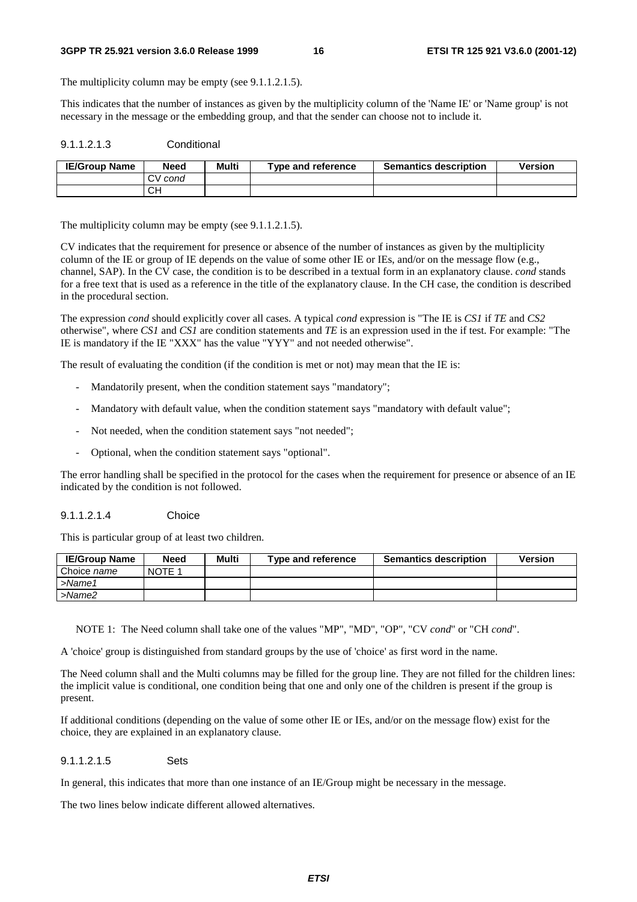The multiplicity column may be empty (see 9.1.1.2.1.5).

This indicates that the number of instances as given by the multiplicity column of the 'Name IE' or 'Name group' is not necessary in the message or the embedding group, and that the sender can choose not to include it.

#### 9.1.1.2.1.3 Conditional

| IE/Group Name | Need | Multi | Type and reference | Semantics description | Version |
|---|---|---|---|---|---|
| | CV *cond* | | | | |
| | CH | | | | |

The multiplicity column may be empty (see 9.1.1.2.1.5).

CV indicates that the requirement for presence or absence of the number of instances as given by the multiplicity column of the IE or group of IE depends on the value of some other IE or IEs, and/or on the message flow (e.g., channel, SAP). In the CV case, the condition is to be described in a textual form in an explanatory clause. *cond* stands for a free text that is used as a reference in the title of the explanatory clause. In the CH case, the condition is described in the procedural section.

The expression *cond* should explicitly cover all cases. A typical *cond* expression is "The IE is *CS1* if *TE* and *CS2* otherwise", where *CS1* and *CS1* are condition statements and *TE* is an expression used in the if test. For example: "The IE is mandatory if the IE "XXX" has the value "YYY" and not needed otherwise".

The result of evaluating the condition (if the condition is met or not) may mean that the IE is:

- Mandatorily present, when the condition statement says "mandatory";
- Mandatory with default value, when the condition statement says "mandatory with default value";
- Not needed, when the condition statement says "not needed";
- Optional, when the condition statement says "optional".

The error handling shall be specified in the protocol for the cases when the requirement for presence or absence of an IE indicated by the condition is not followed.

#### 9.1.1.2.1.4 Choice

This is particular group of at least two children.

| IE/Group Name | Need | Multi | Type and reference | Semantics description | Version |
|---|---|---|---|---|---|
| Choice *name* | NOTE 1 | | | | |
| >*Name1* | | | | | |
| >*Name2* | | | | | |

NOTE 1: The Need column shall take one of the values "MP", "MD", "OP", "CV *cond*" or "CH *cond*".

A 'choice' group is distinguished from standard groups by the use of 'choice' as first word in the name.

The Need column shall and the Multi columns may be filled for the group line. They are not filled for the children lines: the implicit value is conditional, one condition being that one and only one of the children is present if the group is present.

If additional conditions (depending on the value of some other IE or IEs, and/or on the message flow) exist for the choice, they are explained in an explanatory clause.

#### 9.1.1.2.1.5 Sets

In general, this indicates that more than one instance of an IE/Group might be necessary in the message.

The two lines below indicate different allowed alternatives.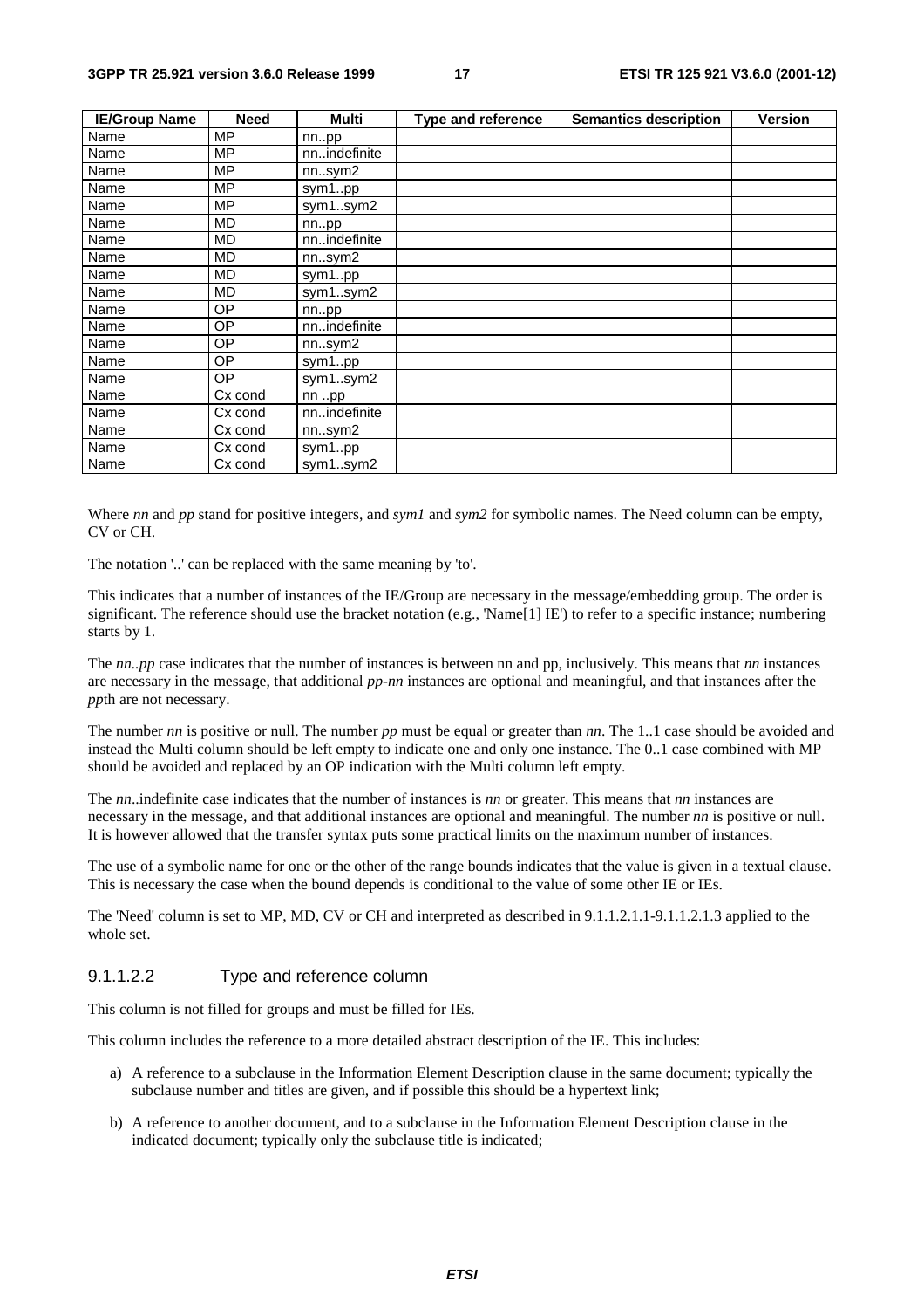| IE/Group Name | Need | Multi | Type and reference | Semantics description | Version |
| --- | --- | --- | --- | --- | --- |
| Name | MP | nn..pp | | | |
| Name | MP | nn..indefinite | | | |
| Name | MP | nn..sym2 | | | |
| Name | MP | sym1..pp | | | |
| Name | MP | sym1..sym2 | | | |
| Name | MD | nn..pp | | | |
| Name | MD | nn..indefinite | | | |
| Name | MD | nn..sym2 | | | |
| Name | MD | sym1..pp | | | |
| Name | MD | sym1..sym2 | | | |
| Name | OP | nn..pp | | | |
| Name | OP | nn..indefinite | | | |
| Name | OP | nn..sym2 | | | |
| Name | OP | sym1..pp | | | |
| Name | OP | sym1..sym2 | | | |
| Name | Cx cond | nn ..pp | | | |
| Name | Cx cond | nn..indefinite | | | |
| Name | Cx cond | nn..sym2 | | | |
| Name | Cx cond | sym1..pp | | | |
| Name | Cx cond | sym1..sym2 | | | |

Where *nn* and *pp* stand for positive integers, and *sym1* and *sym2* for symbolic names. The Need column can be empty, CV or CH.

The notation '..' can be replaced with the same meaning by 'to'.

This indicates that a number of instances of the IE/Group are necessary in the message/embedding group. The order is significant. The reference should use the bracket notation (e.g., 'Name[1] IE') to refer to a specific instance; numbering starts by 1.

The *nn..pp* case indicates that the number of instances is between nn and pp, inclusively. This means that *nn* instances are necessary in the message, that additional *pp-nn* instances are optional and meaningful, and that instances after the *pp*th are not necessary.

The number *nn* is positive or null. The number *pp* must be equal or greater than *nn*. The 1..1 case should be avoided and instead the Multi column should be left empty to indicate one and only one instance. The 0..1 case combined with MP should be avoided and replaced by an OP indication with the Multi column left empty.

The *nn*..indefinite case indicates that the number of instances is *nn* or greater. This means that *nn* instances are necessary in the message, and that additional instances are optional and meaningful. The number *nn* is positive or null. It is however allowed that the transfer syntax puts some practical limits on the maximum number of instances.

The use of a symbolic name for one or the other of the range bounds indicates that the value is given in a textual clause. This is necessary the case when the bound depends is conditional to the value of some other IE or IEs.

The 'Need' column is set to MP, MD, CV or CH and interpreted as described in 9.1.1.2.1.1-9.1.1.2.1.3 applied to the whole set.

#### 9.1.1.2.2 Type and reference column

This column is not filled for groups and must be filled for IEs.

This column includes the reference to a more detailed abstract description of the IE. This includes:

a) A reference to a subclause in the Information Element Description clause in the same document; typically the subclause number and titles are given, and if possible this should be a hypertext link;

b) A reference to another document, and to a subclause in the Information Element Description clause in the indicated document; typically only the subclause title is indicated;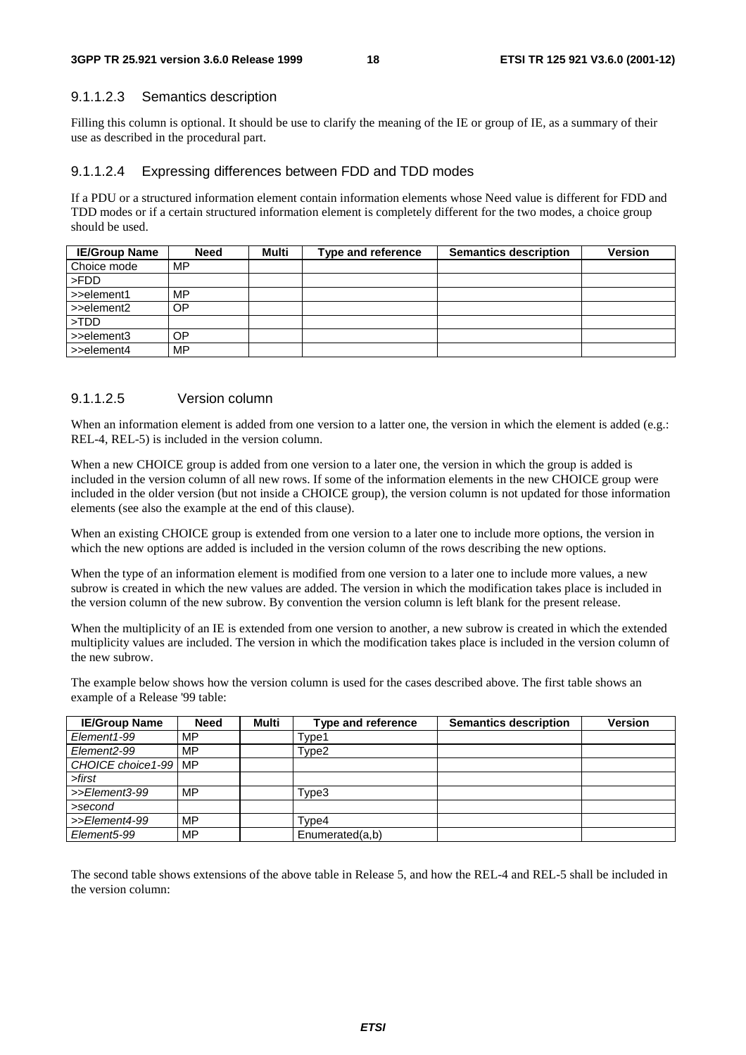#### 9.1.1.2.3 Semantics description

Filling this column is optional. It should be use to clarify the meaning of the IE or group of IE, as a summary of their use as described in the procedural part.

#### 9.1.1.2.4 Expressing differences between FDD and TDD modes

If a PDU or a structured information element contain information elements whose Need value is different for FDD and TDD modes or if a certain structured information element is completely different for the two modes, a choice group should be used.

| IE/Group Name | Need | Multi | Type and reference | Semantics description | Version |
|---|---|---|---|---|---|
| Choice mode | MP | | | | |
| >FDD | | | | | |
| >>element1 | MP | | | | |
| >>element2 | OP | | | | |
| >TDD | | | | | |
| >>element3 | OP | | | | |
| >>element4 | MP | | | | |

#### 9.1.1.2.5 Version column

When an information element is added from one version to a latter one, the version in which the element is added (e.g.: REL-4, REL-5) is included in the version column.

When a new CHOICE group is added from one version to a later one, the version in which the group is added is included in the version column of all new rows. If some of the information elements in the new CHOICE group were included in the older version (but not inside a CHOICE group), the version column is not updated for those information elements (see also the example at the end of this clause).

When an existing CHOICE group is extended from one version to a later one to include more options, the version in which the new options are added is included in the version column of the rows describing the new options.

When the type of an information element is modified from one version to a later one to include more values, a new subrow is created in which the new values are added. The version in which the modification takes place is included in the version column of the new subrow. By convention the version column is left blank for the present release.

When the multiplicity of an IE is extended from one version to another, a new subrow is created in which the extended multiplicity values are included. The version in which the modification takes place is included in the version column of the new subrow.

The example below shows how the version column is used for the cases described above. The first table shows an example of a Release '99 table:

| IE/Group Name | Need | Multi | Type and reference | Semantics description | Version |
|---|---|---|---|---|---|
| *Element1-99* | MP | | Type1 | | |
| *Element2-99* | MP | | Type2 | | |
| *CHOICE choice1-99* | MP | | | | |
| *>first* | | | | | |
| *>>Element3-99* | MP | | Type3 | | |
| *>second* | | | | | |
| *>>Element4-99* | MP | | Type4 | | |
| *Element5-99* | MP | | Enumerated(a,b) | | |

The second table shows extensions of the above table in Release 5, and how the REL-4 and REL-5 shall be included in the version column: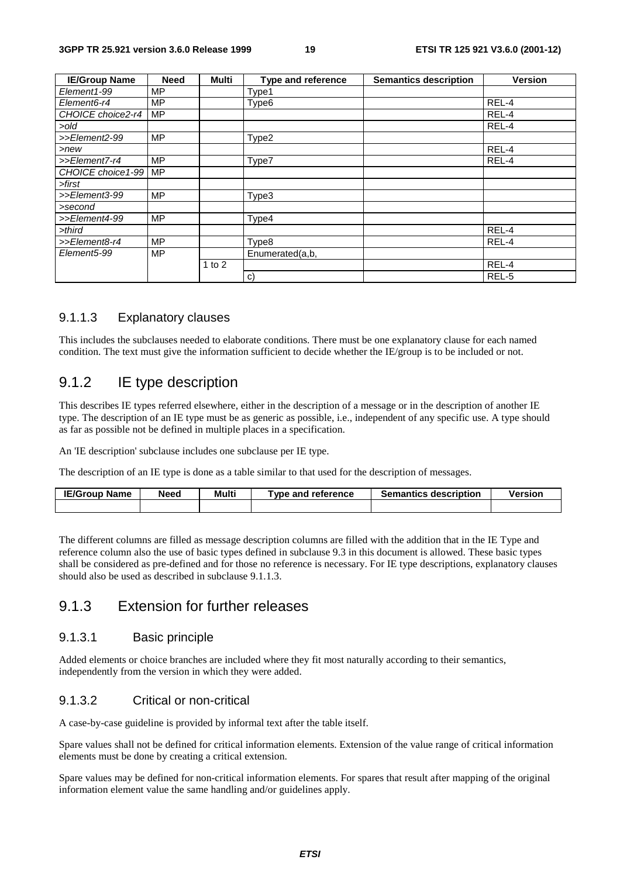| IE/Group Name | Need | Multi | Type and reference | Semantics description | Version |
|---|---|---|---|---|---|
| *Element1-99* | MP | | Type1 | | |
| *Element6-r4* | MP | | Type6 | | REL-4 |
| *CHOICE choice2-r4* | MP | | | | REL-4 |
| *>old* | | | | | REL-4 |
| *>>Element2-99* | MP | | Type2 | | |
| *>new* | | | | | REL-4 |
| *>>Element7-r4* | MP | | Type7 | | REL-4 |
| *CHOICE choice1-99* | MP | | | | |
| *>first* | | | | | |
| *>>Element3-99* | MP | | Type3 | | |
| *>second* | | | | | |
| *>>Element4-99* | MP | | Type4 | | |
| *>third* | | | | | REL-4 |
| *>>Element8-r4* | MP | | Type8 | | REL-4 |
| *Element5-99* | MP | | Enumerated(a,b, | | |
| | | 1 to 2 | | | REL-4 |
| | | | c) | | REL-5 |

#### 9.1.1.3 Explanatory clauses

This includes the subclauses needed to elaborate conditions. There must be one explanatory clause for each named condition. The text must give the information sufficient to decide whether the IE/group is to be included or not.

### 9.1.2 IE type description

This describes IE types referred elsewhere, either in the description of a message or in the description of another IE type. The description of an IE type must be as generic as possible, i.e., independent of any specific use. A type should as far as possible not be defined in multiple places in a specification.

An 'IE description' subclause includes one subclause per IE type.

The description of an IE type is done as a table similar to that used for the description of messages.

| IE/Group Name | Need | Multi | Type and reference | Semantics description | Version |
|---|---|---|---|---|---|
| | | | | | |

The different columns are filled as message description columns are filled with the addition that in the IE Type and reference column also the use of basic types defined in subclause 9.3 in this document is allowed. These basic types shall be considered as pre-defined and for those no reference is necessary. For IE type descriptions, explanatory clauses should also be used as described in subclause 9.1.1.3.

### 9.1.3 Extension for further releases

#### 9.1.3.1 Basic principle

Added elements or choice branches are included where they fit most naturally according to their semantics, independently from the version in which they were added.

#### 9.1.3.2 Critical or non-critical

A case-by-case guideline is provided by informal text after the table itself.

Spare values shall not be defined for critical information elements. Extension of the value range of critical information elements must be done by creating a critical extension.

Spare values may be defined for non-critical information elements. For spares that result after mapping of the original information element value the same handling and/or guidelines apply.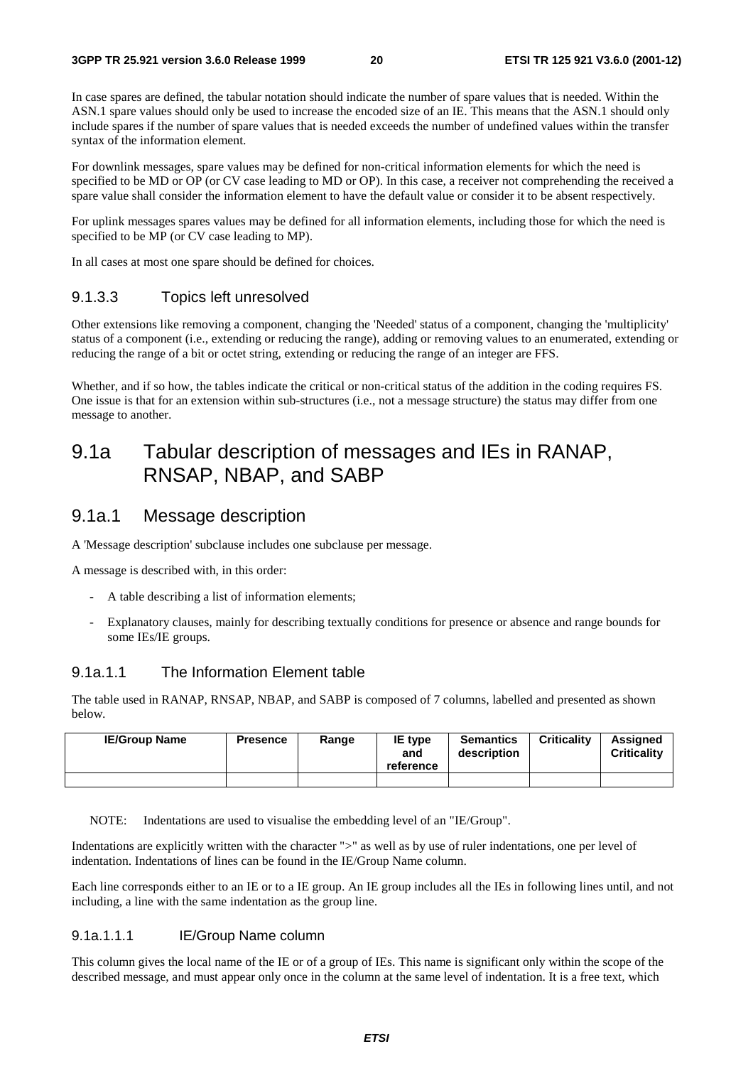In case spares are defined, the tabular notation should indicate the number of spare values that is needed. Within the ASN.1 spare values should only be used to increase the encoded size of an IE. This means that the ASN.1 should only include spares if the number of spare values that is needed exceeds the number of undefined values within the transfer syntax of the information element.

For downlink messages, spare values may be defined for non-critical information elements for which the need is specified to be MD or OP (or CV case leading to MD or OP). In this case, a receiver not comprehending the received a spare value shall consider the information element to have the default value or consider it to be absent respectively.

For uplink messages spares values may be defined for all information elements, including those for which the need is specified to be MP (or CV case leading to MP).

In all cases at most one spare should be defined for choices.

#### 9.1.3.3 Topics left unresolved

Other extensions like removing a component, changing the 'Needed' status of a component, changing the 'multiplicity' status of a component (i.e., extending or reducing the range), adding or removing values to an enumerated, extending or reducing the range of a bit or octet string, extending or reducing the range of an integer are FFS.

Whether, and if so how, the tables indicate the critical or non-critical status of the addition in the coding requires FS. One issue is that for an extension within sub-structures (i.e., not a message structure) the status may differ from one message to another.

## 9.1a Tabular description of messages and IEs in RANAP, RNSAP, NBAP, and SABP

### 9.1a.1 Message description

A 'Message description' subclause includes one subclause per message.

A message is described with, in this order:

- A table describing a list of information elements;
- Explanatory clauses, mainly for describing textually conditions for presence or absence and range bounds for some IEs/IE groups.

#### 9.1a.1.1 The Information Element table

The table used in RANAP, RNSAP, NBAP, and SABP is composed of 7 columns, labelled and presented as shown below.

| IE/Group Name | Presence | Range | IE type and reference | Semantics description | Criticality | Assigned Criticality |
|---|---|---|---|---|---|---|
| | | | | | | |

NOTE: Indentations are used to visualise the embedding level of an "IE/Group".

Indentations are explicitly written with the character ">" as well as by use of ruler indentations, one per level of indentation. Indentations of lines can be found in the IE/Group Name column.

Each line corresponds either to an IE or to a IE group. An IE group includes all the IEs in following lines until, and not including, a line with the same indentation as the group line.

##### 9.1a.1.1.1 IE/Group Name column

This column gives the local name of the IE or of a group of IEs. This name is significant only within the scope of the described message, and must appear only once in the column at the same level of indentation. It is a free text, which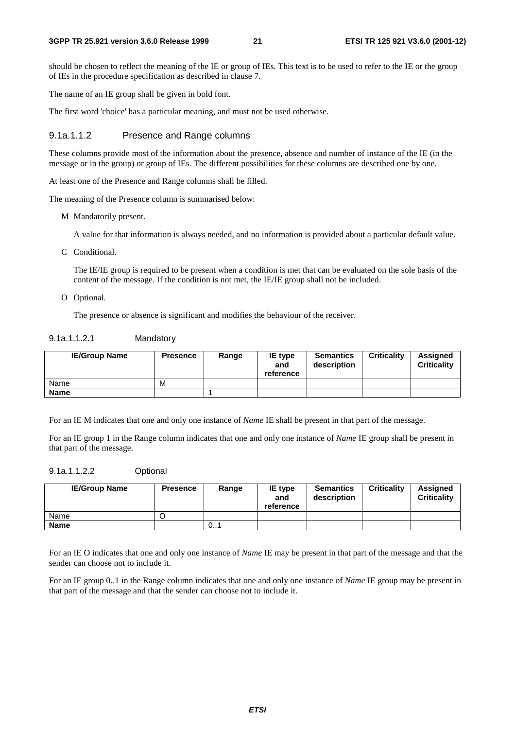should be chosen to reflect the meaning of the IE or group of IEs. This text is to be used to refer to the IE or the group of IEs in the procedure specification as described in clause 7.

The name of an IE group shall be given in bold font.

The first word 'choice' has a particular meaning, and must not be used otherwise.

##### 9.1a.1.1.2 Presence and Range columns

These columns provide most of the information about the presence, absence and number of instance of the IE (in the message or in the group) or group of IEs. The different possibilities for these columns are described one by one.

At least one of the Presence and Range columns shall be filled.

The meaning of the Presence column is summarised below:

M Mandatorily present.

A value for that information is always needed, and no information is provided about a particular default value.

C Conditional.

The IE/IE group is required to be present when a condition is met that can be evaluated on the sole basis of the content of the message. If the condition is not met, the IE/IE group shall not be included.

O Optional.

The presence or absence is significant and modifies the behaviour of the receiver.

###### 9.1a.1.1.2.1 Mandatory

| IE/Group Name | Presence | Range | IE type and reference | Semantics description | Criticality | Assigned Criticality |
|---|---|---|---|---|---|---|
| Name | M | | | | | |
| **Name** | | 1 | | | | |

For an IE M indicates that one and only one instance of *Name* IE shall be present in that part of the message.

For an IE group 1 in the Range column indicates that one and only one instance of *Name* IE group shall be present in that part of the message.

###### 9.1a.1.1.2.2 Optional

| IE/Group Name | Presence | Range | IE type and reference | Semantics description | Criticality | Assigned Criticality |
|---|---|---|---|---|---|---|
| Name | O | | | | | |
| **Name** | | 0..1 | | | | |

For an IE O indicates that one and only one instance of *Name* IE may be present in that part of the message and that the sender can choose not to include it.

For an IE group 0..1 in the Range column indicates that one and only one instance of *Name* IE group may be present in that part of the message and that the sender can choose not to include it.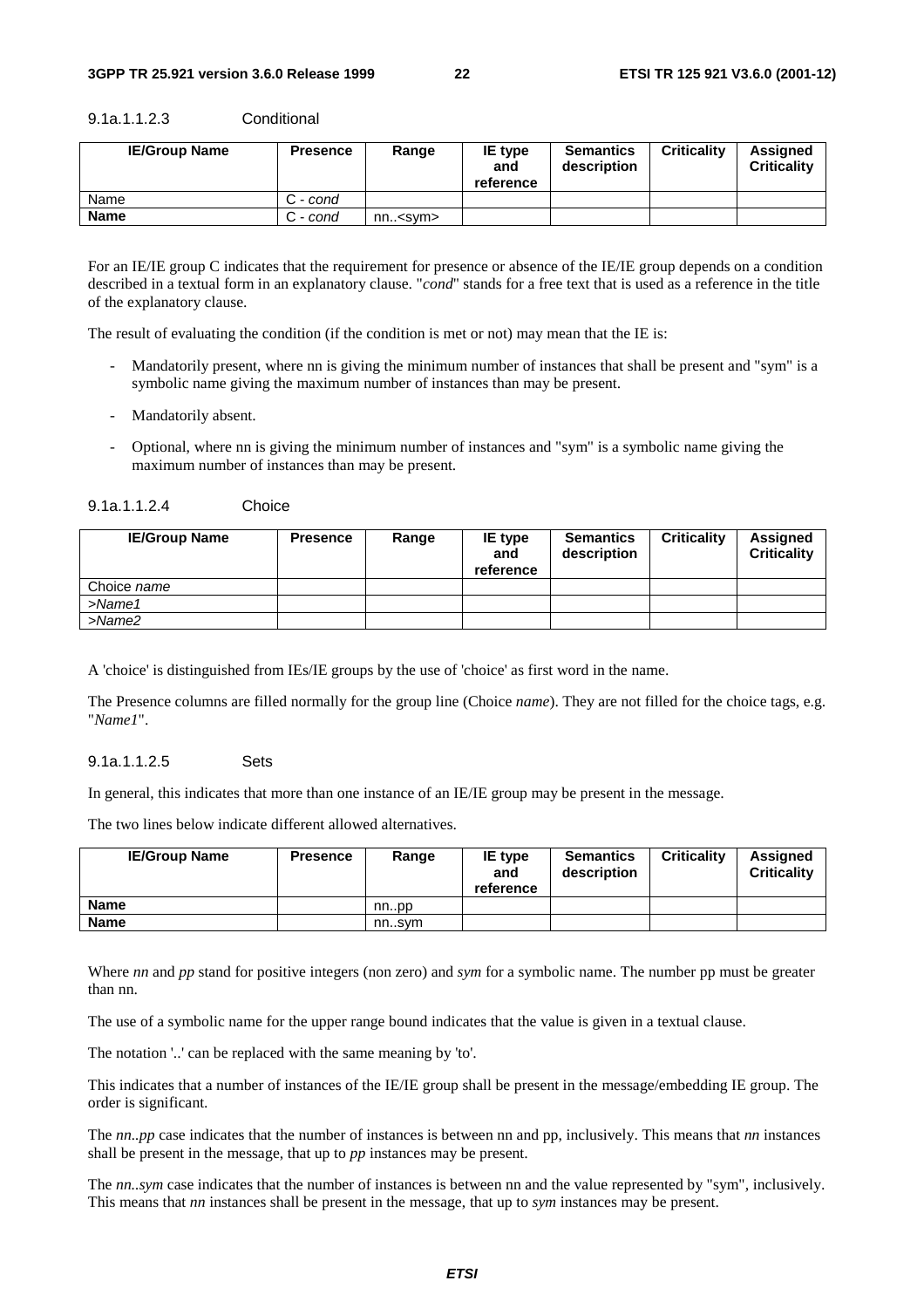#### 9.1a.1.1.2.3 Conditional

| IE/Group Name | Presence | Range | IE type and reference | Semantics description | Criticality | Assigned Criticality |
|---|---|---|---|---|---|---|
| Name | C - *cond* | | | | | |
| **Name** | C - *cond* | nn..<sym> | | | | |

For an IE/IE group C indicates that the requirement for presence or absence of the IE/IE group depends on a condition described in a textual form in an explanatory clause. "*cond*" stands for a free text that is used as a reference in the title of the explanatory clause.

The result of evaluating the condition (if the condition is met or not) may mean that the IE is:

- Mandatorily present, where nn is giving the minimum number of instances that shall be present and "sym" is a symbolic name giving the maximum number of instances than may be present.
- Mandatorily absent.
- Optional, where nn is giving the minimum number of instances and "sym" is a symbolic name giving the maximum number of instances than may be present.

#### 9.1a.1.1.2.4 Choice

| IE/Group Name | Presence | Range | IE type and reference | Semantics description | Criticality | Assigned Criticality |
|---|---|---|---|---|---|---|
| Choice *name* | | | | | | |
| *>Name1* | | | | | | |
| *>Name2* | | | | | | |

A 'choice' is distinguished from IEs/IE groups by the use of 'choice' as first word in the name.

The Presence columns are filled normally for the group line (Choice *name*). They are not filled for the choice tags, e.g. "*Name1*".

#### 9.1a.1.1.2.5 Sets

In general, this indicates that more than one instance of an IE/IE group may be present in the message.

The two lines below indicate different allowed alternatives.

| IE/Group Name | Presence | Range | IE type and reference | Semantics description | Criticality | Assigned Criticality |
|---|---|---|---|---|---|---|
| **Name** | | nn..pp | | | | |
| **Name** | | nn..sym | | | | |

Where *nn* and *pp* stand for positive integers (non zero) and *sym* for a symbolic name. The number pp must be greater than nn.

The use of a symbolic name for the upper range bound indicates that the value is given in a textual clause.

The notation '..' can be replaced with the same meaning by 'to'.

This indicates that a number of instances of the IE/IE group shall be present in the message/embedding IE group. The order is significant.

The *nn..pp* case indicates that the number of instances is between nn and pp, inclusively. This means that *nn* instances shall be present in the message, that up to *pp* instances may be present.

The *nn..sym* case indicates that the number of instances is between nn and the value represented by "sym", inclusively. This means that *nn* instances shall be present in the message, that up to *sym* instances may be present.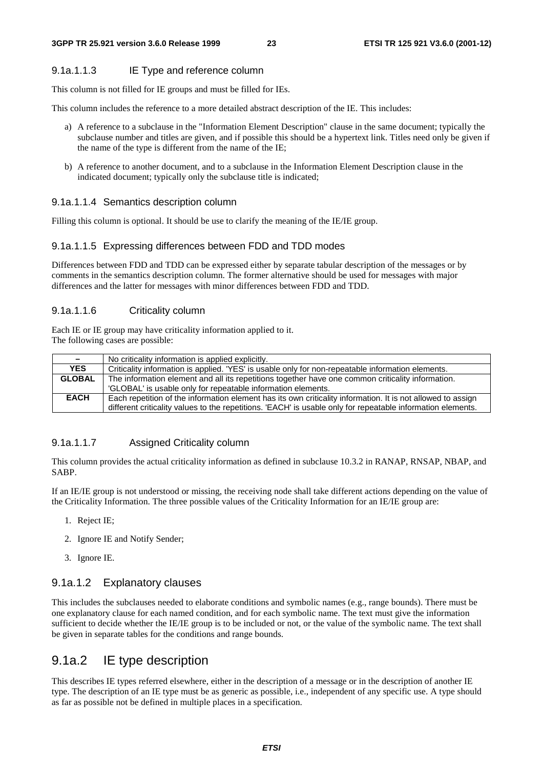##### 9.1a.1.1.3 IE Type and reference column

This column is not filled for IE groups and must be filled for IEs.

This column includes the reference to a more detailed abstract description of the IE. This includes:

a) A reference to a subclause in the "Information Element Description" clause in the same document; typically the subclause number and titles are given, and if possible this should be a hypertext link. Titles need only be given if the name of the type is different from the name of the IE;

b) A reference to another document, and to a subclause in the Information Element Description clause in the indicated document; typically only the subclause title is indicated;

##### 9.1a.1.1.4 Semantics description column

Filling this column is optional. It should be use to clarify the meaning of the IE/IE group.

##### 9.1a.1.1.5 Expressing differences between FDD and TDD modes

Differences between FDD and TDD can be expressed either by separate tabular description of the messages or by comments in the semantics description column. The former alternative should be used for messages with major differences and the latter for messages with minor differences between FDD and TDD.

##### 9.1a.1.1.6 Criticality column

Each IE or IE group may have criticality information applied to it.
The following cases are possible:

| | |
|---|---|
| **–** | No criticality information is applied explicitly. |
| **YES** | Criticality information is applied. 'YES' is usable only for non-repeatable information elements. |
| **GLOBAL** | The information element and all its repetitions together have one common criticality information. 'GLOBAL' is usable only for repeatable information elements. |
| **EACH** | Each repetition of the information element has its own criticality information. It is not allowed to assign different criticality values to the repetitions. 'EACH' is usable only for repeatable information elements. |

##### 9.1a.1.1.7 Assigned Criticality column

This column provides the actual criticality information as defined in subclause 10.3.2 in RANAP, RNSAP, NBAP, and SABP.

If an IE/IE group is not understood or missing, the receiving node shall take different actions depending on the value of the Criticality Information. The three possible values of the Criticality Information for an IE/IE group are:

1. Reject IE;
2. Ignore IE and Notify Sender;
3. Ignore IE.

#### 9.1a.1.2 Explanatory clauses

This includes the subclauses needed to elaborate conditions and symbolic names (e.g., range bounds). There must be one explanatory clause for each named condition, and for each symbolic name. The text must give the information sufficient to decide whether the IE/IE group is to be included or not, or the value of the symbolic name. The text shall be given in separate tables for the conditions and range bounds.

### 9.1a.2 IE type description

This describes IE types referred elsewhere, either in the description of a message or in the description of another IE type. The description of an IE type must be as generic as possible, i.e., independent of any specific use. A type should as far as possible not be defined in multiple places in a specification.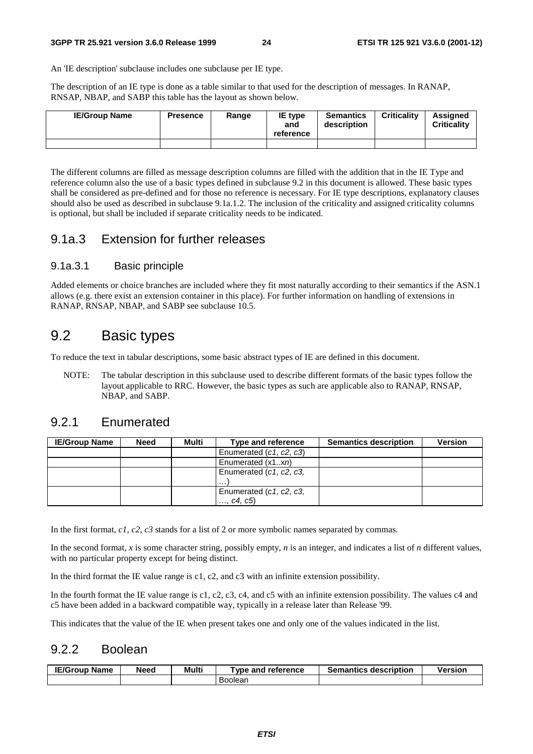An 'IE description' subclause includes one subclause per IE type.

The description of an IE type is done as a table similar to that used for the description of messages. In RANAP, RNSAP, NBAP, and SABP this table has the layout as shown below.

| IE/Group Name | Presence | Range | IE type and reference | Semantics description | Criticality | Assigned Criticality |
|---|---|---|---|---|---|---|
| | | | | | | |

The different columns are filled as message description columns are filled with the addition that in the IE Type and reference column also the use of a basic types defined in subclause 9.2 in this document is allowed. These basic types shall be considered as pre-defined and for those no reference is necessary. For IE type descriptions, explanatory clauses should also be used as described in subclause 9.1a.1.2. The inclusion of the criticality and assigned criticality columns is optional, but shall be included if separate criticality needs to be indicated.

## 9.1a.3 Extension for further releases

### 9.1a.3.1 Basic principle

Added elements or choice branches are included where they fit most naturally according to their semantics if the ASN.1 allows (e.g. there exist an extension container in this place). For further information on handling of extensions in RANAP, RNSAP, NBAP, and SABP see subclause 10.5.

# 9.2 Basic types

To reduce the text in tabular descriptions, some basic abstract types of IE are defined in this document.

NOTE: The tabular description in this subclause used to describe different formats of the basic types follow the layout applicable to RRC. However, the basic types as such are applicable also to RANAP, RNSAP, NBAP, and SABP.

## 9.2.1 Enumerated

| IE/Group Name | Need | Multi | Type and reference | Semantics description | Version |
|---|---|---|---|---|---|
| | | | Enumerated (*c1*, *c2*, *c3*) | | |
| | | | Enumerated (x1..*xn*) | | |
| | | | Enumerated (*c1*, *c2*, *c3*, …) | | |
| | | | Enumerated (*c1*, *c2*, *c3*, …, *c4*, *c5*) | | |

In the first format, *c1*, *c2*, *c3* stands for a list of 2 or more symbolic names separated by commas.

In the second format, *x* is some character string, possibly empty, *n* is an integer, and indicates a list of *n* different values, with no particular property except for being distinct.

In the third format the IE value range is c1, c2, and c3 with an infinite extension possibility.

In the fourth format the IE value range is c1, c2, c3, c4, and c5 with an infinite extension possibility. The values c4 and c5 have been added in a backward compatible way, typically in a release later than Release '99.

This indicates that the value of the IE when present takes one and only one of the values indicated in the list.

## 9.2.2 Boolean

| IE/Group Name | Need | Multi | Type and reference | Semantics description | Version |
|---|---|---|---|---|---|
| | | | Boolean | | |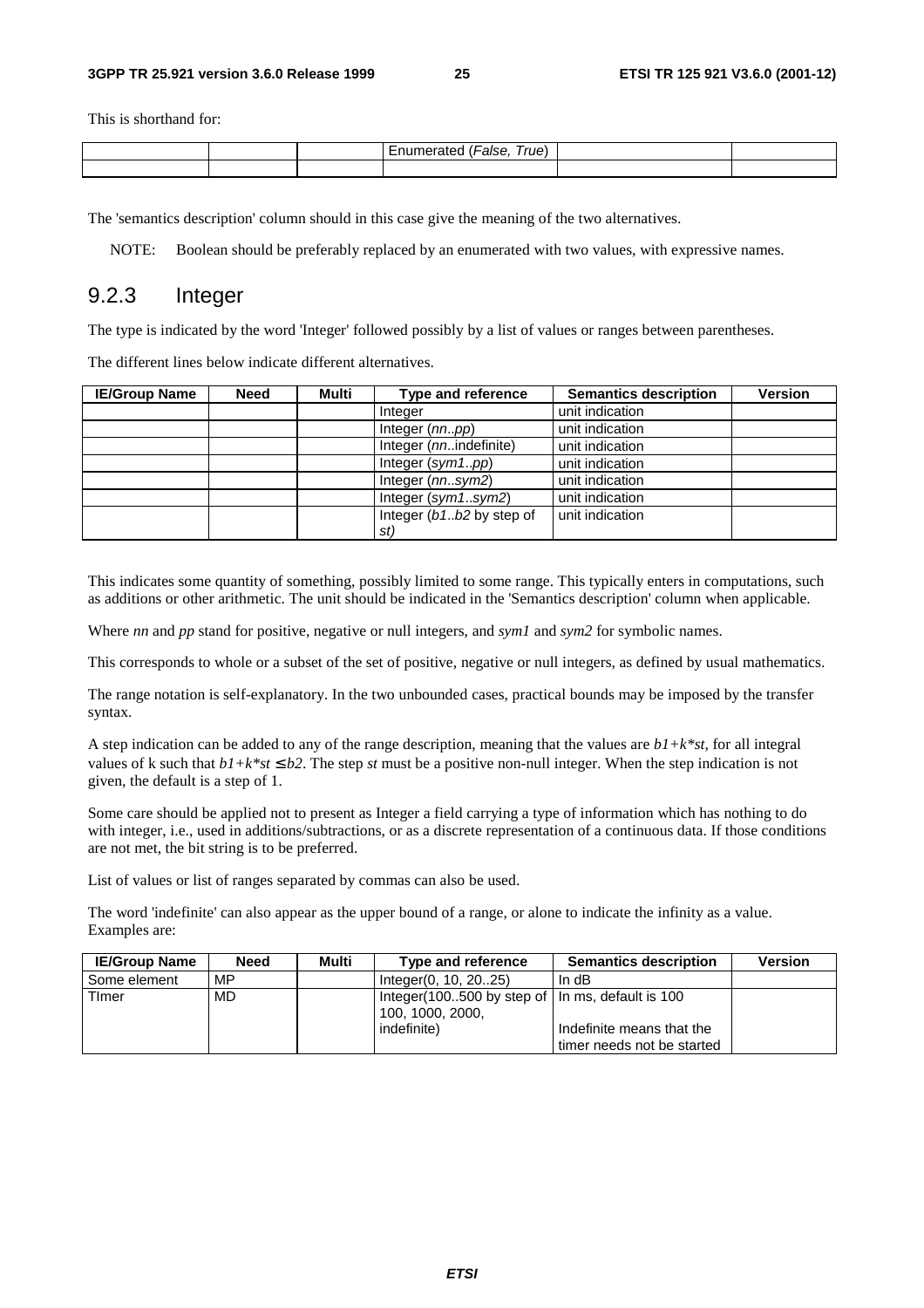This is shorthand for:

| | | | Enumerated (*False, True*) | | |
|---|---|---|---|---|---|
| | | | | | |

The 'semantics description' column should in this case give the meaning of the two alternatives.

NOTE: Boolean should be preferably replaced by an enumerated with two values, with expressive names.

### 9.2.3 Integer

The type is indicated by the word 'Integer' followed possibly by a list of values or ranges between parentheses.

The different lines below indicate different alternatives.

| IE/Group Name | Need | Multi | Type and reference | Semantics description | Version |
|---|---|---|---|---|---|
| | | | Integer | unit indication | |
| | | | Integer (*nn..pp*) | unit indication | |
| | | | Integer (*nn*..indefinite) | unit indication | |
| | | | Integer (*sym1..pp*) | unit indication | |
| | | | Integer (*nn..sym2*) | unit indication | |
| | | | Integer (*sym1..sym2*) | unit indication | |
| | | | Integer (*b1..b2* by step of *st)* | unit indication | |

This indicates some quantity of something, possibly limited to some range. This typically enters in computations, such as additions or other arithmetic. The unit should be indicated in the 'Semantics description' column when applicable.

Where *nn* and *pp* stand for positive, negative or null integers, and *sym1* and *sym2* for symbolic names.

This corresponds to whole or a subset of the set of positive, negative or null integers, as defined by usual mathematics.

The range notation is self-explanatory. In the two unbounded cases, practical bounds may be imposed by the transfer syntax.

A step indication can be added to any of the range description, meaning that the values are $b1+k*st$, for all integral values of k such that $b1+k*st \leq b2$. The step *st* must be a positive non-null integer. When the step indication is not given, the default is a step of 1.

Some care should be applied not to present as Integer a field carrying a type of information which has nothing to do with integer, i.e., used in additions/subtractions, or as a discrete representation of a continuous data. If those conditions are not met, the bit string is to be preferred.

List of values or list of ranges separated by commas can also be used.

The word 'indefinite' can also appear as the upper bound of a range, or alone to indicate the infinity as a value. Examples are:

| IE/Group Name | Need | Multi | Type and reference | Semantics description | Version |
|---|---|---|---|---|---|
| Some element | MP | | Integer(0, 10, 20..25) | In dB | |
| TImer | MD | | Integer(100..500 by step of 100, 1000, 2000, indefinite) | In ms, default is 100<br><br>Indefinite means that the timer needs not be started | |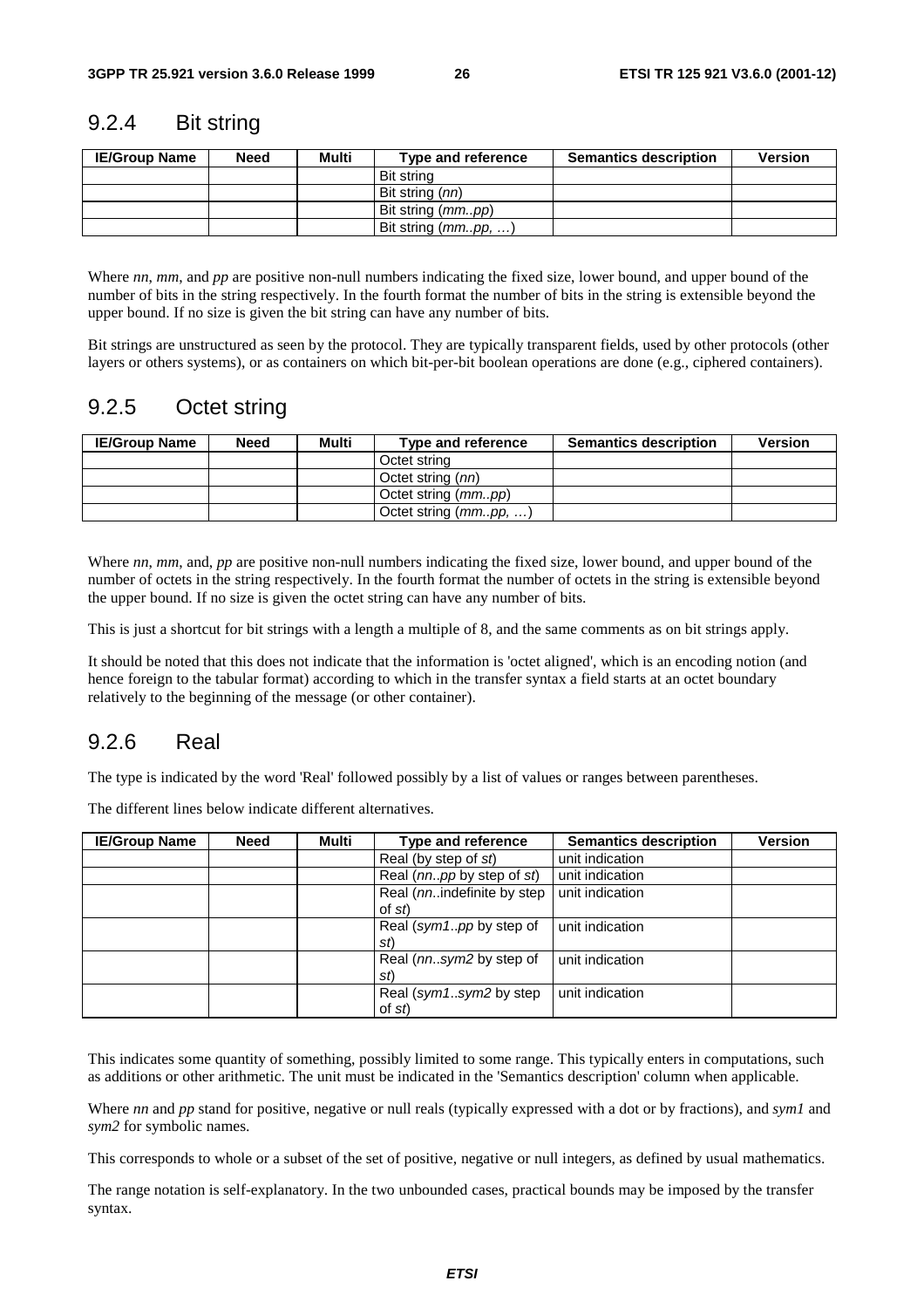### 9.2.4 Bit string

| IE/Group Name | Need | Multi | Type and reference | Semantics description | Version |
|---|---|---|---|---|---|
| | | | Bit string | | |
| | | | Bit string (*nn*) | | |
| | | | Bit string (*mm..pp*) | | |
| | | | Bit string (*mm..pp, …*) | | |

Where *nn*, *mm*, and *pp* are positive non-null numbers indicating the fixed size, lower bound, and upper bound of the number of bits in the string respectively. In the fourth format the number of bits in the string is extensible beyond the upper bound. If no size is given the bit string can have any number of bits.

Bit strings are unstructured as seen by the protocol. They are typically transparent fields, used by other protocols (other layers or others systems), or as containers on which bit-per-bit boolean operations are done (e.g., ciphered containers).

### 9.2.5 Octet string

| IE/Group Name | Need | Multi | Type and reference | Semantics description | Version |
|---|---|---|---|---|---|
| | | | Octet string | | |
| | | | Octet string (*nn*) | | |
| | | | Octet string (*mm..pp*) | | |
| | | | Octet string (*mm..pp, …*) | | |

Where *nn*, *mm*, and, *pp* are positive non-null numbers indicating the fixed size, lower bound, and upper bound of the number of octets in the string respectively. In the fourth format the number of octets in the string is extensible beyond the upper bound. If no size is given the octet string can have any number of bits.

This is just a shortcut for bit strings with a length a multiple of 8, and the same comments as on bit strings apply.

It should be noted that this does not indicate that the information is 'octet aligned', which is an encoding notion (and hence foreign to the tabular format) according to which in the transfer syntax a field starts at an octet boundary relatively to the beginning of the message (or other container).

### 9.2.6 Real

The type is indicated by the word 'Real' followed possibly by a list of values or ranges between parentheses.

The different lines below indicate different alternatives.

| IE/Group Name | Need | Multi | Type and reference | Semantics description | Version |
|---|---|---|---|---|---|
| | | | Real (by step of *st*) | unit indication | |
| | | | Real (*nn..pp* by step of *st*) | unit indication | |
| | | | Real (*nn*..indefinite by step of *st*) | unit indication | |
| | | | Real (*sym1..pp* by step of *st*) | unit indication | |
| | | | Real (*nn..sym2* by step of *st*) | unit indication | |
| | | | Real (*sym1..sym2* by step of *st*) | unit indication | |

This indicates some quantity of something, possibly limited to some range. This typically enters in computations, such as additions or other arithmetic. The unit must be indicated in the 'Semantics description' column when applicable.

Where *nn* and *pp* stand for positive, negative or null reals (typically expressed with a dot or by fractions), and *sym1* and *sym2* for symbolic names.

This corresponds to whole or a subset of the set of positive, negative or null integers, as defined by usual mathematics.

The range notation is self-explanatory. In the two unbounded cases, practical bounds may be imposed by the transfer syntax.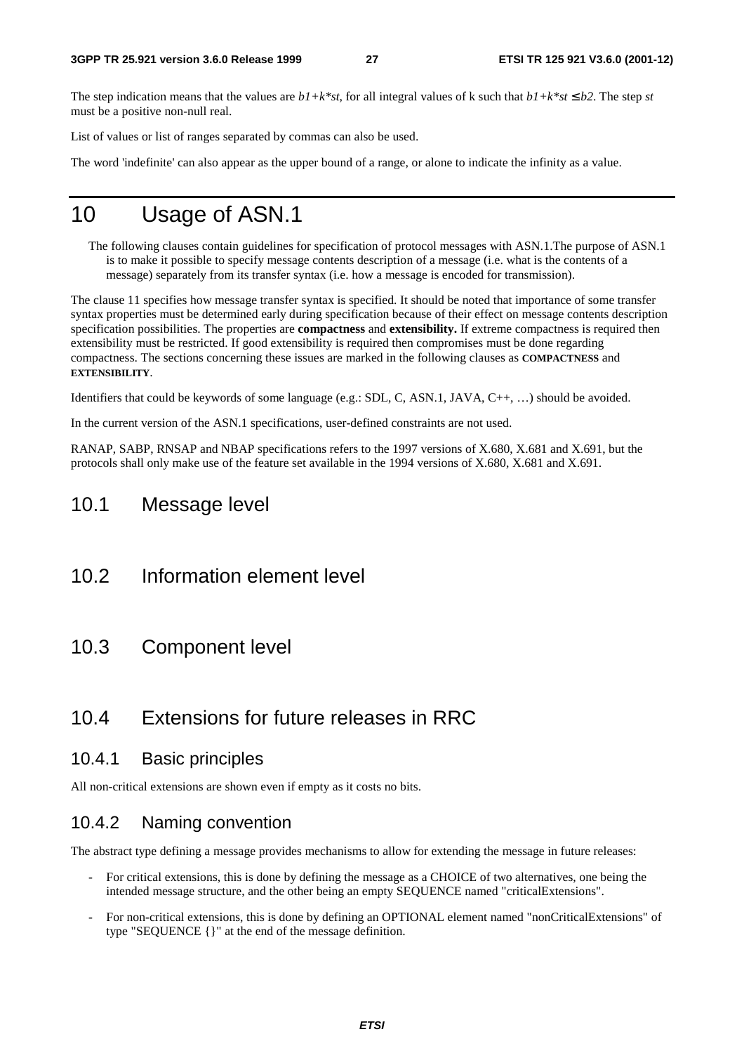The step indication means that the values are $b1+k*st$, for all integral values of k such that $b1+k*st \leq b2$. The step *st* must be a positive non-null real.

List of values or list of ranges separated by commas can also be used.

The word 'indefinite' can also appear as the upper bound of a range, or alone to indicate the infinity as a value.

# 10 Usage of ASN.1

The following clauses contain guidelines for specification of protocol messages with ASN.1.The purpose of ASN.1 is to make it possible to specify message contents description of a message (i.e. what is the contents of a message) separately from its transfer syntax (i.e. how a message is encoded for transmission).

The clause 11 specifies how message transfer syntax is specified. It should be noted that importance of some transfer syntax properties must be determined early during specification because of their effect on message contents description specification possibilities. The properties are **compactness** and **extensibility.** If extreme compactness is required then extensibility must be restricted. If good extensibility is required then compromises must be done regarding compactness. The sections concerning these issues are marked in the following clauses as **COMPACTNESS** and **EXTENSIBILITY**.

Identifiers that could be keywords of some language (e.g.: SDL, C, ASN.1, JAVA, C++, …) should be avoided.

In the current version of the ASN.1 specifications, user-defined constraints are not used.

RANAP, SABP, RNSAP and NBAP specifications refers to the 1997 versions of X.680, X.681 and X.691, but the protocols shall only make use of the feature set available in the 1994 versions of X.680, X.681 and X.691.

## 10.1 Message level

## 10.2 Information element level

## 10.3 Component level

## 10.4 Extensions for future releases in RRC

### 10.4.1 Basic principles

All non-critical extensions are shown even if empty as it costs no bits.

### 10.4.2 Naming convention

The abstract type defining a message provides mechanisms to allow for extending the message in future releases:

- For critical extensions, this is done by defining the message as a CHOICE of two alternatives, one being the intended message structure, and the other being an empty SEQUENCE named "criticalExtensions".
- For non-critical extensions, this is done by defining an OPTIONAL element named "nonCriticalExtensions" of type "SEQUENCE {}" at the end of the message definition.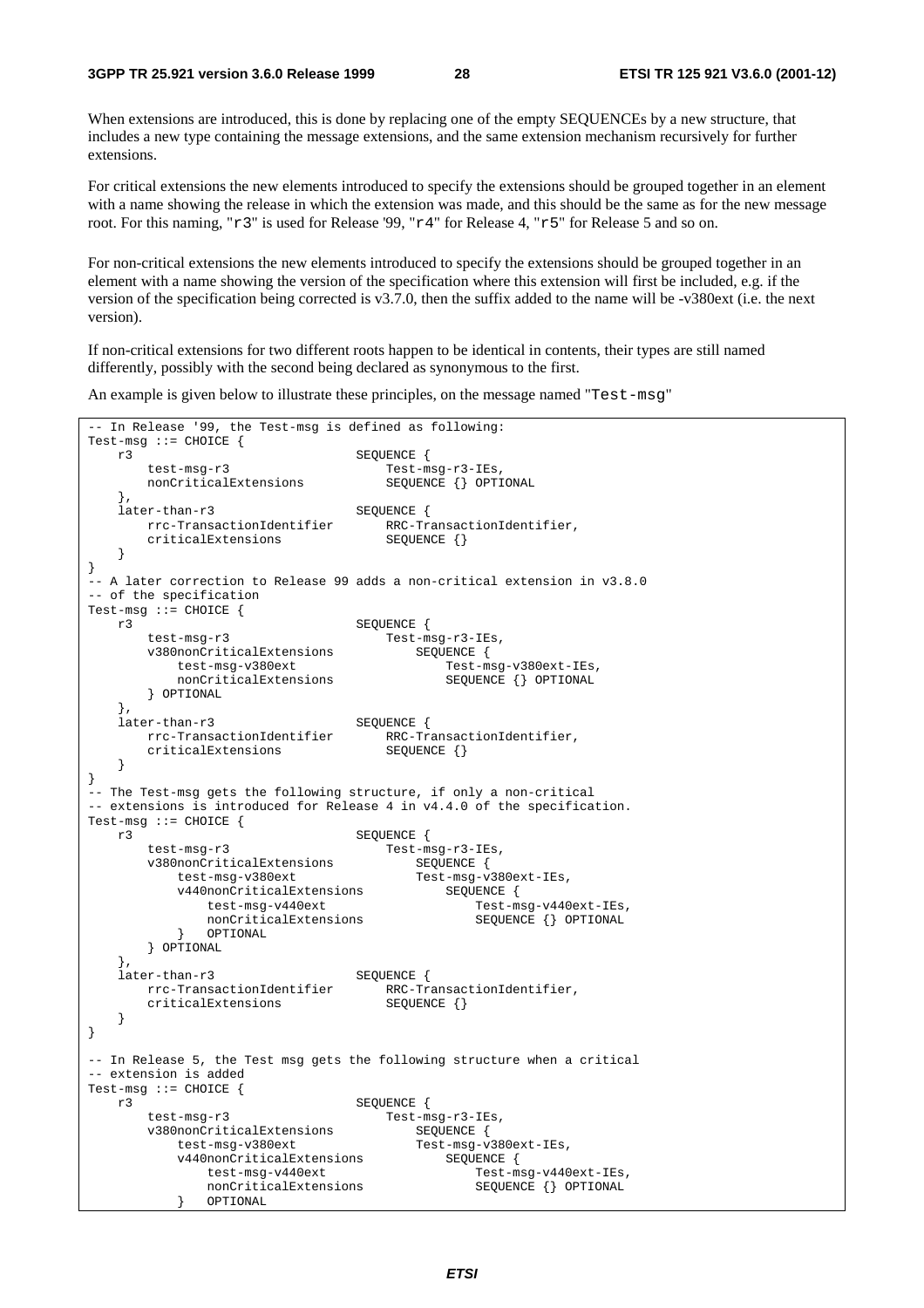When extensions are introduced, this is done by replacing one of the empty SEQUENCEs by a new structure, that includes a new type containing the message extensions, and the same extension mechanism recursively for further extensions.

For critical extensions the new elements introduced to specify the extensions should be grouped together in an element with a name showing the release in which the extension was made, and this should be the same as for the new message root. For this naming, "r3" is used for Release '99, "r4" for Release 4, "r5" for Release 5 and so on.

For non-critical extensions the new elements introduced to specify the extensions should be grouped together in an element with a name showing the version of the specification where this extension will first be included, e.g. if the version of the specification being corrected is v3.7.0, then the suffix added to the name will be -v380ext (i.e. the next version).

If non-critical extensions for two different roots happen to be identical in contents, their types are still named differently, possibly with the second being declared as synonymous to the first.

An example is given below to illustrate these principles, on the message named "Test-msg"

```
-- In Release '99, the Test-msg is defined as following:
Test-msg ::= CHOICE {
    r3                              SEQUENCE {
        test-msg-r3                     Test-msg-r3-IEs,
        nonCriticalExtensions           SEQUENCE {} OPTIONAL
    },
    later-than-r3                   SEQUENCE {
        rrc-TransactionIdentifier       RRC-TransactionIdentifier,
        criticalExtensions              SEQUENCE {}
    }
}
-- A later correction to Release 99 adds a non-critical extension in v3.8.0
-- of the specification
Test-msg ::= CHOICE {
    r3                              SEQUENCE {
        test-msg-r3                     Test-msg-r3-IEs,
        v380nonCriticalExtensions           SEQUENCE {
            test-msg-v380ext                    Test-msg-v380ext-IEs,
            nonCriticalExtensions               SEQUENCE {} OPTIONAL
        } OPTIONAL
    },
    later-than-r3                   SEQUENCE {
        rrc-TransactionIdentifier       RRC-TransactionIdentifier,
        criticalExtensions              SEQUENCE {}
    }
}
-- The Test-msg gets the following structure, if only a non-critical
-- extensions is introduced for Release 4 in v4.4.0 of the specification.
Test-msg ::= CHOICE {
    r3                              SEQUENCE {
        test-msg-r3                     Test-msg-r3-IEs,
        v380nonCriticalExtensions           SEQUENCE {
            test-msg-v380ext                Test-msg-v380ext-IEs,
            v440nonCriticalExtensions           SEQUENCE {
                test-msg-v440ext                    Test-msg-v440ext-IEs,
                nonCriticalExtensions               SEQUENCE {} OPTIONAL
            }   OPTIONAL
        } OPTIONAL
    },
    later-than-r3                   SEQUENCE {
        rrc-TransactionIdentifier       RRC-TransactionIdentifier,
        criticalExtensions              SEQUENCE {}
    }
}

-- In Release 5, the Test msg gets the following structure when a critical
-- extension is added
Test-msg ::= CHOICE {
    r3                              SEQUENCE {
        test-msg-r3                     Test-msg-r3-IEs,
        v380nonCriticalExtensions           SEQUENCE {
            test-msg-v380ext                Test-msg-v380ext-IEs,
            v440nonCriticalExtensions           SEQUENCE {
                test-msg-v440ext                    Test-msg-v440ext-IEs,
                nonCriticalExtensions               SEQUENCE {} OPTIONAL
            }   OPTIONAL
```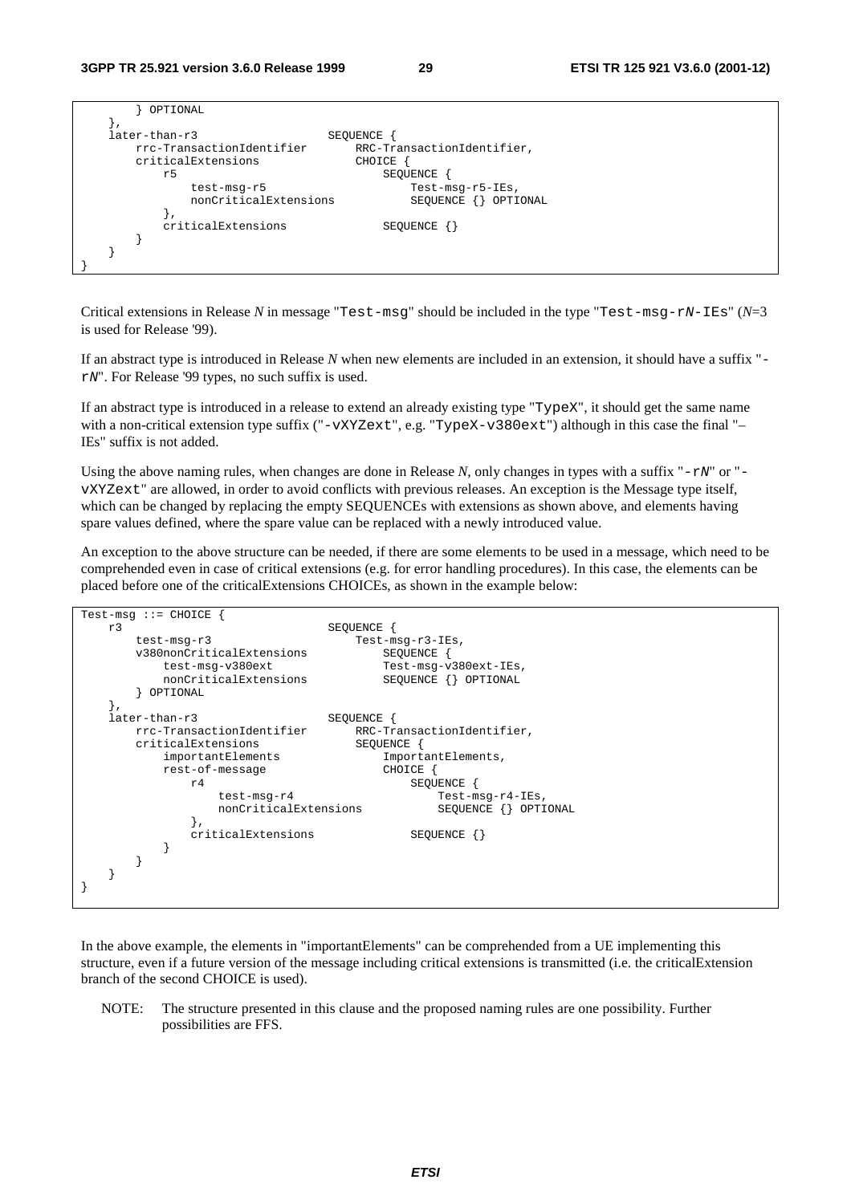```
        } OPTIONAL
    },
    later-than-r3                   SEQUENCE {
        rrc-TransactionIdentifier       RRC-TransactionIdentifier,
        criticalExtensions              CHOICE {
            r5                              SEQUENCE {
                test-msg-r5                     Test-msg-r5-IEs,
                nonCriticalExtensions           SEQUENCE {} OPTIONAL
            },
            criticalExtensions              SEQUENCE {}
        }
    }
}
```

Critical extensions in Release *N* in message "`Test-msg`" should be included in the type "`Test-msg-rN-IEs`" (*N*=3 is used for Release '99).

If an abstract type is introduced in Release *N* when new elements are included in an extension, it should have a suffix "`-rN`". For Release '99 types, no such suffix is used.

If an abstract type is introduced in a release to extend an already existing type "`TypeX`", it should get the same name with a non-critical extension type suffix ("`-vXYZext`", e.g. "`TypeX-v380ext`") although in this case the final "–IEs" suffix is not added.

Using the above naming rules, when changes are done in Release *N*, only changes in types with a suffix "`-rN`" or "`-vXYZext`" are allowed, in order to avoid conflicts with previous releases. An exception is the Message type itself, which can be changed by replacing the empty SEQUENCEs with extensions as shown above, and elements having spare values defined, where the spare value can be replaced with a newly introduced value.

An exception to the above structure can be needed, if there are some elements to be used in a message, which need to be comprehended even in case of critical extensions (e.g. for error handling procedures). In this case, the elements can be placed before one of the criticalExtensions CHOICEs, as shown in the example below:

```
Test-msg ::= CHOICE {
    r3                              SEQUENCE {
        test-msg-r3                     Test-msg-r3-IEs,
        v380nonCriticalExtensions           SEQUENCE {
            test-msg-v380ext                Test-msg-v380ext-IEs,
            nonCriticalExtensions           SEQUENCE {} OPTIONAL
        } OPTIONAL
    },
    later-than-r3                   SEQUENCE {
        rrc-TransactionIdentifier       RRC-TransactionIdentifier,
        criticalExtensions              SEQUENCE {
            importantElements               ImportantElements,
            rest-of-message                 CHOICE {
                r4                              SEQUENCE {
                    test-msg-r4                     Test-msg-r4-IEs,
                    nonCriticalExtensions           SEQUENCE {} OPTIONAL
                },
                criticalExtensions              SEQUENCE {}
            }
        }
    }
}
```

In the above example, the elements in "importantElements" can be comprehended from a UE implementing this structure, even if a future version of the message including critical extensions is transmitted (i.e. the criticalExtension branch of the second CHOICE is used).

NOTE: The structure presented in this clause and the proposed naming rules are one possibility. Further possibilities are FFS.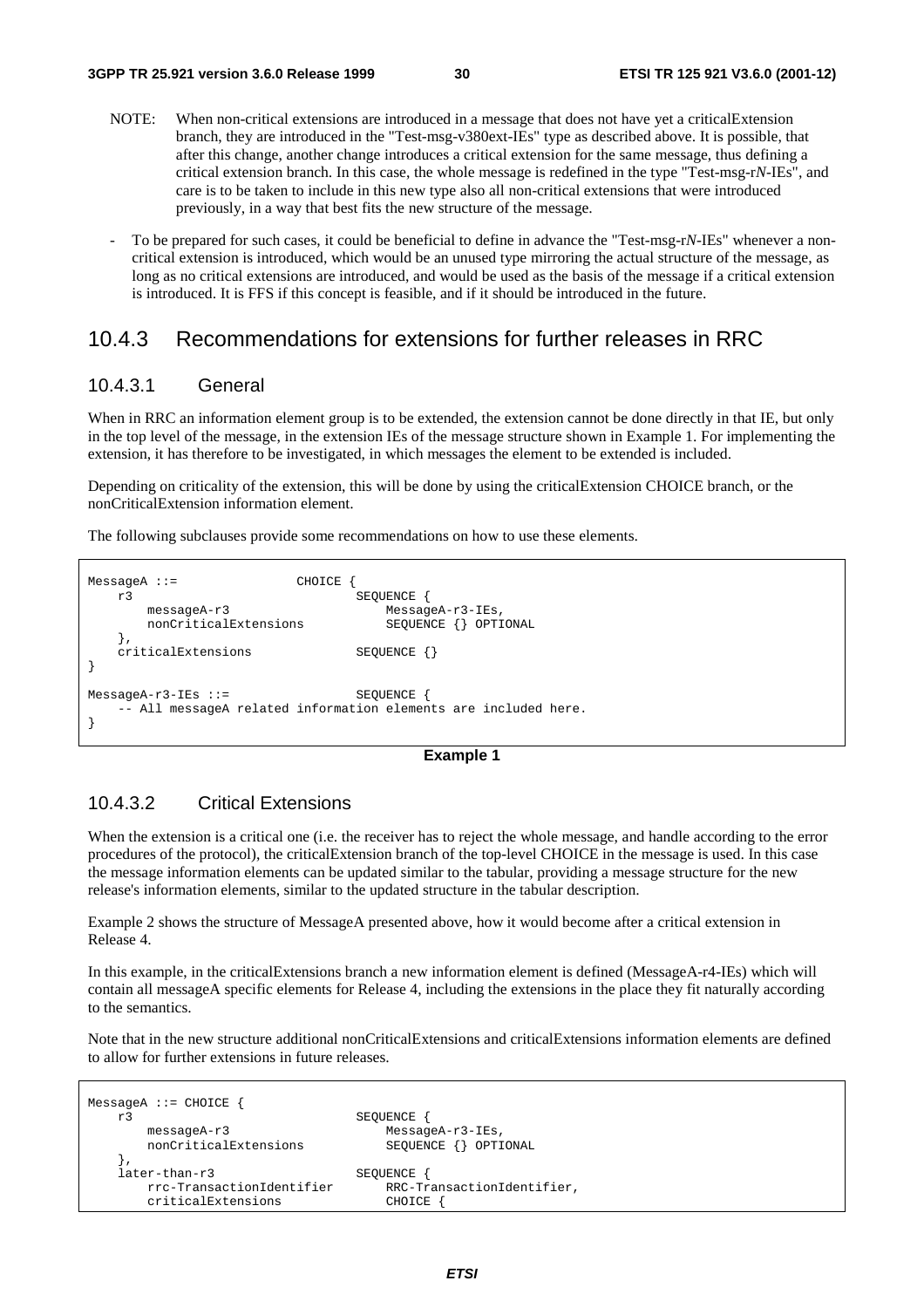NOTE: When non-critical extensions are introduced in a message that does not have yet a criticalExtension branch, they are introduced in the "Test-msg-v380ext-IEs" type as described above. It is possible, that after this change, another change introduces a critical extension for the same message, thus defining a critical extension branch. In this case, the whole message is redefined in the type "Test-msg-r*N*-IEs", and care is to be taken to include in this new type also all non-critical extensions that were introduced previously, in a way that best fits the new structure of the message.

- To be prepared for such cases, it could be beneficial to define in advance the "Test-msg-r*N*-IEs" whenever a non-critical extension is introduced, which would be an unused type mirroring the actual structure of the message, as long as no critical extensions are introduced, and would be used as the basis of the message if a critical extension is introduced. It is FFS if this concept is feasible, and if it should be introduced in the future.

## 10.4.3 Recommendations for extensions for further releases in RRC

### 10.4.3.1 General

When in RRC an information element group is to be extended, the extension cannot be done directly in that IE, but only in the top level of the message, in the extension IEs of the message structure shown in Example 1. For implementing the extension, it has therefore to be investigated, in which messages the element to be extended is included.

Depending on criticality of the extension, this will be done by using the criticalExtension CHOICE branch, or the nonCriticalExtension information element.

The following subclauses provide some recommendations on how to use these elements.

```
MessageA ::=                CHOICE {
    r3                              SEQUENCE {
        messageA-r3                     MessageA-r3-IEs,
        nonCriticalExtensions           SEQUENCE {} OPTIONAL
    },
    criticalExtensions              SEQUENCE {}
}

MessageA-r3-IEs ::=                 SEQUENCE {
    -- All messageA related information elements are included here.
}
```

**Example 1**

### 10.4.3.2 Critical Extensions

When the extension is a critical one (i.e. the receiver has to reject the whole message, and handle according to the error procedures of the protocol), the criticalExtension branch of the top-level CHOICE in the message is used. In this case the message information elements can be updated similar to the tabular, providing a message structure for the new release's information elements, similar to the updated structure in the tabular description.

Example 2 shows the structure of MessageA presented above, how it would become after a critical extension in Release 4.

In this example, in the criticalExtensions branch a new information element is defined (MessageA-r4-IEs) which will contain all messageA specific elements for Release 4, including the extensions in the place they fit naturally according to the semantics.

Note that in the new structure additional nonCriticalExtensions and criticalExtensions information elements are defined to allow for further extensions in future releases.

```
MessageA ::= CHOICE {
    r3                              SEQUENCE {
        messageA-r3                     MessageA-r3-IEs,
        nonCriticalExtensions           SEQUENCE {} OPTIONAL
    },
    later-than-r3                   SEQUENCE {
        rrc-TransactionIdentifier       RRC-TransactionIdentifier,
        criticalExtensions              CHOICE {
```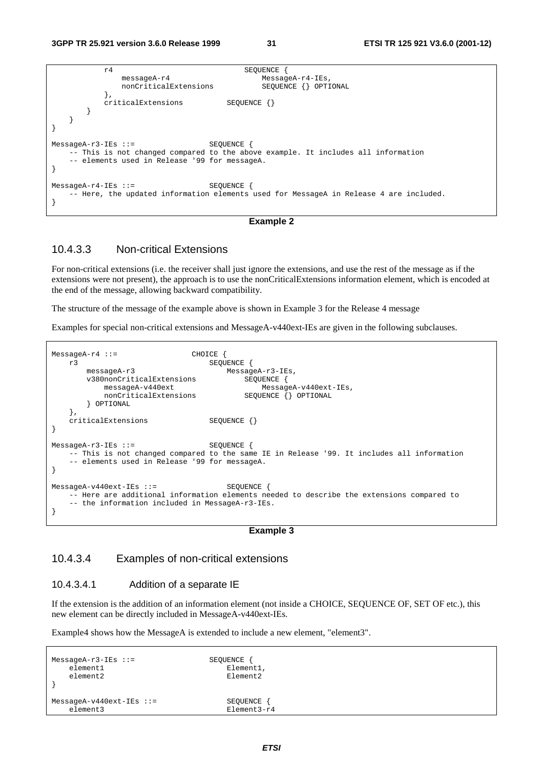```
            r4                              SEQUENCE {
                messageA-r4                     MessageA-r4-IEs,
                nonCriticalExtensions           SEQUENCE {} OPTIONAL
            },
            criticalExtensions          SEQUENCE {}
        }
    }
}

MessageA-r3-IEs ::=                 SEQUENCE {
    -- This is not changed compared to the above example. It includes all information
    -- elements used in Release '99 for messageA.
}

MessageA-r4-IEs ::=                 SEQUENCE {
    -- Here, the updated information elements used for MessageA in Release 4 are included.
}
```

**Example 2**

### 10.4.3.3 Non-critical Extensions

For non-critical extensions (i.e. the receiver shall just ignore the extensions, and use the rest of the message as if the extensions were not present), the approach is to use the nonCriticalExtensions information element, which is encoded at the end of the message, allowing backward compatibility.

The structure of the message of the example above is shown in Example 3 for the Release 4 message

Examples for special non-critical extensions and MessageA-v440ext-IEs are given in the following subclauses.

```
MessageA-r4 ::=                 CHOICE {
    r3                              SEQUENCE {
        messageA-r3                     MessageA-r3-IEs,
        v380nonCriticalExtensions           SEQUENCE {
            messageA-v440ext                    MessageA-v440ext-IEs,
            nonCriticalExtensions           SEQUENCE {} OPTIONAL
        } OPTIONAL
    },
    criticalExtensions              SEQUENCE {}
}

MessageA-r3-IEs ::=                 SEQUENCE {
    -- This is not changed compared to the same IE in Release '99. It includes all information
    -- elements used in Release '99 for messageA.
}

MessageA-v440ext-IEs ::=                SEQUENCE {
    -- Here are additional information elements needed to describe the extensions compared to
    -- the information included in MessageA-r3-IEs.
}
```

**Example 3**

### 10.4.3.4 Examples of non-critical extensions

#### 10.4.3.4.1 Addition of a separate IE

If the extension is the addition of an information element (not inside a CHOICE, SEQUENCE OF, SET OF etc.), this new element can be directly included in MessageA-v440ext-IEs.

Example4 shows how the MessageA is extended to include a new element, "element3".

```
MessageA-r3-IEs ::=                 SEQUENCE {
    element1                            Element1,
    element2                            Element2
}

MessageA-v440ext-IEs ::=                SEQUENCE {
    element3                            Element3-r4
```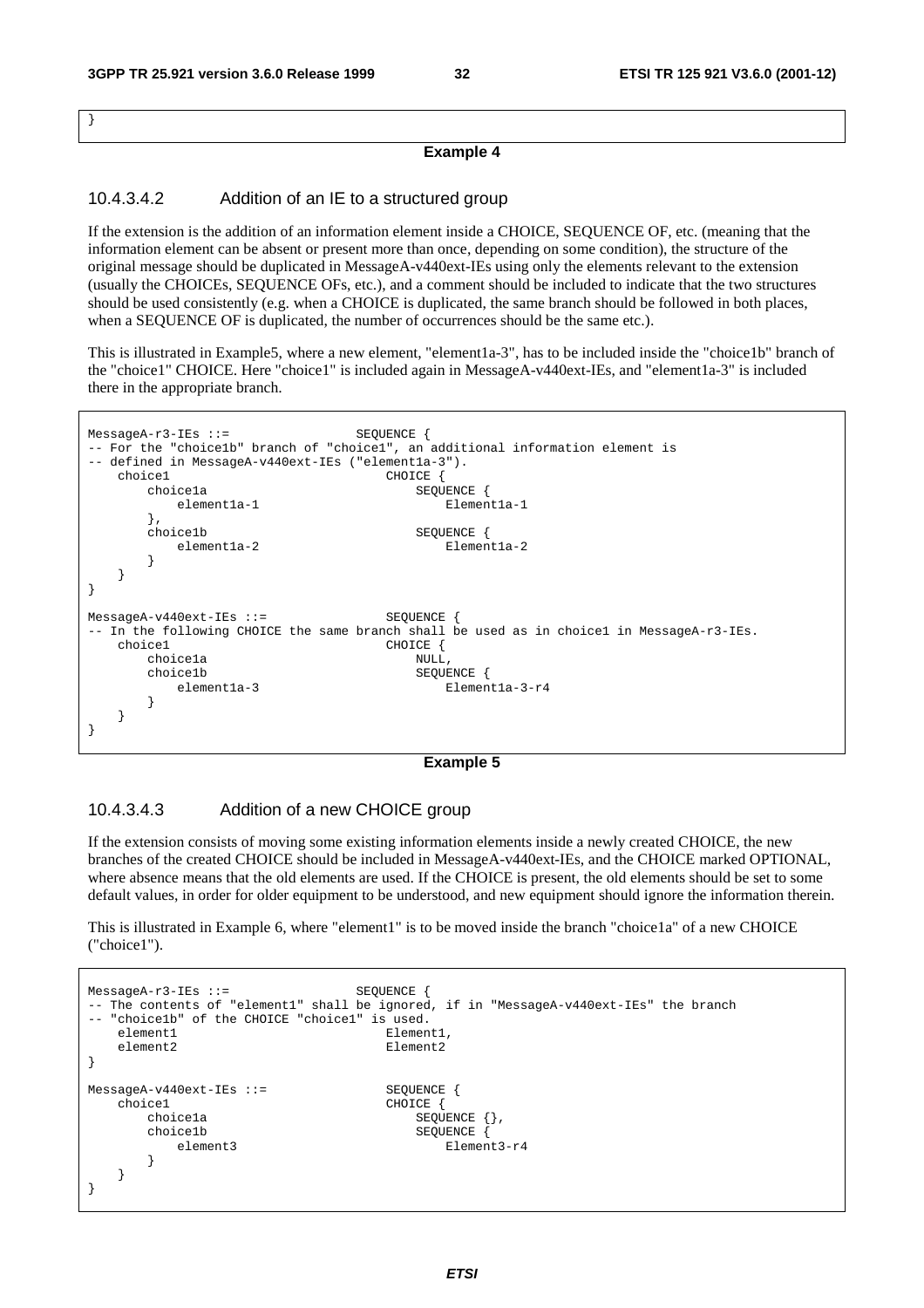```
}
```

**Example 4**

#### 10.4.3.4.2 Addition of an IE to a structured group

If the extension is the addition of an information element inside a CHOICE, SEQUENCE OF, etc. (meaning that the information element can be absent or present more than once, depending on some condition), the structure of the original message should be duplicated in MessageA-v440ext-IEs using only the elements relevant to the extension (usually the CHOICEs, SEQUENCE OFs, etc.), and a comment should be included to indicate that the two structures should be used consistently (e.g. when a CHOICE is duplicated, the same branch should be followed in both places, when a SEQUENCE OF is duplicated, the number of occurrences should be the same etc.).

This is illustrated in Example5, where a new element, "element1a-3", has to be included inside the "choice1b" branch of the "choice1" CHOICE. Here "choice1" is included again in MessageA-v440ext-IEs, and "element1a-3" is included there in the appropriate branch.

```
MessageA-r3-IEs ::=                 SEQUENCE {
-- For the "choice1b" branch of "choice1", an additional information element is
-- defined in MessageA-v440ext-IEs ("element1a-3").
    choice1                             CHOICE {
        choice1a                            SEQUENCE {
            element1a-1                         Element1a-1
        },
        choice1b                            SEQUENCE {
            element1a-2                         Element1a-2
        }
    }
}

MessageA-v440ext-IEs ::=                SEQUENCE {
-- In the following CHOICE the same branch shall be used as in choice1 in MessageA-r3-IEs.
    choice1                             CHOICE {
        choice1a                            NULL,
        choice1b                            SEQUENCE {
            element1a-3                         Element1a-3-r4
        }
    }
}
```

**Example 5**

#### 10.4.3.4.3 Addition of a new CHOICE group

If the extension consists of moving some existing information elements inside a newly created CHOICE, the new branches of the created CHOICE should be included in MessageA-v440ext-IEs, and the CHOICE marked OPTIONAL, where absence means that the old elements are used. If the CHOICE is present, the old elements should be set to some default values, in order for older equipment to be understood, and new equipment should ignore the information therein.

This is illustrated in Example 6, where "element1" is to be moved inside the branch "choice1a" of a new CHOICE ("choice1").

```
MessageA-r3-IEs ::=                 SEQUENCE {
-- The contents of "element1" shall be ignored, if in "MessageA-v440ext-IEs" the branch
-- "choice1b" of the CHOICE "choice1" is used.
    element1                            Element1,
    element2                            Element2
}

MessageA-v440ext-IEs ::=                SEQUENCE {
    choice1                             CHOICE {
        choice1a                            SEQUENCE {},
        choice1b                            SEQUENCE {
            element3                            Element3-r4
        }
    }
}
```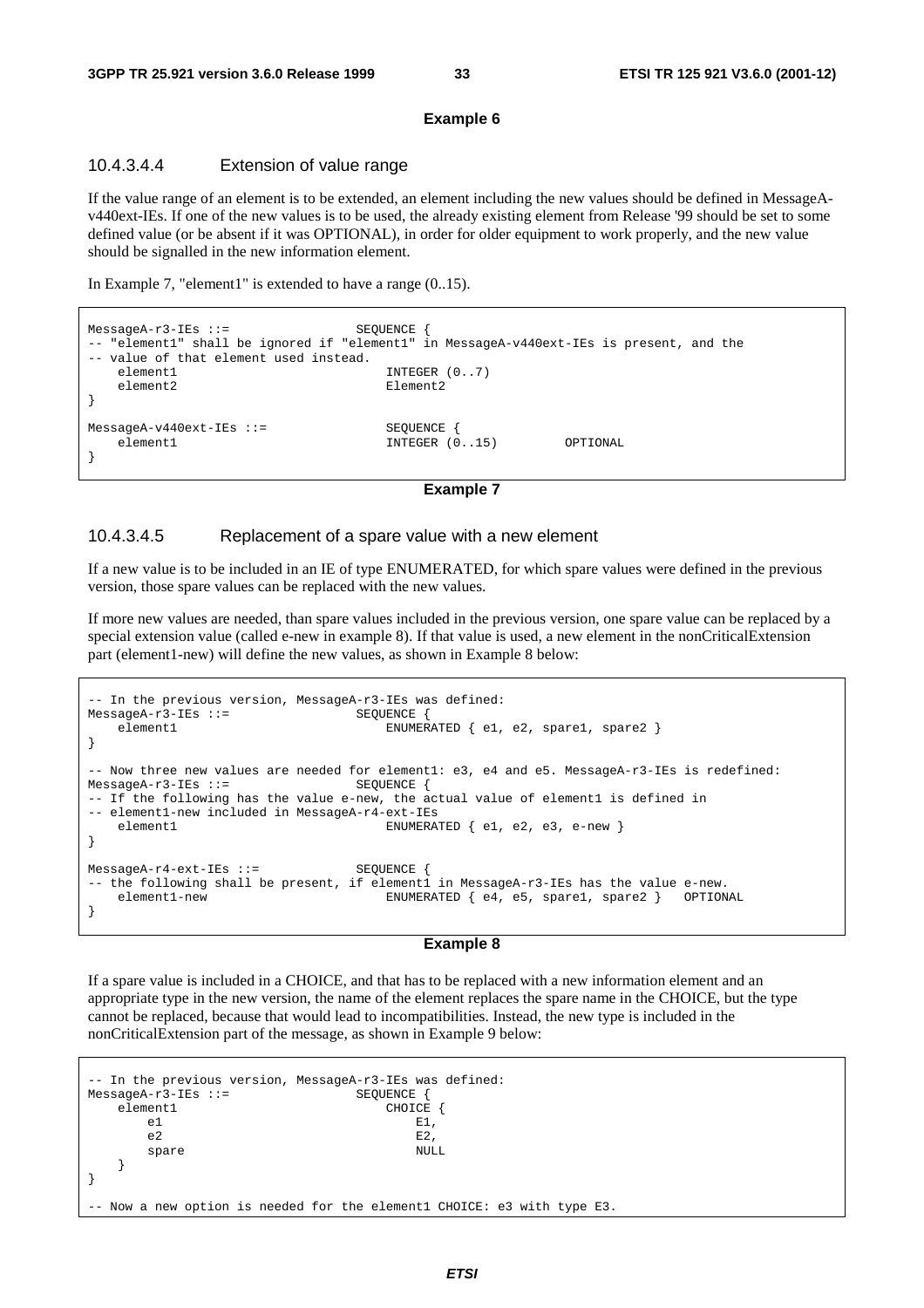**Example 6**

#### 10.4.3.4.4 Extension of value range

If the value range of an element is to be extended, an element including the new values should be defined in MessageA-v440ext-IEs. If one of the new values is to be used, the already existing element from Release '99 should be set to some defined value (or be absent if it was OPTIONAL), in order for older equipment to work properly, and the new value should be signalled in the new information element.

In Example 7, "element1" is extended to have a range (0..15).

```
MessageA-r3-IEs ::=                 SEQUENCE {
-- "element1" shall be ignored if "element1" in MessageA-v440ext-IEs is present, and the
-- value of that element used instead.
    element1                            INTEGER (0..7)
    element2                            Element2
}

MessageA-v440ext-IEs ::=                SEQUENCE {
    element1                            INTEGER (0..15)         OPTIONAL
}
```

**Example 7**

#### 10.4.3.4.5 Replacement of a spare value with a new element

If a new value is to be included in an IE of type ENUMERATED, for which spare values were defined in the previous version, those spare values can be replaced with the new values.

If more new values are needed, than spare values included in the previous version, one spare value can be replaced by a special extension value (called e-new in example 8). If that value is used, a new element in the nonCriticalExtension part (element1-new) will define the new values, as shown in Example 8 below:

```
-- In the previous version, MessageA-r3-IEs was defined:
MessageA-r3-IEs ::=                 SEQUENCE {
    element1                            ENUMERATED { e1, e2, spare1, spare2 }
}

-- Now three new values are needed for element1: e3, e4 and e5. MessageA-r3-IEs is redefined:
MessageA-r3-IEs ::=                 SEQUENCE {
-- If the following has the value e-new, the actual value of element1 is defined in
-- element1-new included in MessageA-r4-ext-IEs
    element1                            ENUMERATED { e1, e2, e3, e-new }
}

MessageA-r4-ext-IEs ::=             SEQUENCE {
-- the following shall be present, if element1 in MessageA-r3-IEs has the value e-new.
    element1-new                        ENUMERATED { e4, e5, spare1, spare2 }   OPTIONAL
}
```

**Example 8**

If a spare value is included in a CHOICE, and that has to be replaced with a new information element and an appropriate type in the new version, the name of the element replaces the spare name in the CHOICE, but the type cannot be replaced, because that would lead to incompatibilities. Instead, the new type is included in the nonCriticalExtension part of the message, as shown in Example 9 below:

```
-- In the previous version, MessageA-r3-IEs was defined:
MessageA-r3-IEs ::=                 SEQUENCE {
    element1                            CHOICE {
        e1                                  E1,
        e2                                  E2,
        spare                               NULL
    }
}

-- Now a new option is needed for the element1 CHOICE: e3 with type E3.
```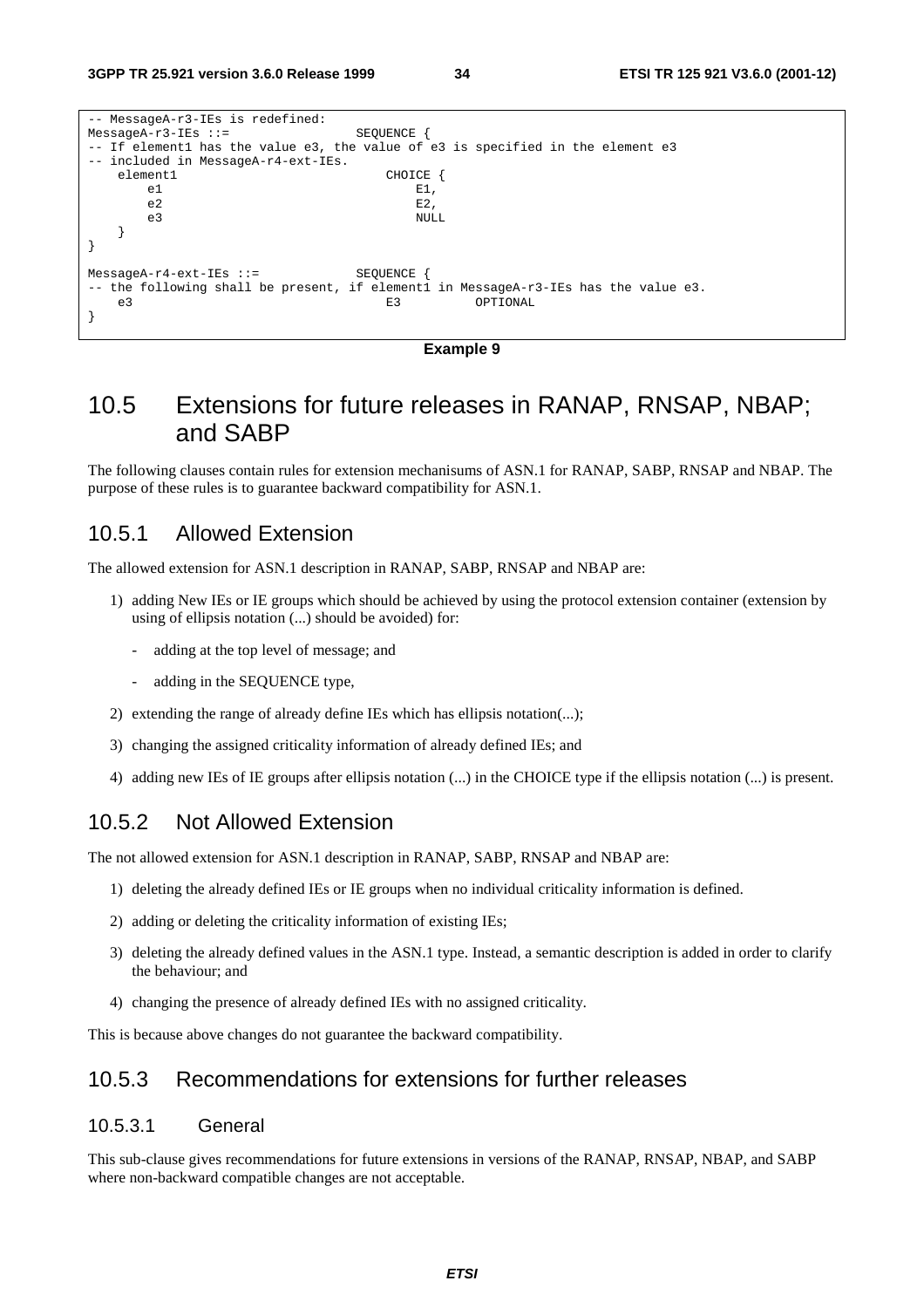```
-- MessageA-r3-IEs is redefined:
MessageA-r3-IEs ::=                SEQUENCE {
-- If element1 has the value e3, the value of e3 is specified in the element e3
-- included in MessageA-r4-ext-IEs.
    element1                           CHOICE {
        e1                                 E1,
        e2                                 E2,
        e3                                 NULL
    }
}

MessageA-r4-ext-IEs ::=            SEQUENCE {
-- the following shall be present, if element1 in MessageA-r3-IEs has the value e3.
    e3                                 E3          OPTIONAL
}
```

**Example 9**

## 10.5 Extensions for future releases in RANAP, RNSAP, NBAP; and SABP

The following clauses contain rules for extension mechanisums of ASN.1 for RANAP, SABP, RNSAP and NBAP. The purpose of these rules is to guarantee backward compatibility for ASN.1.

### 10.5.1 Allowed Extension

The allowed extension for ASN.1 description in RANAP, SABP, RNSAP and NBAP are:

1) adding New IEs or IE groups which should be achieved by using the protocol extension container (extension by using of ellipsis notation (...) should be avoided) for:
   - adding at the top level of message; and
   - adding in the SEQUENCE type,
2) extending the range of already define IEs which has ellipsis notation(...);
3) changing the assigned criticality information of already defined IEs; and
4) adding new IEs of IE groups after ellipsis notation (...) in the CHOICE type if the ellipsis notation (...) is present.

### 10.5.2 Not Allowed Extension

The not allowed extension for ASN.1 description in RANAP, SABP, RNSAP and NBAP are:

1) deleting the already defined IEs or IE groups when no individual criticality information is defined.
2) adding or deleting the criticality information of existing IEs;
3) deleting the already defined values in the ASN.1 type. Instead, a semantic description is added in order to clarify the behaviour; and
4) changing the presence of already defined IEs with no assigned criticality.

This is because above changes do not guarantee the backward compatibility.

### 10.5.3 Recommendations for extensions for further releases

#### 10.5.3.1 General

This sub-clause gives recommendations for future extensions in versions of the RANAP, RNSAP, NBAP, and SABP where non-backward compatible changes are not acceptable.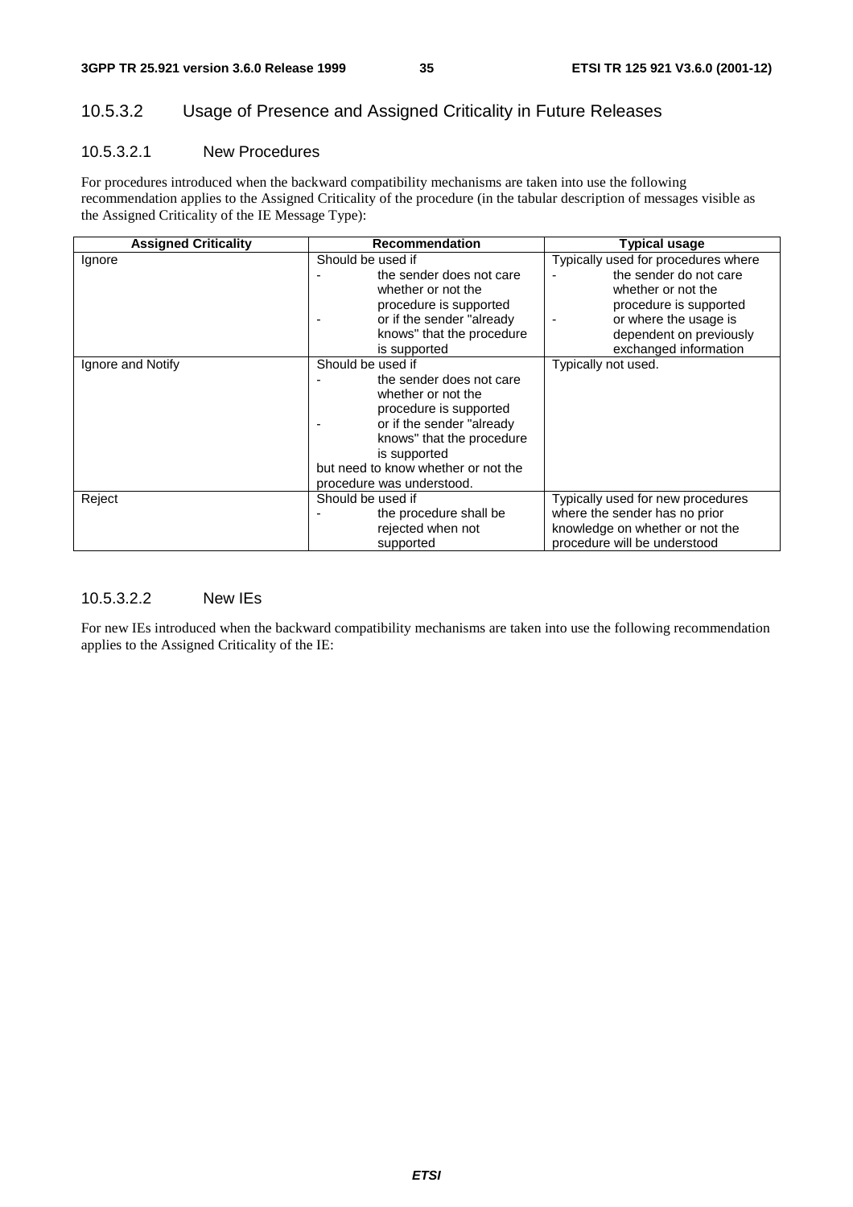### 10.5.3.2 Usage of Presence and Assigned Criticality in Future Releases

#### 10.5.3.2.1 New Procedures

For procedures introduced when the backward compatibility mechanisms are taken into use the following recommendation applies to the Assigned Criticality of the procedure (in the tabular description of messages visible as the Assigned Criticality of the IE Message Type):

| Assigned Criticality | Recommendation | Typical usage |
|---|---|---|
| Ignore | Should be used if<br>- the sender does not care whether or not the procedure is supported<br>- or if the sender "already knows" that the procedure is supported | Typically used for procedures where<br>- the sender do not care whether or not the procedure is supported<br>- or where the usage is dependent on previously exchanged information |
| Ignore and Notify | Should be used if<br>- the sender does not care whether or not the procedure is supported<br>- or if the sender "already knows" that the procedure is supported<br>but need to know whether or not the procedure was understood. | Typically not used. |
| Reject | Should be used if<br>- the procedure shall be rejected when not supported | Typically used for new procedures where the sender has no prior knowledge on whether or not the procedure will be understood |

#### 10.5.3.2.2 New IEs

For new IEs introduced when the backward compatibility mechanisms are taken into use the following recommendation applies to the Assigned Criticality of the IE: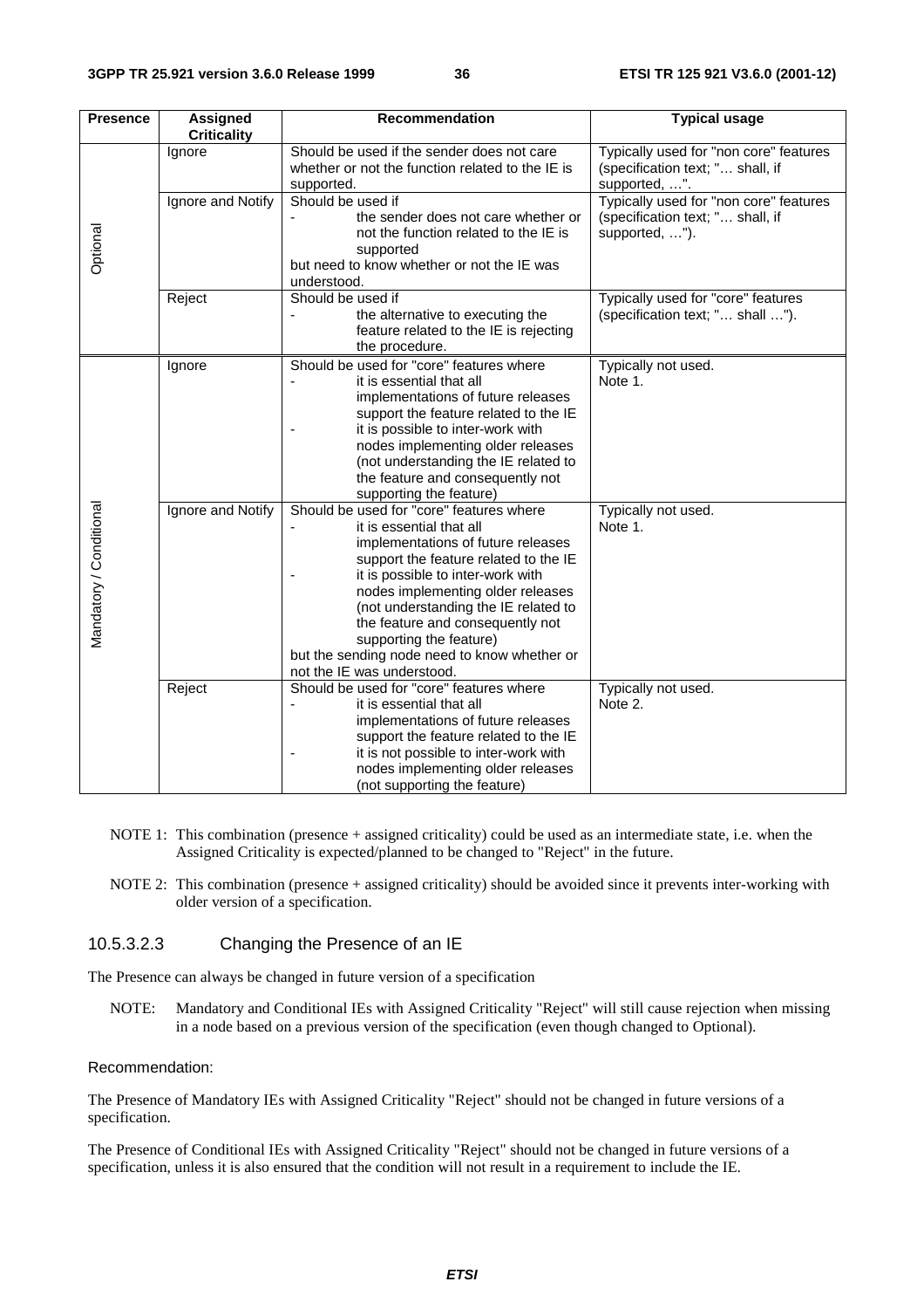| Presence | Assigned Criticality | Recommendation | Typical usage |
|---|---|---|---|
| Optional | Ignore | Should be used if the sender does not care whether or not the function related to the IE is supported. | Typically used for "non core" features (specification text; "… shall, if supported, …". |
| | Ignore and Notify | Should be used if<br>- the sender does not care whether or not the function related to the IE is supported<br>but need to know whether or not the IE was understood. | Typically used for "non core" features (specification text; "… shall, if supported, …"). |
| | Reject | Should be used if<br>- the alternative to executing the feature related to the IE is rejecting the procedure. | Typically used for "core" features (specification text; "… shall …"). |
| Mandatory / Conditional | Ignore | Should be used for "core" features where<br>- it is essential that all implementations of future releases support the feature related to the IE<br>- it is possible to inter-work with nodes implementing older releases (not understanding the IE related to the feature and consequently not supporting the feature) | Typically not used.<br>Note 1. |
| | Ignore and Notify | Should be used for "core" features where<br>- it is essential that all implementations of future releases support the feature related to the IE<br>- it is possible to inter-work with nodes implementing older releases (not understanding the IE related to the feature and consequently not supporting the feature)<br>but the sending node need to know whether or not the IE was understood. | Typically not used.<br>Note 1. |
| | Reject | Should be used for "core" features where<br>- it is essential that all implementations of future releases support the feature related to the IE<br>- it is not possible to inter-work with nodes implementing older releases (not supporting the feature) | Typically not used.<br>Note 2. |

NOTE 1: This combination (presence + assigned criticality) could be used as an intermediate state, i.e. when the Assigned Criticality is expected/planned to be changed to "Reject" in the future.

NOTE 2: This combination (presence + assigned criticality) should be avoided since it prevents inter-working with older version of a specification.

#### 10.5.3.2.3 Changing the Presence of an IE

The Presence can always be changed in future version of a specification

NOTE: Mandatory and Conditional IEs with Assigned Criticality "Reject" will still cause rejection when missing in a node based on a previous version of the specification (even though changed to Optional).

Recommendation:

The Presence of Mandatory IEs with Assigned Criticality "Reject" should not be changed in future versions of a specification.

The Presence of Conditional IEs with Assigned Criticality "Reject" should not be changed in future versions of a specification, unless it is also ensured that the condition will not result in a requirement to include the IE.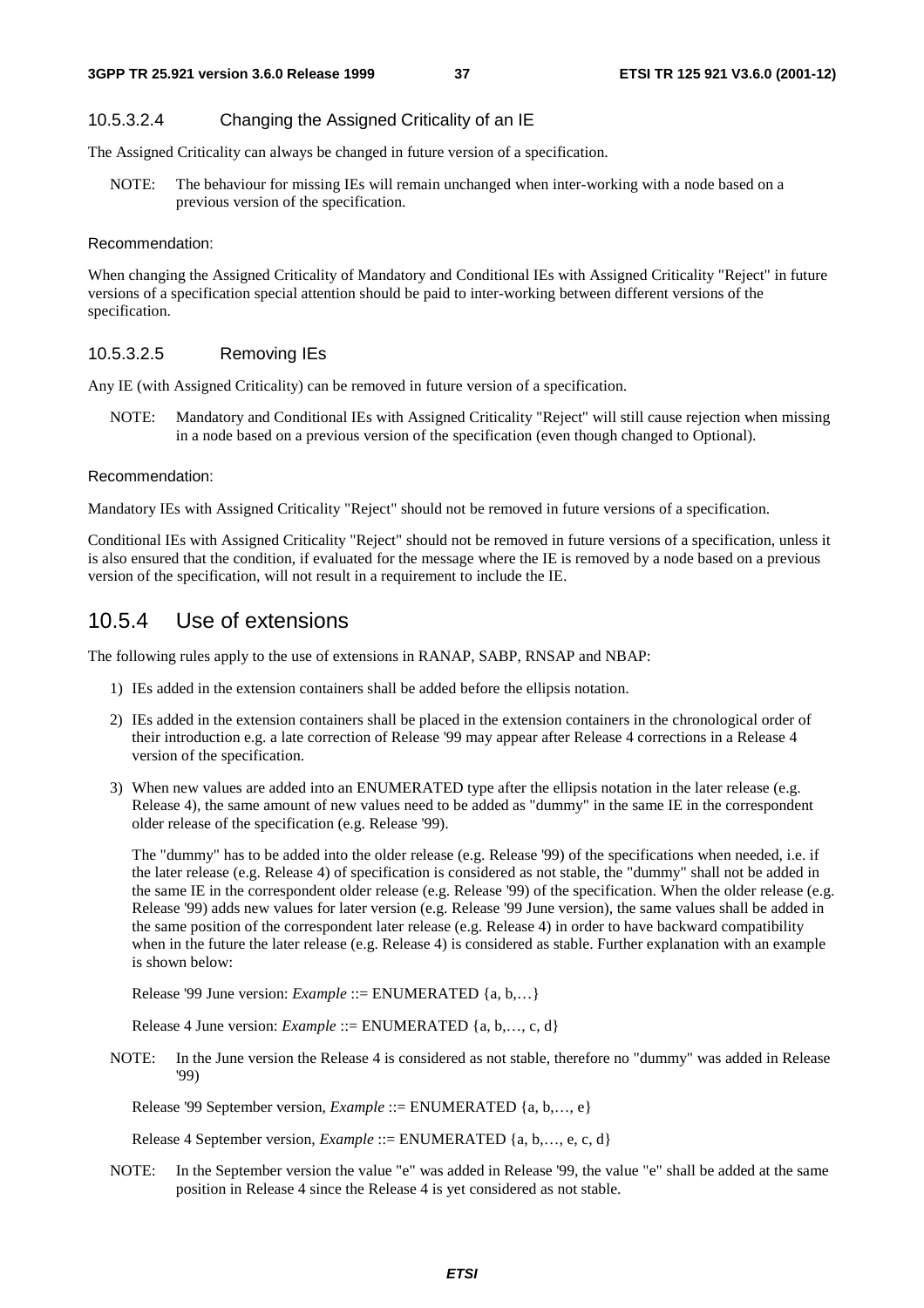#### 10.5.3.2.4 Changing the Assigned Criticality of an IE

The Assigned Criticality can always be changed in future version of a specification.

NOTE: The behaviour for missing IEs will remain unchanged when inter-working with a node based on a previous version of the specification.

Recommendation:

When changing the Assigned Criticality of Mandatory and Conditional IEs with Assigned Criticality "Reject" in future versions of a specification special attention should be paid to inter-working between different versions of the specification.

#### 10.5.3.2.5 Removing IEs

Any IE (with Assigned Criticality) can be removed in future version of a specification.

NOTE: Mandatory and Conditional IEs with Assigned Criticality "Reject" will still cause rejection when missing in a node based on a previous version of the specification (even though changed to Optional).

Recommendation:

Mandatory IEs with Assigned Criticality "Reject" should not be removed in future versions of a specification.

Conditional IEs with Assigned Criticality "Reject" should not be removed in future versions of a specification, unless it is also ensured that the condition, if evaluated for the message where the IE is removed by a node based on a previous version of the specification, will not result in a requirement to include the IE.

### 10.5.4 Use of extensions

The following rules apply to the use of extensions in RANAP, SABP, RNSAP and NBAP:

1) IEs added in the extension containers shall be added before the ellipsis notation.

2) IEs added in the extension containers shall be placed in the extension containers in the chronological order of their introduction e.g. a late correction of Release '99 may appear after Release 4 corrections in a Release 4 version of the specification.

3) When new values are added into an ENUMERATED type after the ellipsis notation in the later release (e.g. Release 4), the same amount of new values need to be added as "dummy" in the same IE in the correspondent older release of the specification (e.g. Release '99).

   The "dummy" has to be added into the older release (e.g. Release '99) of the specifications when needed, i.e. if the later release (e.g. Release 4) of specification is considered as not stable, the "dummy" shall not be added in the same IE in the correspondent older release (e.g. Release '99) of the specification. When the older release (e.g. Release '99) adds new values for later version (e.g. Release '99 June version), the same values shall be added in the same position of the correspondent later release (e.g. Release 4) in order to have backward compatibility when in the future the later release (e.g. Release 4) is considered as stable. Further explanation with an example is shown below:

   Release '99 June version: *Example* ::= ENUMERATED {a, b,…}

   Release 4 June version: *Example* ::= ENUMERATED {a, b,…, c, d}

NOTE: In the June version the Release 4 is considered as not stable, therefore no "dummy" was added in Release '99)

   Release '99 September version, *Example* ::= ENUMERATED {a, b,…, e}

   Release 4 September version, *Example* ::= ENUMERATED {a, b,…, e, c, d}

NOTE: In the September version the value "e" was added in Release '99, the value "e" shall be added at the same position in Release 4 since the Release 4 is yet considered as not stable.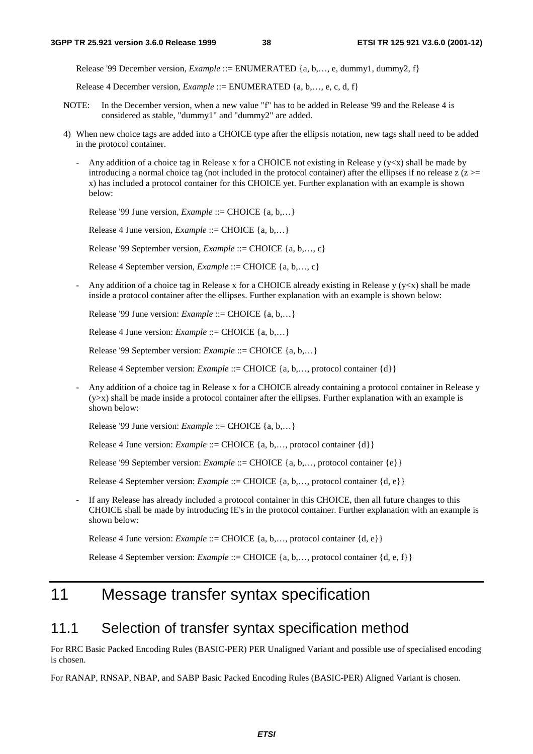Release '99 December version, *Example* ::= ENUMERATED {a, b,…, e, dummy1, dummy2, f}

Release 4 December version, *Example* ::= ENUMERATED {a, b,…, e, c, d, f}

NOTE: In the December version, when a new value "f" has to be added in Release '99 and the Release 4 is considered as stable, "dummy1" and "dummy2" are added.

4) When new choice tags are added into a CHOICE type after the ellipsis notation, new tags shall need to be added in the protocol container.

   - Any addition of a choice tag in Release x for a CHOICE not existing in Release y (y<x) shall be made by introducing a normal choice tag (not included in the protocol container) after the ellipses if no release z (z >= x) has included a protocol container for this CHOICE yet. Further explanation with an example is shown below:

     Release '99 June version, *Example* ::= CHOICE {a, b,…}

     Release 4 June version, *Example* ::= CHOICE {a, b,…}

     Release '99 September version, *Example* ::= CHOICE {a, b,…, c}

     Release 4 September version, *Example* ::= CHOICE {a, b,…, c}

   - Any addition of a choice tag in Release x for a CHOICE already existing in Release y (y<x) shall be made inside a protocol container after the ellipses. Further explanation with an example is shown below:

     Release '99 June version: *Example* ::= CHOICE {a, b,…}

     Release 4 June version: *Example* ::= CHOICE {a, b,…}

     Release '99 September version: *Example* ::= CHOICE {a, b,…}

     Release 4 September version: *Example* ::= CHOICE {a, b,…, protocol container {d}}

   - Any addition of a choice tag in Release x for a CHOICE already containing a protocol container in Release y (y>x) shall be made inside a protocol container after the ellipses. Further explanation with an example is shown below:

     Release '99 June version: *Example* ::= CHOICE {a, b,…}

     Release 4 June version: *Example* ::= CHOICE {a, b,…, protocol container {d}}

     Release '99 September version: *Example* ::= CHOICE {a, b,…, protocol container {e}}

     Release 4 September version: *Example* ::= CHOICE {a, b,…, protocol container {d, e}}

   - If any Release has already included a protocol container in this CHOICE, then all future changes to this CHOICE shall be made by introducing IE's in the protocol container. Further explanation with an example is shown below:

     Release 4 June version: *Example* ::= CHOICE {a, b,…, protocol container {d, e}}

     Release 4 September version: *Example* ::= CHOICE {a, b,…, protocol container {d, e, f}}

# 11 Message transfer syntax specification

## 11.1 Selection of transfer syntax specification method

For RRC Basic Packed Encoding Rules (BASIC-PER) PER Unaligned Variant and possible use of specialised encoding is chosen.

For RANAP, RNSAP, NBAP, and SABP Basic Packed Encoding Rules (BASIC-PER) Aligned Variant is chosen.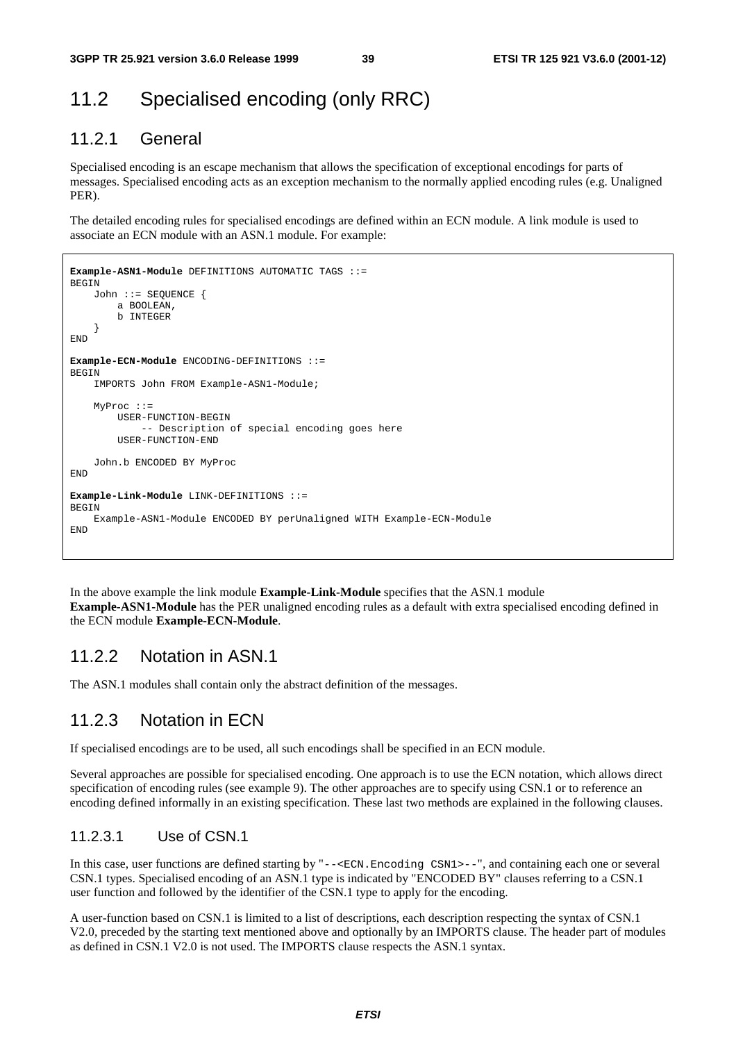## 11.2 Specialised encoding (only RRC)

### 11.2.1 General

Specialised encoding is an escape mechanism that allows the specification of exceptional encodings for parts of messages. Specialised encoding acts as an exception mechanism to the normally applied encoding rules (e.g. Unaligned PER).

The detailed encoding rules for specialised encodings are defined within an ECN module. A link module is used to associate an ECN module with an ASN.1 module. For example:

```
Example-ASN1-Module DEFINITIONS AUTOMATIC TAGS ::=
BEGIN
    John ::= SEQUENCE {
        a BOOLEAN,
        b INTEGER
    }
END

Example-ECN-Module ENCODING-DEFINITIONS ::=
BEGIN
    IMPORTS John FROM Example-ASN1-Module;

    MyProc ::=
        USER-FUNCTION-BEGIN
            -- Description of special encoding goes here
        USER-FUNCTION-END

    John.b ENCODED BY MyProc
END

Example-Link-Module LINK-DEFINITIONS ::=
BEGIN
    Example-ASN1-Module ENCODED BY perUnaligned WITH Example-ECN-Module
END
```

In the above example the link module **Example-Link-Module** specifies that the ASN.1 module **Example-ASN1-Module** has the PER unaligned encoding rules as a default with extra specialised encoding defined in the ECN module **Example-ECN-Module**.

### 11.2.2 Notation in ASN.1

The ASN.1 modules shall contain only the abstract definition of the messages.

### 11.2.3 Notation in ECN

If specialised encodings are to be used, all such encodings shall be specified in an ECN module.

Several approaches are possible for specialised encoding. One approach is to use the ECN notation, which allows direct specification of encoding rules (see example 9). The other approaches are to specify using CSN.1 or to reference an encoding defined informally in an existing specification. These last two methods are explained in the following clauses.

#### 11.2.3.1 Use of CSN.1

In this case, user functions are defined starting by "`--<ECN.Encoding CSN1>--`", and containing each one or several CSN.1 types. Specialised encoding of an ASN.1 type is indicated by "ENCODED BY" clauses referring to a CSN.1 user function and followed by the identifier of the CSN.1 type to apply for the encoding.

A user-function based on CSN.1 is limited to a list of descriptions, each description respecting the syntax of CSN.1 V2.0, preceded by the starting text mentioned above and optionally by an IMPORTS clause. The header part of modules as defined in CSN.1 V2.0 is not used. The IMPORTS clause respects the ASN.1 syntax.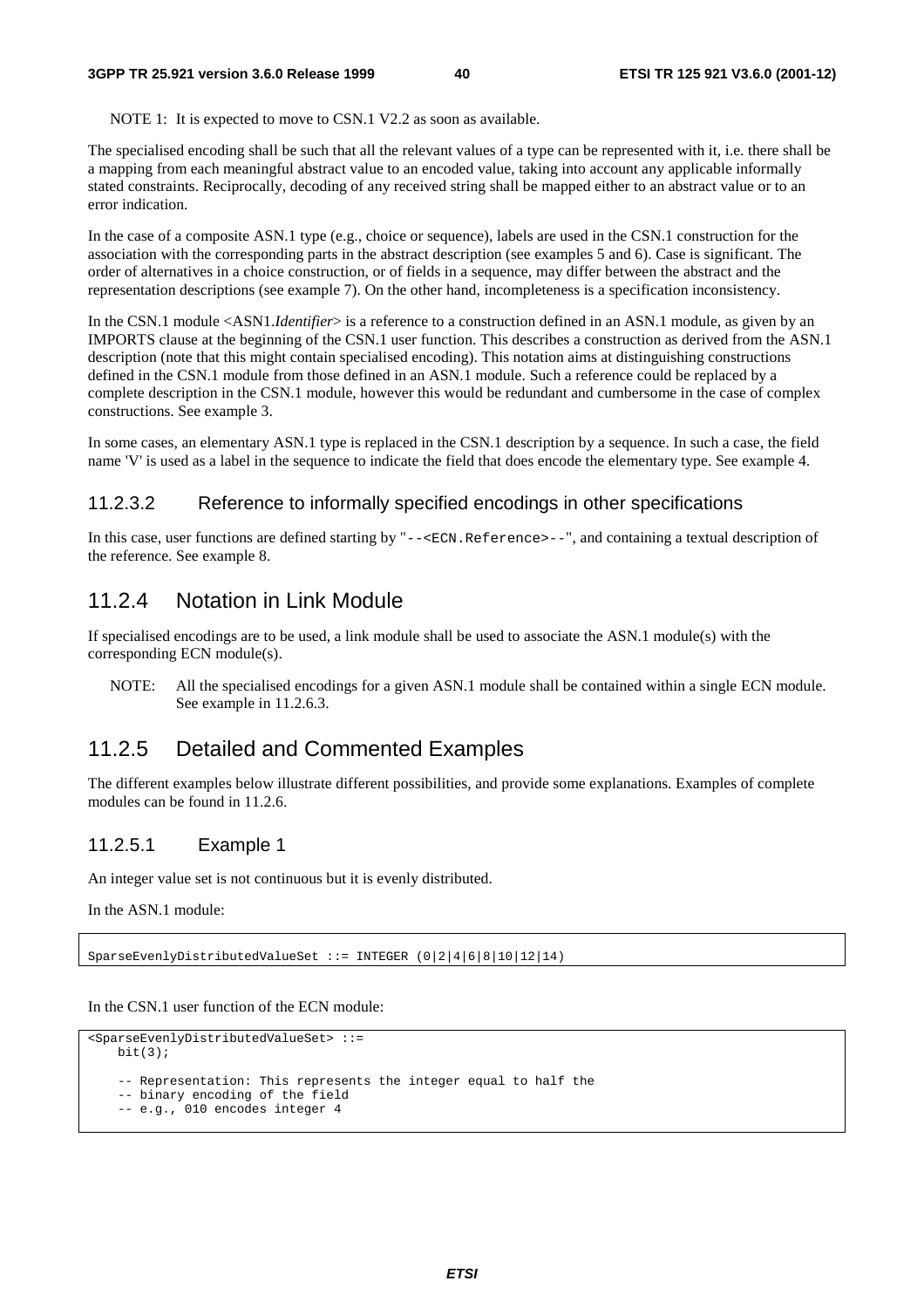NOTE 1: It is expected to move to CSN.1 V2.2 as soon as available.

The specialised encoding shall be such that all the relevant values of a type can be represented with it, i.e. there shall be a mapping from each meaningful abstract value to an encoded value, taking into account any applicable informally stated constraints. Reciprocally, decoding of any received string shall be mapped either to an abstract value or to an error indication.

In the case of a composite ASN.1 type (e.g., choice or sequence), labels are used in the CSN.1 construction for the association with the corresponding parts in the abstract description (see examples 5 and 6). Case is significant. The order of alternatives in a choice construction, or of fields in a sequence, may differ between the abstract and the representation descriptions (see example 7). On the other hand, incompleteness is a specification inconsistency.

In the CSN.1 module <ASN1.*Identifier*> is a reference to a construction defined in an ASN.1 module, as given by an IMPORTS clause at the beginning of the CSN.1 user function. This describes a construction as derived from the ASN.1 description (note that this might contain specialised encoding). This notation aims at distinguishing constructions defined in the CSN.1 module from those defined in an ASN.1 module. Such a reference could be replaced by a complete description in the CSN.1 module, however this would be redundant and cumbersome in the case of complex constructions. See example 3.

In some cases, an elementary ASN.1 type is replaced in the CSN.1 description by a sequence. In such a case, the field name 'V' is used as a label in the sequence to indicate the field that does encode the elementary type. See example 4.

#### 11.2.3.2 Reference to informally specified encodings in other specifications

In this case, user functions are defined starting by `"--<ECN.Reference>--"`, and containing a textual description of the reference. See example 8.

### 11.2.4 Notation in Link Module

If specialised encodings are to be used, a link module shall be used to associate the ASN.1 module(s) with the corresponding ECN module(s).

NOTE: All the specialised encodings for a given ASN.1 module shall be contained within a single ECN module. See example in 11.2.6.3.

### 11.2.5 Detailed and Commented Examples

The different examples below illustrate different possibilities, and provide some explanations. Examples of complete modules can be found in 11.2.6.

#### 11.2.5.1 Example 1

An integer value set is not continuous but it is evenly distributed.

In the ASN.1 module:

```
SparseEvenlyDistributedValueSet ::= INTEGER (0|2|4|6|8|10|12|14)
```

In the CSN.1 user function of the ECN module:

```
<SparseEvenlyDistributedValueSet> ::=
    bit(3);

    -- Representation: This represents the integer equal to half the
    -- binary encoding of the field
    -- e.g., 010 encodes integer 4
```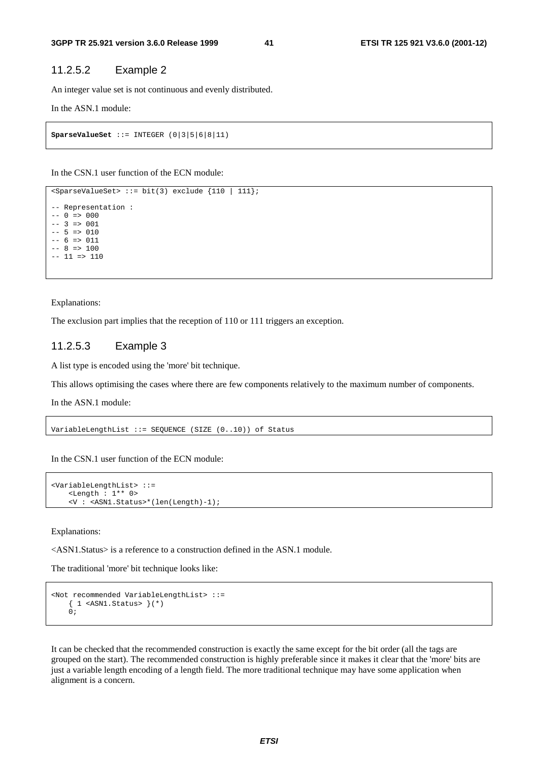### 11.2.5.2 Example 2

An integer value set is not continuous and evenly distributed.

In the ASN.1 module:

```
SparseValueSet ::= INTEGER (0|3|5|6|8|11)
```

In the CSN.1 user function of the ECN module:

```
<SparseValueSet> ::= bit(3) exclude {110 | 111};

-- Representation :
-- 0 => 000
-- 3 => 001
-- 5 => 010
-- 6 => 011
-- 8 => 100
-- 11 => 110
```

Explanations:

The exclusion part implies that the reception of 110 or 111 triggers an exception.

### 11.2.5.3 Example 3

A list type is encoded using the 'more' bit technique.

This allows optimising the cases where there are few components relatively to the maximum number of components.

In the ASN.1 module:

```
VariableLengthList ::= SEQUENCE (SIZE (0..10)) of Status
```

In the CSN.1 user function of the ECN module:

```
<VariableLengthList> ::=
    <Length : 1** 0>
    <V : <ASN1.Status>*(len(Length)-1);
```

Explanations:

<ASN1.Status> is a reference to a construction defined in the ASN.1 module.

The traditional 'more' bit technique looks like:

```
<Not recommended VariableLengthList> ::=
    { 1 <ASN1.Status> }(*)
    0;
```

It can be checked that the recommended construction is exactly the same except for the bit order (all the tags are grouped on the start). The recommended construction is highly preferable since it makes it clear that the 'more' bits are just a variable length encoding of a length field. The more traditional technique may have some application when alignment is a concern.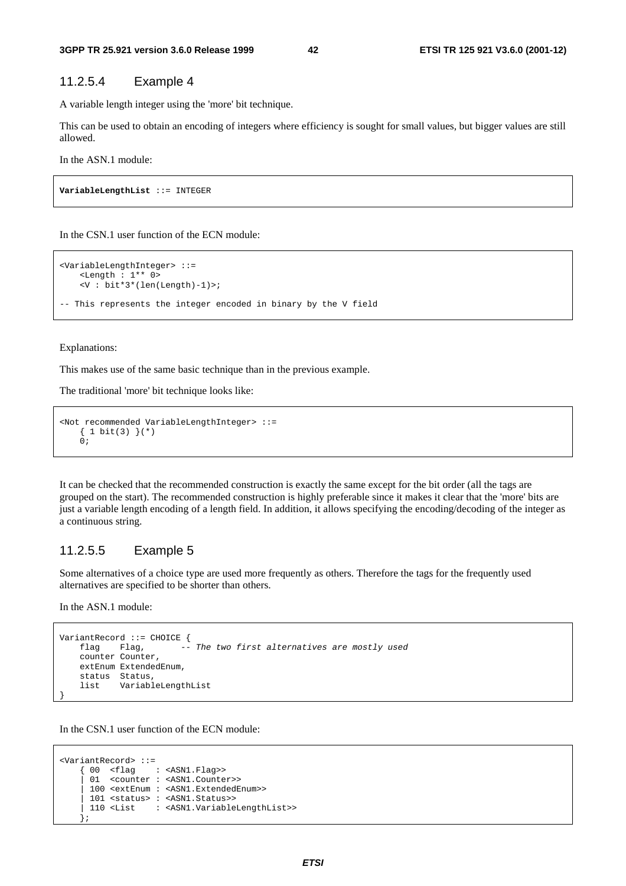### 11.2.5.4 Example 4

A variable length integer using the 'more' bit technique.

This can be used to obtain an encoding of integers where efficiency is sought for small values, but bigger values are still allowed.

In the ASN.1 module:

```
VariableLengthList ::= INTEGER
```

In the CSN.1 user function of the ECN module:

```
<VariableLengthInteger> ::=
    <Length : 1** 0>
    <V : bit*3*(len(Length)-1)>;

-- This represents the integer encoded in binary by the V field
```

Explanations:

This makes use of the same basic technique than in the previous example.

The traditional 'more' bit technique looks like:

```
<Not recommended VariableLengthInteger> ::=
    { 1 bit(3) }(*)
    0;
```

It can be checked that the recommended construction is exactly the same except for the bit order (all the tags are grouped on the start). The recommended construction is highly preferable since it makes it clear that the 'more' bits are just a variable length encoding of a length field. In addition, it allows specifying the encoding/decoding of the integer as a continuous string.

### 11.2.5.5 Example 5

Some alternatives of a choice type are used more frequently as others. Therefore the tags for the frequently used alternatives are specified to be shorter than others.

In the ASN.1 module:

```
VariantRecord ::= CHOICE {
    flag    Flag,       -- The two first alternatives are mostly used
    counter Counter,
    extEnum ExtendedEnum,
    status  Status,
    list    VariableLengthList
}
```

In the CSN.1 user function of the ECN module:

```
<VariantRecord> ::=
    { 00  <flag    : <ASN1.Flag>>
    | 01  <counter : <ASN1.Counter>>
    | 100 <extEnum : <ASN1.ExtendedEnum>>
    | 101 <status> : <ASN1.Status>>
    | 110 <List    : <ASN1.VariableLengthList>>
    };
```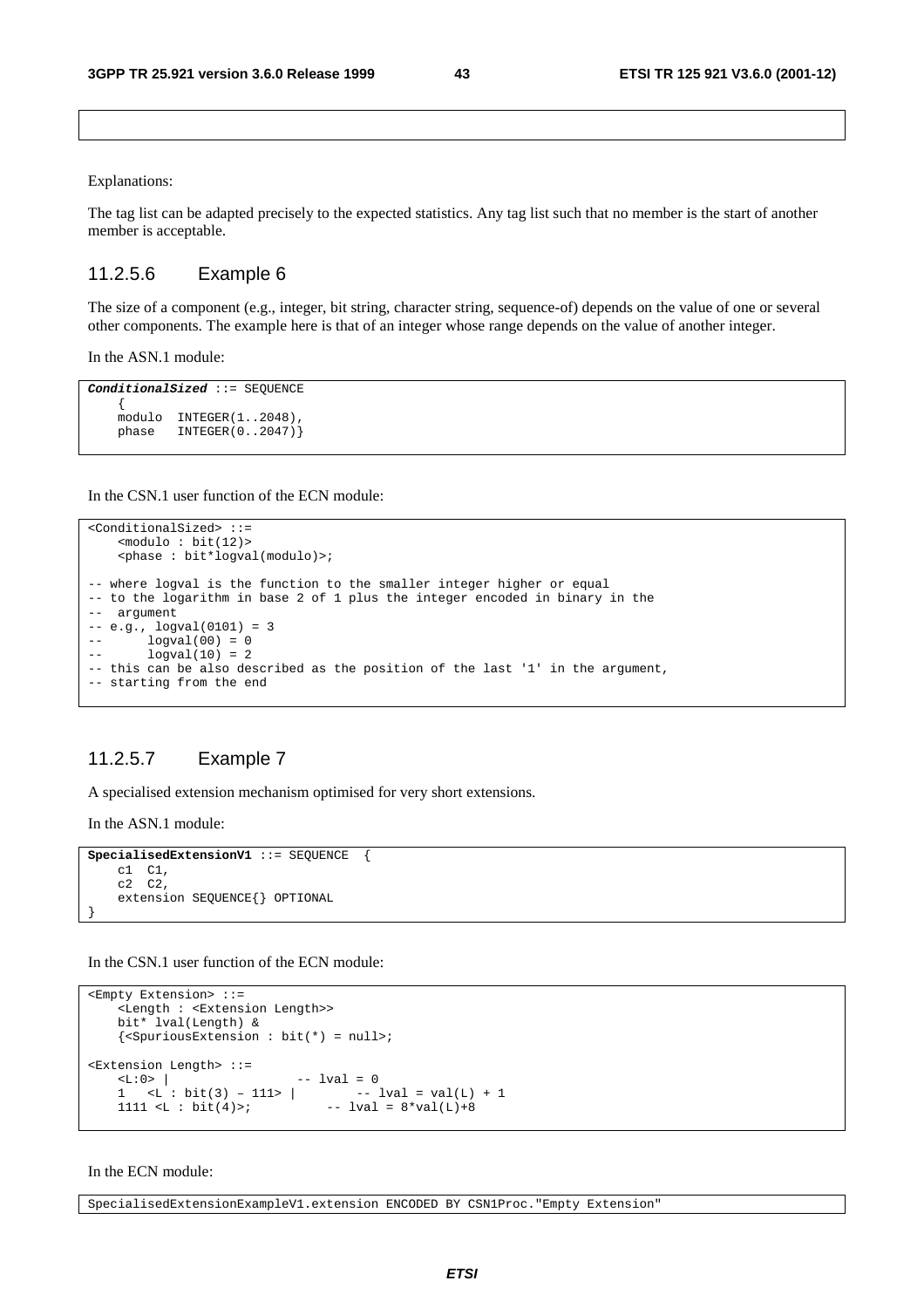Explanations:

The tag list can be adapted precisely to the expected statistics. Any tag list such that no member is the start of another member is acceptable.

### 11.2.5.6 Example 6

The size of a component (e.g., integer, bit string, character string, sequence-of) depends on the value of one or several other components. The example here is that of an integer whose range depends on the value of another integer.

In the ASN.1 module:

```
ConditionalSized ::= SEQUENCE
    {
    modulo  INTEGER(1..2048),
    phase   INTEGER(0..2047)}
```

In the CSN.1 user function of the ECN module:

```
<ConditionalSized> ::=
    <modulo : bit(12)>
    <phase : bit*logval(modulo)>;

-- where logval is the function to the smaller integer higher or equal
-- to the logarithm in base 2 of 1 plus the integer encoded in binary in the
--  argument
-- e.g., logval(0101) = 3
--      logval(00) = 0
--      logval(10) = 2
-- this can be also described as the position of the last '1' in the argument,
-- starting from the end
```

### 11.2.5.7 Example 7

A specialised extension mechanism optimised for very short extensions.

In the ASN.1 module:

```
SpecialisedExtensionV1 ::= SEQUENCE  {
    c1  C1,
    c2  C2,
    extension SEQUENCE{} OPTIONAL
}
```

In the CSN.1 user function of the ECN module:

```
<Empty Extension> ::=
    <Length : <Extension Length>>
    bit* lval(Length) &
    {<SpuriousExtension : bit(*) = null>;

<Extension Length> ::=
    <L:0> |                 -- lval = 0
    1   <L : bit(3) – 111> |        -- lval = val(L) + 1
    1111 <L : bit(4)>;          -- lval = 8*val(L)+8
```

In the ECN module:

```
SpecialisedExtensionExampleV1.extension ENCODED BY CSN1Proc."Empty Extension"
```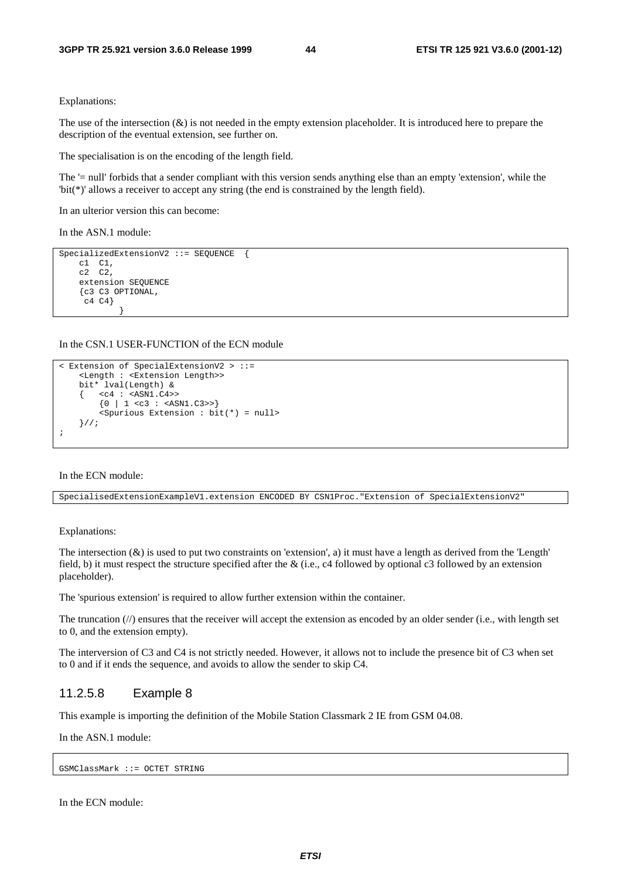Explanations:

The use of the intersection (&) is not needed in the empty extension placeholder. It is introduced here to prepare the description of the eventual extension, see further on.

The specialisation is on the encoding of the length field.

The '= null' forbids that a sender compliant with this version sends anything else than an empty 'extension', while the 'bit(*)' allows a receiver to accept any string (the end is constrained by the length field).

In an ulterior version this can become:

In the ASN.1 module:

```
SpecializedExtensionV2 ::= SEQUENCE  {
    c1  C1,
    c2  C2,
    extension SEQUENCE
    {c3 C3 OPTIONAL,
     c4 C4}
            }
```

In the CSN.1 USER-FUNCTION of the ECN module

```
< Extension of SpecialExtensionV2 > ::=
    <Length : <Extension Length>>
    bit* lval(Length) &
    {   <c4 : <ASN1.C4>>
        {0 | 1 <c3 : <ASN1.C3>>}
        <Spurious Extension : bit(*) = null>
    }//;
;
```

In the ECN module:

```
SpecialisedExtensionExampleV1.extension ENCODED BY CSN1Proc."Extension of SpecialExtensionV2"
```

Explanations:

The intersection (&) is used to put two constraints on 'extension', a) it must have a length as derived from the 'Length' field, b) it must respect the structure specified after the & (i.e., c4 followed by optional c3 followed by an extension placeholder).

The 'spurious extension' is required to allow further extension within the container.

The truncation (//) ensures that the receiver will accept the extension as encoded by an older sender (i.e., with length set to 0, and the extension empty).

The interversion of C3 and C4 is not strictly needed. However, it allows not to include the presence bit of C3 when set to 0 and if it ends the sequence, and avoids to allow the sender to skip C4.

#### 11.2.5.8 Example 8

This example is importing the definition of the Mobile Station Classmark 2 IE from GSM 04.08.

In the ASN.1 module:

```
GSMClassMark ::= OCTET STRING
```

In the ECN module: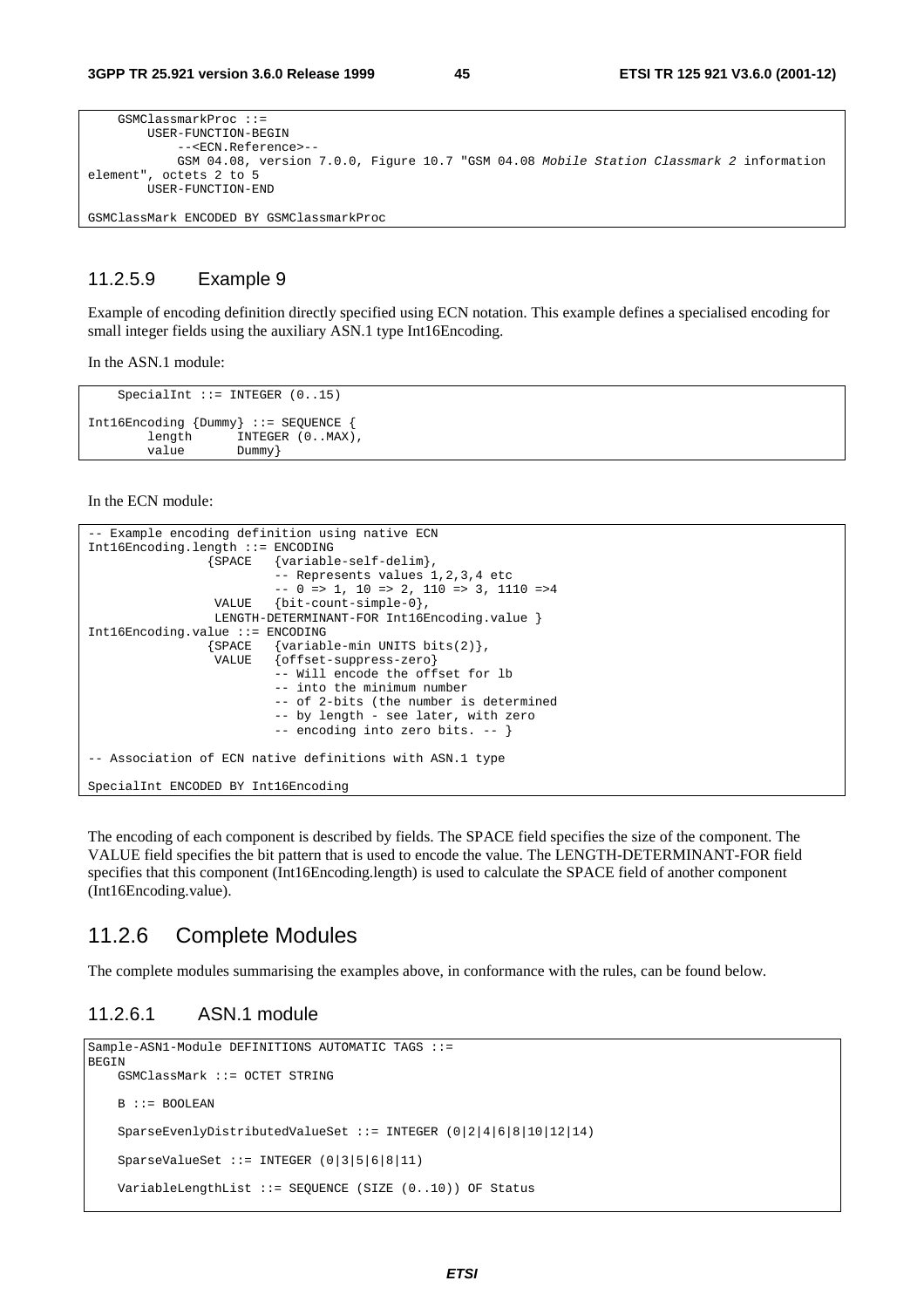```
    GSMClassmarkProc ::=
        USER-FUNCTION-BEGIN
            --<ECN.Reference>--
            GSM 04.08, version 7.0.0, Figure 10.7 "GSM 04.08 Mobile Station Classmark 2 information
element", octets 2 to 5
        USER-FUNCTION-END

GSMClassMark ENCODED BY GSMClassmarkProc
```

### 11.2.5.9 Example 9

Example of encoding definition directly specified using ECN notation. This example defines a specialised encoding for small integer fields using the auxiliary ASN.1 type Int16Encoding.

In the ASN.1 module:

```
    SpecialInt ::= INTEGER (0..15)

Int16Encoding {Dummy} ::= SEQUENCE {
        length      INTEGER (0..MAX),
        value       Dummy}
```

In the ECN module:

```
-- Example encoding definition using native ECN
Int16Encoding.length ::= ENCODING
                {SPACE   {variable-self-delim},
                         -- Represents values 1,2,3,4 etc
                         -- 0 => 1, 10 => 2, 110 => 3, 1110 =>4
                 VALUE   {bit-count-simple-0},
                 LENGTH-DETERMINANT-FOR Int16Encoding.value }
Int16Encoding.value ::= ENCODING
                {SPACE   {variable-min UNITS bits(2)},
                 VALUE   {offset-suppress-zero}
                         -- Will encode the offset for lb
                         -- into the minimum number
                         -- of 2-bits (the number is determined
                         -- by length - see later, with zero
                         -- encoding into zero bits. -- }

-- Association of ECN native definitions with ASN.1 type

SpecialInt ENCODED BY Int16Encoding
```

The encoding of each component is described by fields. The SPACE field specifies the size of the component. The VALUE field specifies the bit pattern that is used to encode the value. The LENGTH-DETERMINANT-FOR field specifies that this component (Int16Encoding.length) is used to calculate the SPACE field of another component (Int16Encoding.value).

## 11.2.6 Complete Modules

The complete modules summarising the examples above, in conformance with the rules, can be found below.

### 11.2.6.1 ASN.1 module

```
Sample-ASN1-Module DEFINITIONS AUTOMATIC TAGS ::=
BEGIN
    GSMClassMark ::= OCTET STRING

    B ::= BOOLEAN

    SparseEvenlyDistributedValueSet ::= INTEGER (0|2|4|6|8|10|12|14)

    SparseValueSet ::= INTEGER (0|3|5|6|8|11)

    VariableLengthList ::= SEQUENCE (SIZE (0..10)) OF Status
```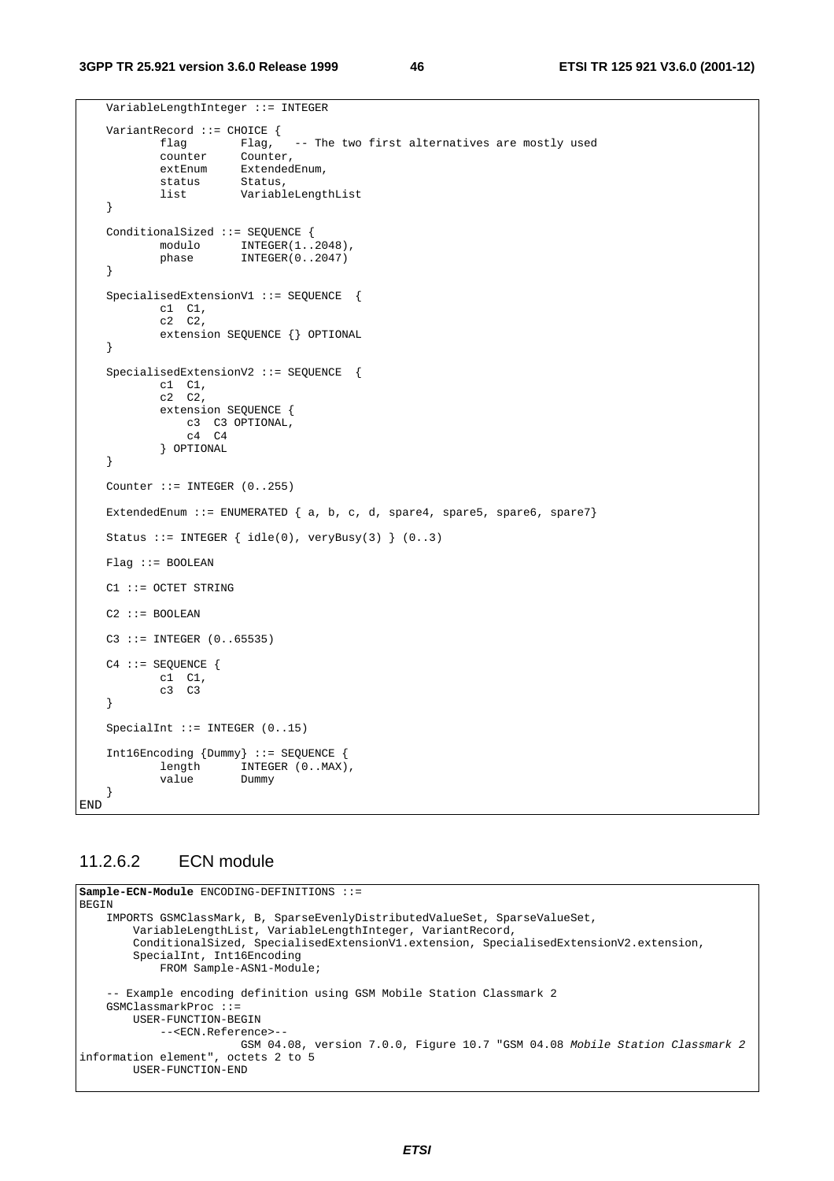```
    VariableLengthInteger ::= INTEGER

    VariantRecord ::= CHOICE {
            flag        Flag,   -- The two first alternatives are mostly used
            counter     Counter,
            extEnum     ExtendedEnum,
            status      Status,
            list        VariableLengthList
    }

    ConditionalSized ::= SEQUENCE {
            modulo      INTEGER(1..2048),
            phase       INTEGER(0..2047)
    }

    SpecialisedExtensionV1 ::= SEQUENCE  {
            c1  C1,
            c2  C2,
            extension SEQUENCE {} OPTIONAL
    }

    SpecialisedExtensionV2 ::= SEQUENCE  {
            c1  C1,
            c2  C2,
            extension SEQUENCE {
                c3  C3 OPTIONAL,
                c4  C4
            } OPTIONAL
    }

    Counter ::= INTEGER (0..255)

    ExtendedEnum ::= ENUMERATED { a, b, c, d, spare4, spare5, spare6, spare7}

    Status ::= INTEGER { idle(0), veryBusy(3) } (0..3)

    Flag ::= BOOLEAN

    C1 ::= OCTET STRING

    C2 ::= BOOLEAN

    C3 ::= INTEGER (0..65535)

    C4 ::= SEQUENCE {
            c1  C1,
            c3  C3
    }

    SpecialInt ::= INTEGER (0..15)

    Int16Encoding {Dummy} ::= SEQUENCE {
            length      INTEGER (0..MAX),
            value       Dummy
    }
END
```

### 11.2.6.2 ECN module

```
Sample-ECN-Module ENCODING-DEFINITIONS ::=
BEGIN
    IMPORTS GSMClassMark, B, SparseEvenlyDistributedValueSet, SparseValueSet,
        VariableLengthList, VariableLengthInteger, VariantRecord,
        ConditionalSized, SpecialisedExtensionV1.extension, SpecialisedExtensionV2.extension,
        SpecialInt, Int16Encoding
            FROM Sample-ASN1-Module;

    -- Example encoding definition using GSM Mobile Station Classmark 2
    GSMClassmarkProc ::=
        USER-FUNCTION-BEGIN
            --<ECN.Reference>--
                        GSM 04.08, version 7.0.0, Figure 10.7 "GSM 04.08 Mobile Station Classmark 2
information element", octets 2 to 5
        USER-FUNCTION-END
```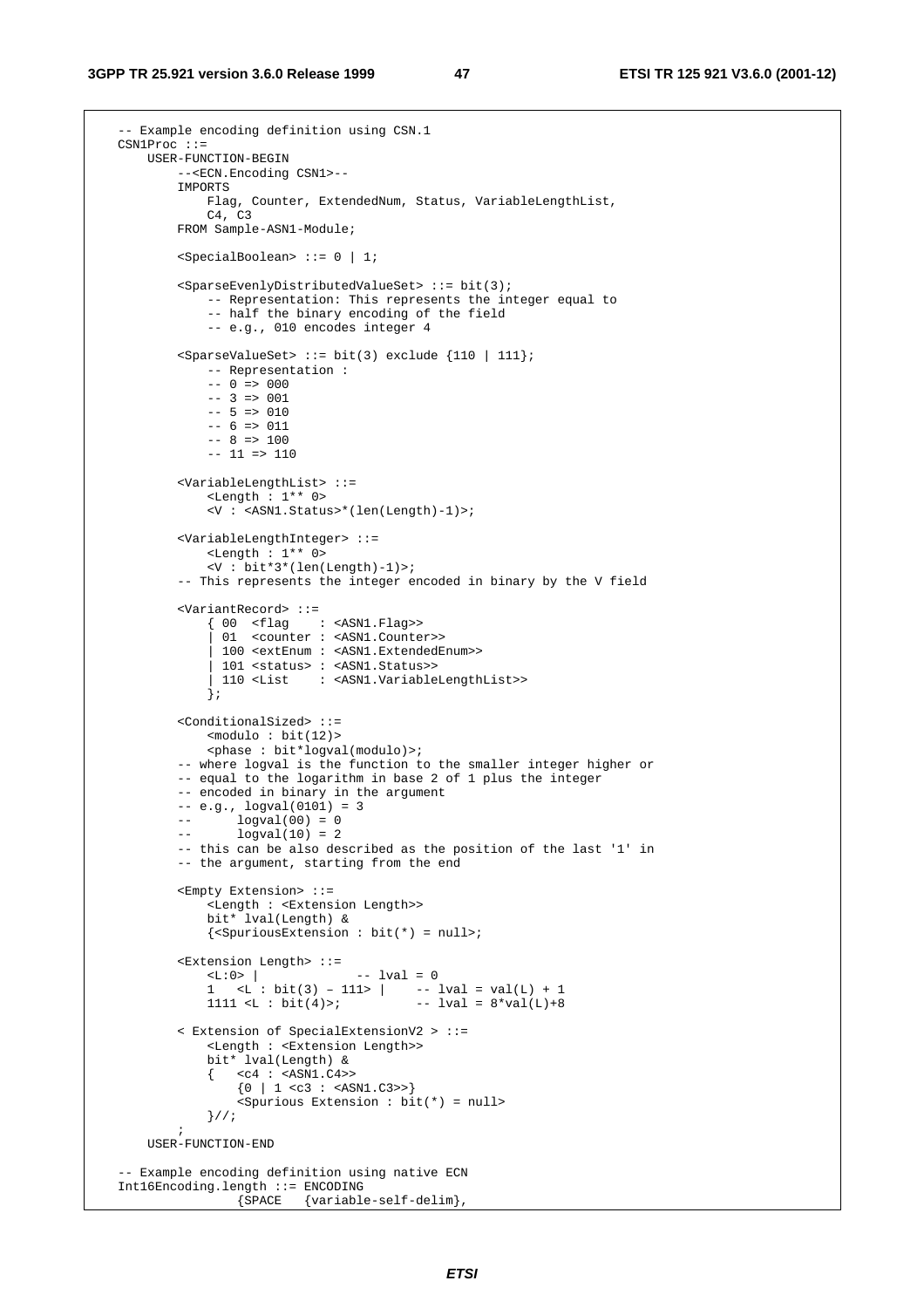```
-- Example encoding definition using CSN.1
CSN1Proc ::=
    USER-FUNCTION-BEGIN
        --<ECN.Encoding CSN1>--
        IMPORTS
            Flag, Counter, ExtendedNum, Status, VariableLengthList,
            C4, C3
        FROM Sample-ASN1-Module;

        <SpecialBoolean> ::= 0 | 1;

        <SparseEvenlyDistributedValueSet> ::= bit(3);
            -- Representation: This represents the integer equal to
            -- half the binary encoding of the field
            -- e.g., 010 encodes integer 4

        <SparseValueSet> ::= bit(3) exclude {110 | 111};
            -- Representation :
            -- 0 => 000
            -- 3 => 001
            -- 5 => 010
            -- 6 => 011
            -- 8 => 100
            -- 11 => 110

        <VariableLengthList> ::=
            <Length : 1** 0>
            <V : <ASN1.Status>*(len(Length)-1)>;

        <VariableLengthInteger> ::=
            <Length : 1** 0>
            <V : bit*3*(len(Length)-1)>;
        -- This represents the integer encoded in binary by the V field

        <VariantRecord> ::=
            { 00  <flag    : <ASN1.Flag>>
            | 01  <counter : <ASN1.Counter>>
            | 100 <extEnum : <ASN1.ExtendedEnum>>
            | 101 <status> : <ASN1.Status>>
            | 110 <List    : <ASN1.VariableLengthList>>
            };

        <ConditionalSized> ::=
            <modulo : bit(12)>
            <phase : bit*logval(modulo)>;
        -- where logval is the function to the smaller integer higher or
        -- equal to the logarithm in base 2 of 1 plus the integer
        -- encoded in binary in the argument
        -- e.g., logval(0101) = 3
        --       logval(00) = 0
        --       logval(10) = 2
        -- this can be also described as the position of the last '1' in
        -- the argument, starting from the end

        <Empty Extension> ::=
            <Length : <Extension Length>>
            bit* lval(Length) &
            {<SpuriousExtension : bit(*) = null>;

        <Extension Length> ::=
            <L:0> |              -- lval = 0
            1   <L : bit(3) – 111> |    -- lval = val(L) + 1
            1111 <L : bit(4)>;          -- lval = 8*val(L)+8

        < Extension of SpecialExtensionV2 > ::=
            <Length : <Extension Length>>
            bit* lval(Length) &
            {   <c4 : <ASN1.C4>>
                {0 | 1 <c3 : <ASN1.C3>>}
                <Spurious Extension : bit(*) = null>
            }//;
        ;
    USER-FUNCTION-END

-- Example encoding definition using native ECN
Int16Encoding.length ::= ENCODING
                {SPACE   {variable-self-delim},
```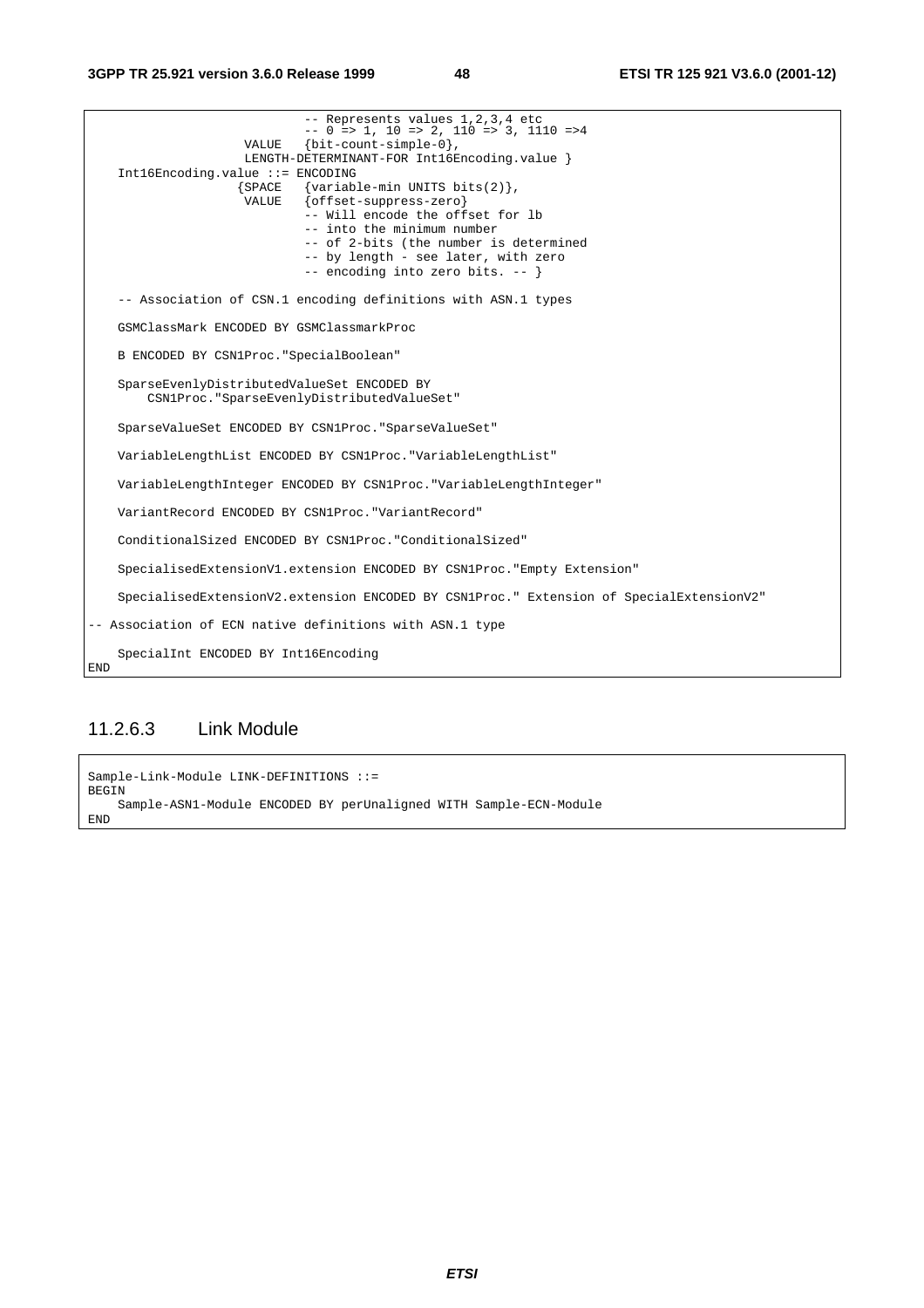```
                            -- Represents values 1,2,3,4 etc
                            -- 0 => 1, 10 => 2, 110 => 3, 1110 =>4
                    VALUE   {bit-count-simple-0},
                    LENGTH-DETERMINANT-FOR Int16Encoding.value }
    Int16Encoding.value ::= ENCODING
                   {SPACE   {variable-min UNITS bits(2)},
                    VALUE   {offset-suppress-zero}
                            -- Will encode the offset for lb
                            -- into the minimum number
                            -- of 2-bits (the number is determined
                            -- by length - see later, with zero
                            -- encoding into zero bits. -- }

    -- Association of CSN.1 encoding definitions with ASN.1 types

    GSMClassMark ENCODED BY GSMClassmarkProc

    B ENCODED BY CSN1Proc."SpecialBoolean"

    SparseEvenlyDistributedValueSet ENCODED BY
        CSN1Proc."SparseEvenlyDistributedValueSet"

    SparseValueSet ENCODED BY CSN1Proc."SparseValueSet"

    VariableLengthList ENCODED BY CSN1Proc."VariableLengthList"

    VariableLengthInteger ENCODED BY CSN1Proc."VariableLengthInteger"

    VariantRecord ENCODED BY CSN1Proc."VariantRecord"

    ConditionalSized ENCODED BY CSN1Proc."ConditionalSized"

    SpecialisedExtensionV1.extension ENCODED BY CSN1Proc."Empty Extension"

    SpecialisedExtensionV2.extension ENCODED BY CSN1Proc." Extension of SpecialExtensionV2"

-- Association of ECN native definitions with ASN.1 type

    SpecialInt ENCODED BY Int16Encoding
END
```

### 11.2.6.3 Link Module

```
Sample-Link-Module LINK-DEFINITIONS ::=
BEGIN
    Sample-ASN1-Module ENCODED BY perUnaligned WITH Sample-ECN-Module
END
```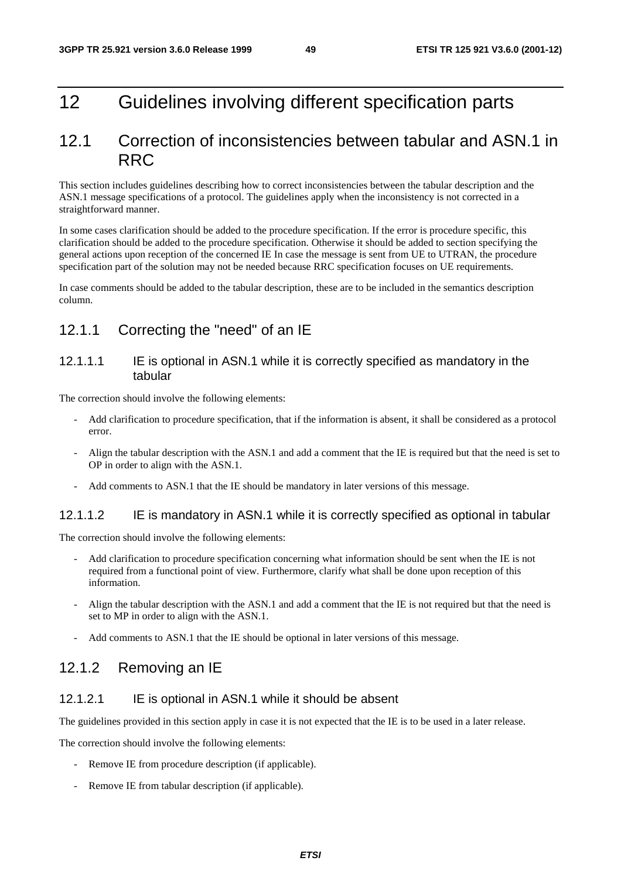# 12 Guidelines involving different specification parts

## 12.1 Correction of inconsistencies between tabular and ASN.1 in RRC

This section includes guidelines describing how to correct inconsistencies between the tabular description and the ASN.1 message specifications of a protocol. The guidelines apply when the inconsistency is not corrected in a straightforward manner.

In some cases clarification should be added to the procedure specification. If the error is procedure specific, this clarification should be added to the procedure specification. Otherwise it should be added to section specifying the general actions upon reception of the concerned IE In case the message is sent from UE to UTRAN, the procedure specification part of the solution may not be needed because RRC specification focuses on UE requirements.

In case comments should be added to the tabular description, these are to be included in the semantics description column.

### 12.1.1 Correcting the "need" of an IE

#### 12.1.1.1 IE is optional in ASN.1 while it is correctly specified as mandatory in the tabular

The correction should involve the following elements:

- Add clarification to procedure specification, that if the information is absent, it shall be considered as a protocol error.
- Align the tabular description with the ASN.1 and add a comment that the IE is required but that the need is set to OP in order to align with the ASN.1.
- Add comments to ASN.1 that the IE should be mandatory in later versions of this message.

#### 12.1.1.2 IE is mandatory in ASN.1 while it is correctly specified as optional in tabular

The correction should involve the following elements:

- Add clarification to procedure specification concerning what information should be sent when the IE is not required from a functional point of view. Furthermore, clarify what shall be done upon reception of this information.
- Align the tabular description with the ASN.1 and add a comment that the IE is not required but that the need is set to MP in order to align with the ASN.1.
- Add comments to ASN.1 that the IE should be optional in later versions of this message.

### 12.1.2 Removing an IE

#### 12.1.2.1 IE is optional in ASN.1 while it should be absent

The guidelines provided in this section apply in case it is not expected that the IE is to be used in a later release.

The correction should involve the following elements:

- Remove IE from procedure description (if applicable).
- Remove IE from tabular description (if applicable).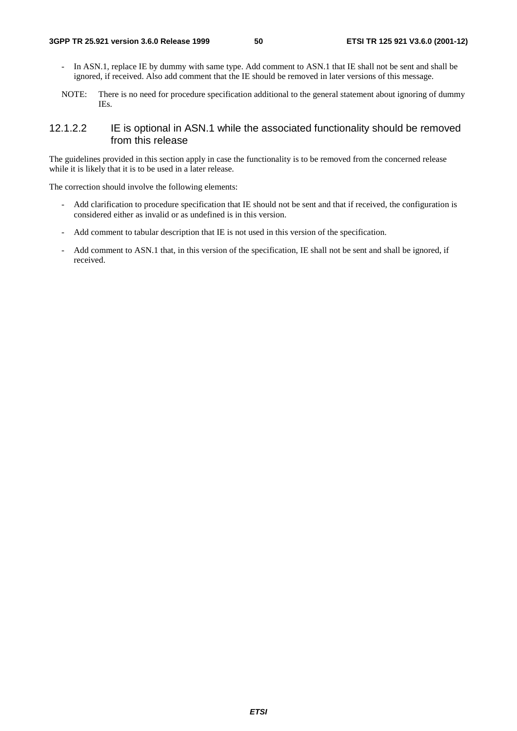- In ASN.1, replace IE by dummy with same type. Add comment to ASN.1 that IE shall not be sent and shall be ignored, if received. Also add comment that the IE should be removed in later versions of this message.

NOTE: There is no need for procedure specification additional to the general statement about ignoring of dummy IEs.

#### 12.1.2.2 IE is optional in ASN.1 while the associated functionality should be removed from this release

The guidelines provided in this section apply in case the functionality is to be removed from the concerned release while it is likely that it is to be used in a later release.

The correction should involve the following elements:

- Add clarification to procedure specification that IE should not be sent and that if received, the configuration is considered either as invalid or as undefined is in this version.
- Add comment to tabular description that IE is not used in this version of the specification.
- Add comment to ASN.1 that, in this version of the specification, IE shall not be sent and shall be ignored, if received.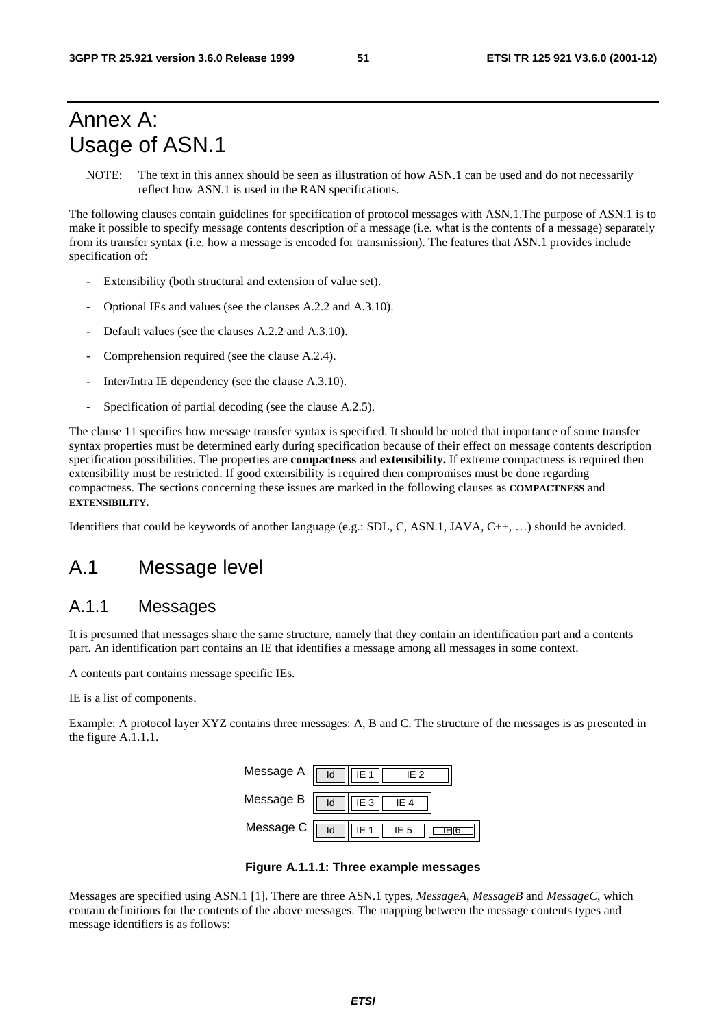# Annex A: Usage of ASN.1

NOTE: The text in this annex should be seen as illustration of how ASN.1 can be used and do not necessarily reflect how ASN.1 is used in the RAN specifications.

The following clauses contain guidelines for specification of protocol messages with ASN.1.The purpose of ASN.1 is to make it possible to specify message contents description of a message (i.e. what is the contents of a message) separately from its transfer syntax (i.e. how a message is encoded for transmission). The features that ASN.1 provides include specification of:

- Extensibility (both structural and extension of value set).
- Optional IEs and values (see the clauses A.2.2 and A.3.10).
- Default values (see the clauses A.2.2 and A.3.10).
- Comprehension required (see the clause A.2.4).
- Inter/Intra IE dependency (see the clause A.3.10).
- Specification of partial decoding (see the clause A.2.5).

The clause 11 specifies how message transfer syntax is specified. It should be noted that importance of some transfer syntax properties must be determined early during specification because of their effect on message contents description specification possibilities. The properties are **compactness** and **extensibility.** If extreme compactness is required then extensibility must be restricted. If good extensibility is required then compromises must be done regarding compactness. The sections concerning these issues are marked in the following clauses as **COMPACTNESS** and **EXTENSIBILITY**.

Identifiers that could be keywords of another language (e.g.: SDL, C, ASN.1, JAVA, C++, …) should be avoided.

## A.1 Message level

### A.1.1 Messages

It is presumed that messages share the same structure, namely that they contain an identification part and a contents part. An identification part contains an IE that identifies a message among all messages in some context.

A contents part contains message specific IEs.

IE is a list of components.

Example: A protocol layer XYZ contains three messages: A, B and C. The structure of the messages is as presented in the figure A.1.1.1.

| Message | | | | |
|---|---|---|---|---|
| Message A | Id | IE 1 | IE 2 | |
| Message B | Id | IE 3 | IE 4 | |
| Message C | Id | IE 1 | IE 5 | IE 6 |

**Figure A.1.1.1: Three example messages**

Messages are specified using ASN.1 [1]. There are three ASN.1 types, *MessageA*, *MessageB* and *MessageC*, which contain definitions for the contents of the above messages. The mapping between the message contents types and message identifiers is as follows: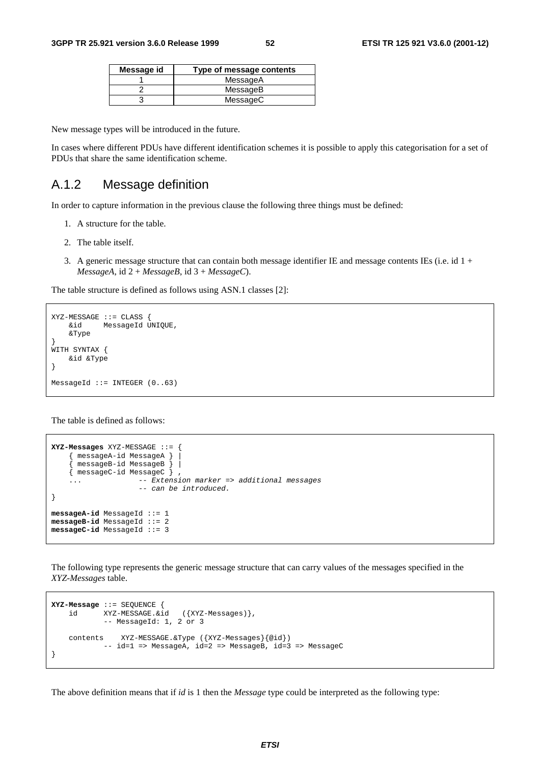| Message id | Type of message contents |
| --- | --- |
| 1 | MessageA |
| 2 | MessageB |
| 3 | MessageC |

New message types will be introduced in the future.

In cases where different PDUs have different identification schemes it is possible to apply this categorisation for a set of PDUs that share the same identification scheme.

## A.1.2 Message definition

In order to capture information in the previous clause the following three things must be defined:

1. A structure for the table.
2. The table itself.
3. A generic message structure that can contain both message identifier IE and message contents IEs (i.e. id 1 + *MessageA*, id 2 + *MessageB*, id 3 + *MessageC*).

The table structure is defined as follows using ASN.1 classes [2]:

```
XYZ-MESSAGE ::= CLASS {
    &id     MessageId UNIQUE,
    &Type
}
WITH SYNTAX {
    &id &Type
}

MessageId ::= INTEGER (0..63)
```

The table is defined as follows:

```
XYZ-Messages XYZ-MESSAGE ::= {
    { messageA-id MessageA } |
    { messageB-id MessageB } |
    { messageC-id MessageC } ,
    ...              -- Extension marker => additional messages
                     -- can be introduced.
}

messageA-id MessageId ::= 1
messageB-id MessageId ::= 2
messageC-id MessageId ::= 3
```

The following type represents the generic message structure that can carry values of the messages specified in the *XYZ-Messages* table.

```
XYZ-Message ::= SEQUENCE {
    id      XYZ-MESSAGE.&id   ({XYZ-Messages)},
            -- MessageId: 1, 2 or 3

    contents    XYZ-MESSAGE.&Type ({XYZ-Messages}{@id})
            -- id=1 => MessageA, id=2 => MessageB, id=3 => MessageC
}
```

The above definition means that if *id* is 1 then the *Message* type could be interpreted as the following type: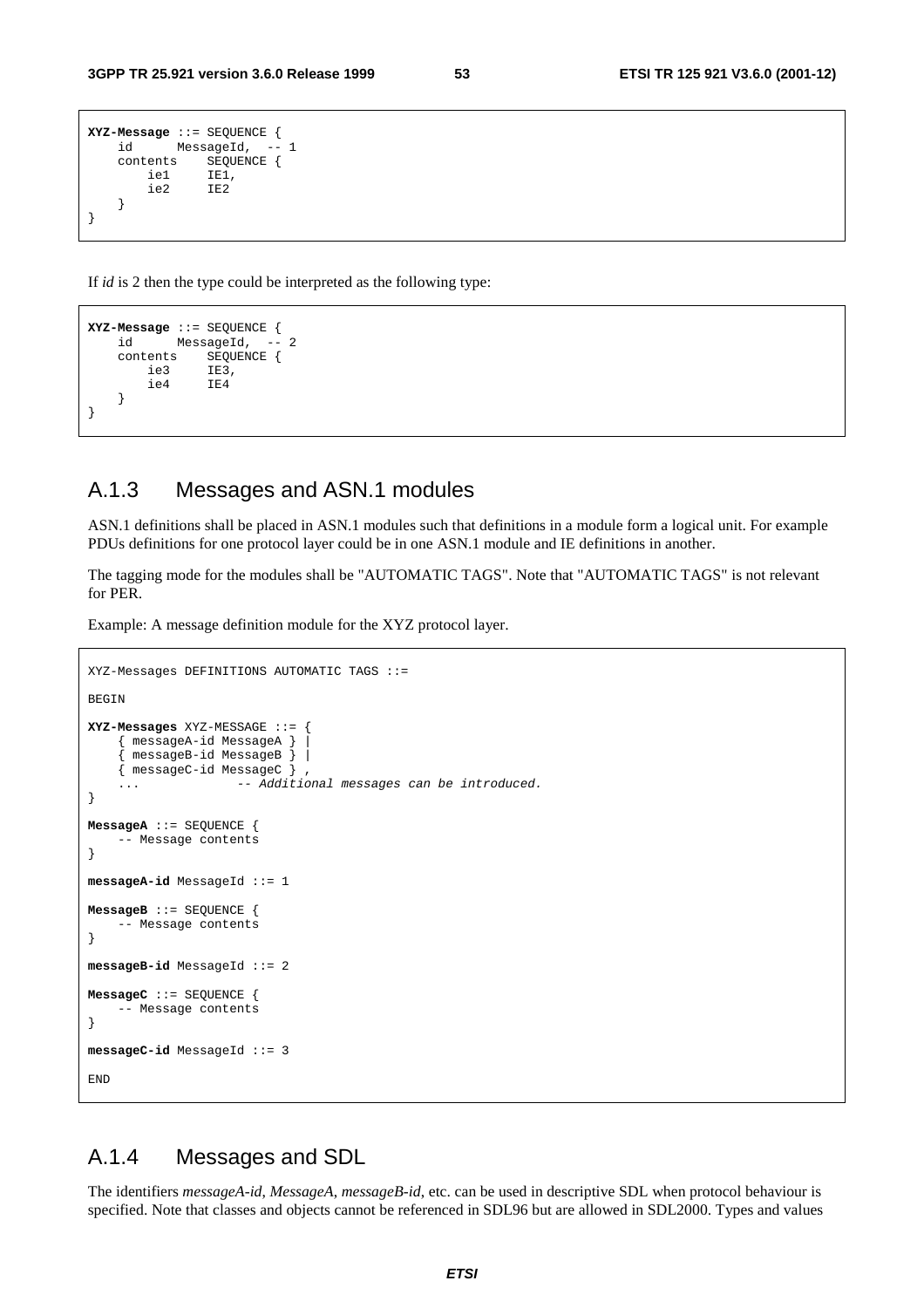```
XYZ-Message ::= SEQUENCE {
    id      MessageId,  -- 1
    contents    SEQUENCE {
        ie1     IE1,
        ie2     IE2
    }
}
```

If *id* is 2 then the type could be interpreted as the following type:

```
XYZ-Message ::= SEQUENCE {
    id      MessageId,  -- 2
    contents    SEQUENCE {
        ie3     IE3,
        ie4     IE4
    }
}
```

## A.1.3 Messages and ASN.1 modules

ASN.1 definitions shall be placed in ASN.1 modules such that definitions in a module form a logical unit. For example PDUs definitions for one protocol layer could be in one ASN.1 module and IE definitions in another.

The tagging mode for the modules shall be "AUTOMATIC TAGS". Note that "AUTOMATIC TAGS" is not relevant for PER.

Example: A message definition module for the XYZ protocol layer.

```
XYZ-Messages DEFINITIONS AUTOMATIC TAGS ::=

BEGIN

XYZ-Messages XYZ-MESSAGE ::= {
    { messageA-id MessageA } |
    { messageB-id MessageB } |
    { messageC-id MessageC } ,
    ...             -- Additional messages can be introduced.
}

MessageA ::= SEQUENCE {
    -- Message contents
}

messageA-id MessageId ::= 1

MessageB ::= SEQUENCE {
    -- Message contents
}

messageB-id MessageId ::= 2

MessageC ::= SEQUENCE {
    -- Message contents
}

messageC-id MessageId ::= 3

END
```

## A.1.4 Messages and SDL

The identifiers *messageA-id*, *MessageA*, *messageB-id*, etc. can be used in descriptive SDL when protocol behaviour is specified. Note that classes and objects cannot be referenced in SDL96 but are allowed in SDL2000. Types and values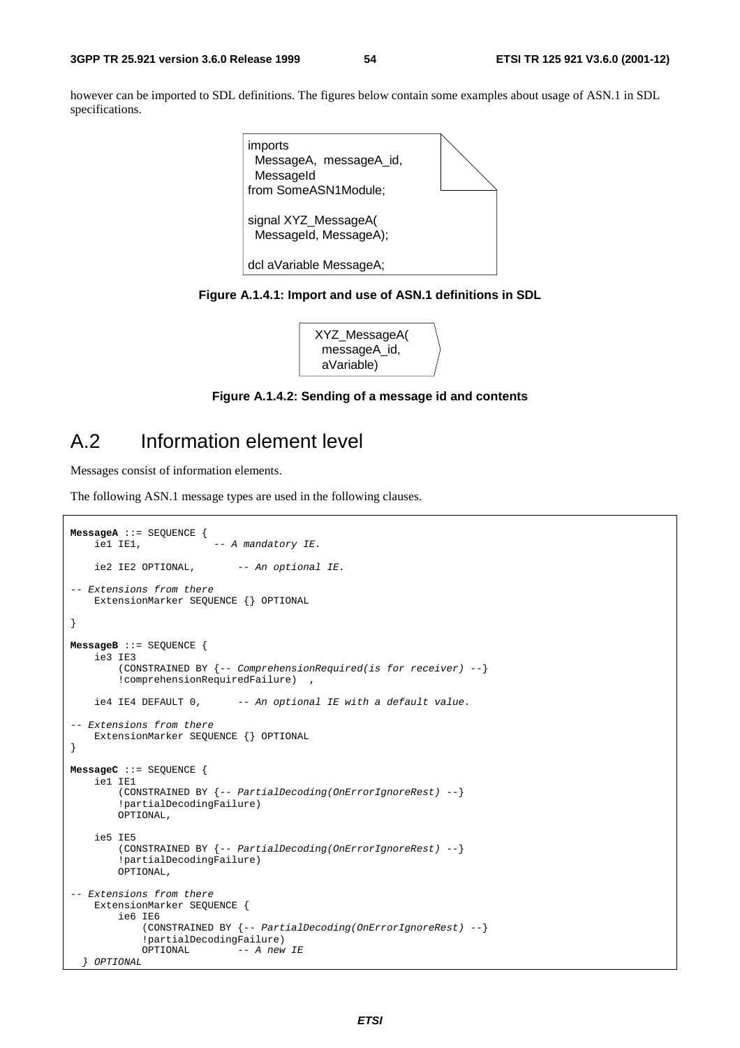however can be imported to SDL definitions. The figures below contain some examples about usage of ASN.1 in SDL specifications.

```
imports
  MessageA,  messageA_id,
  MessageId
from SomeASN1Module;

signal XYZ_MessageA(
  MessageId, MessageA);

dcl aVariable MessageA;
```

**Figure A.1.4.1: Import and use of ASN.1 definitions in SDL**

```
XYZ_MessageA(
  messageA_id,
  aVariable)
```

**Figure A.1.4.2: Sending of a message id and contents**

# A.2 Information element level

Messages consist of information elements.

The following ASN.1 message types are used in the following clauses.

```
MessageA ::= SEQUENCE {
    ie1 IE1,            -- A mandatory IE.

    ie2 IE2 OPTIONAL,       -- An optional IE.

-- Extensions from there
    ExtensionMarker SEQUENCE {} OPTIONAL

}

MessageB ::= SEQUENCE {
    ie3 IE3
        (CONSTRAINED BY {-- ComprehensionRequired(is for receiver) --}
        !comprehensionRequiredFailure)  ,

    ie4 IE4 DEFAULT 0,      -- An optional IE with a default value.

-- Extensions from there
    ExtensionMarker SEQUENCE {} OPTIONAL
}

MessageC ::= SEQUENCE {
    ie1 IE1
        (CONSTRAINED BY {-- PartialDecoding(OnErrorIgnoreRest) --}
        !partialDecodingFailure)
        OPTIONAL,

    ie5 IE5
        (CONSTRAINED BY {-- PartialDecoding(OnErrorIgnoreRest) --}
        !partialDecodingFailure)
        OPTIONAL,

-- Extensions from there
    ExtensionMarker SEQUENCE {
        ie6 IE6
            (CONSTRAINED BY {-- PartialDecoding(OnErrorIgnoreRest) --}
            !partialDecodingFailure)
            OPTIONAL        -- A new IE
  } OPTIONAL
```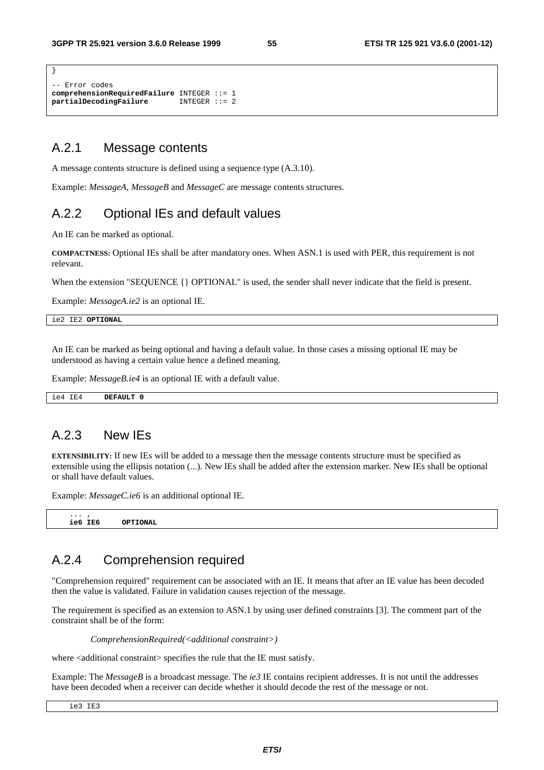```
}

-- Error codes
comprehensionRequiredFailure INTEGER ::= 1
partialDecodingFailure       INTEGER ::= 2
```

## A.2.1 Message contents

A message contents structure is defined using a sequence type (A.3.10).

Example: *MessageA*, *MessageB* and *MessageC* are message contents structures.

## A.2.2 Optional IEs and default values

An IE can be marked as optional.

**COMPACTNESS:** Optional IEs shall be after mandatory ones. When ASN.1 is used with PER, this requirement is not relevant.

When the extension "SEQUENCE {} OPTIONAL" is used, the sender shall never indicate that the field is present.

Example: *MessageA.ie2* is an optional IE.

```
ie2 IE2 OPTIONAL
```

An IE can be marked as being optional and having a default value. In those cases a missing optional IE may be understood as having a certain value hence a defined meaning.

Example: *MessageB.ie4* is an optional IE with a default value.

```
ie4 IE4     DEFAULT 0
```

## A.2.3 New IEs

**EXTENSIBILITY:** If new IEs will be added to a message then the message contents structure must be specified as extensible using the ellipsis notation (...). New IEs shall be added after the extension marker. New IEs shall be optional or shall have default values.

Example: *MessageC.ie6* is an additional optional IE.

```
    ... ,
    ie6 IE6     OPTIONAL
```

## A.2.4 Comprehension required

"Comprehension required" requirement can be associated with an IE. It means that after an IE value has been decoded then the value is validated. Failure in validation causes rejection of the message.

The requirement is specified as an extension to ASN.1 by using user defined constraints [3]. The comment part of the constraint shall be of the form:

*ComprehensionRequired(<additional constraint>)*

where <additional constraint> specifies the rule that the IE must satisfy.

Example: The *MessageB* is a broadcast message. The *ie3* IE contains recipient addresses. It is not until the addresses have been decoded when a receiver can decide whether it should decode the rest of the message or not.

```
    ie3 IE3
```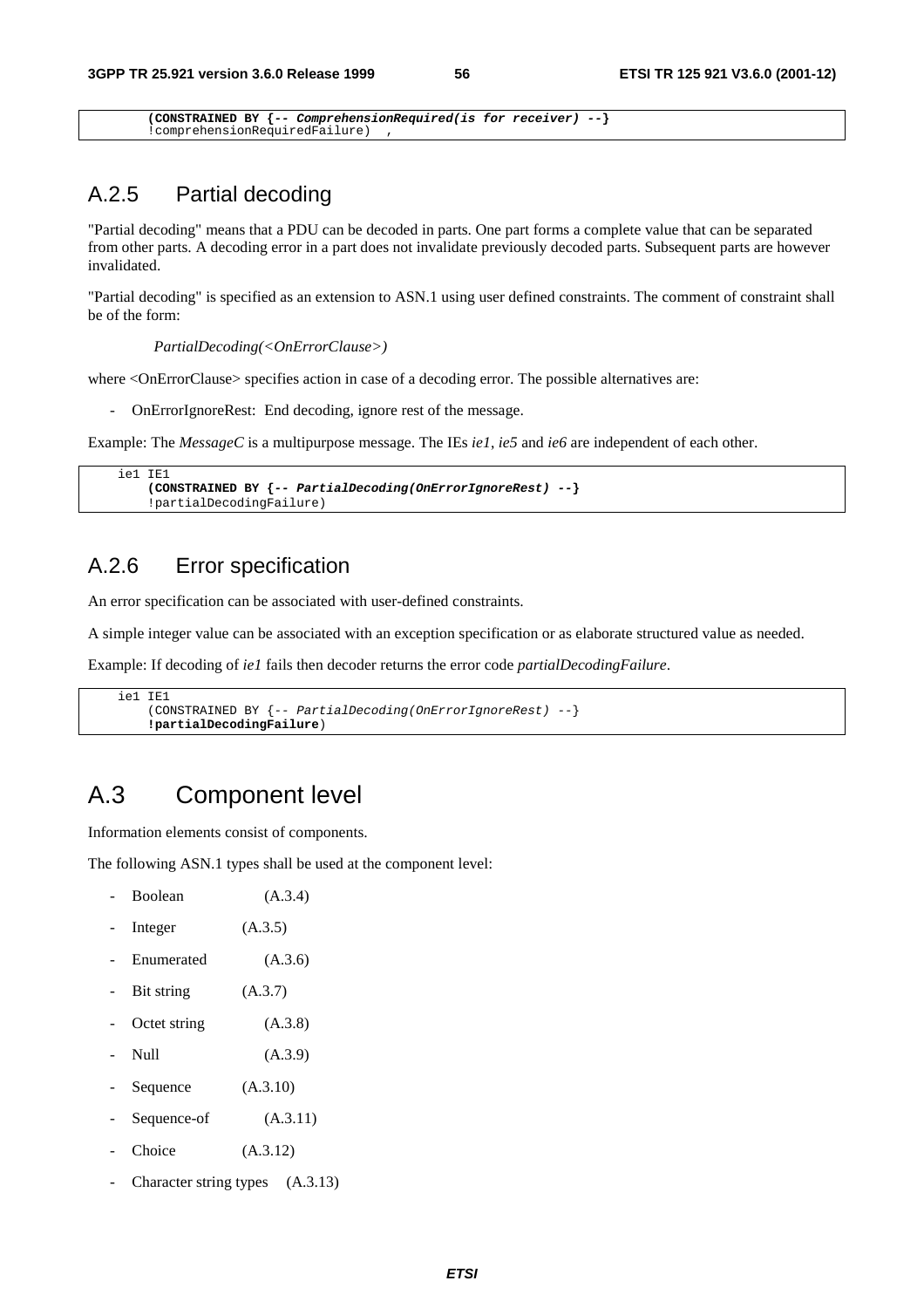```
    (CONSTRAINED BY {-- ComprehensionRequired(is for receiver) --}
    !comprehensionRequiredFailure)  ,
```

## A.2.5 Partial decoding

"Partial decoding" means that a PDU can be decoded in parts. One part forms a complete value that can be separated from other parts. A decoding error in a part does not invalidate previously decoded parts. Subsequent parts are however invalidated.

"Partial decoding" is specified as an extension to ASN.1 using user defined constraints. The comment of constraint shall be of the form:

*PartialDecoding(<OnErrorClause>)*

where <OnErrorClause> specifies action in case of a decoding error. The possible alternatives are:

- OnErrorIgnoreRest: End decoding, ignore rest of the message.

Example: The *MessageC* is a multipurpose message. The IEs *ie1*, *ie5* and *ie6* are independent of each other.

```
  ie1 IE1
      (CONSTRAINED BY {-- PartialDecoding(OnErrorIgnoreRest) --}
      !partialDecodingFailure)
```

## A.2.6 Error specification

An error specification can be associated with user-defined constraints.

A simple integer value can be associated with an exception specification or as elaborate structured value as needed.

Example: If decoding of *ie1* fails then decoder returns the error code *partialDecodingFailure*.

```
  ie1 IE1
      (CONSTRAINED BY {-- PartialDecoding(OnErrorIgnoreRest) --}
      !partialDecodingFailure)
```

# A.3 Component level

Information elements consist of components.

The following ASN.1 types shall be used at the component level:

- Boolean (A.3.4)
- Integer (A.3.5)
- Enumerated (A.3.6)
- Bit string (A.3.7)
- Octet string (A.3.8)
- Null (A.3.9)
- Sequence (A.3.10)
- Sequence-of (A.3.11)
- Choice (A.3.12)
- Character string types (A.3.13)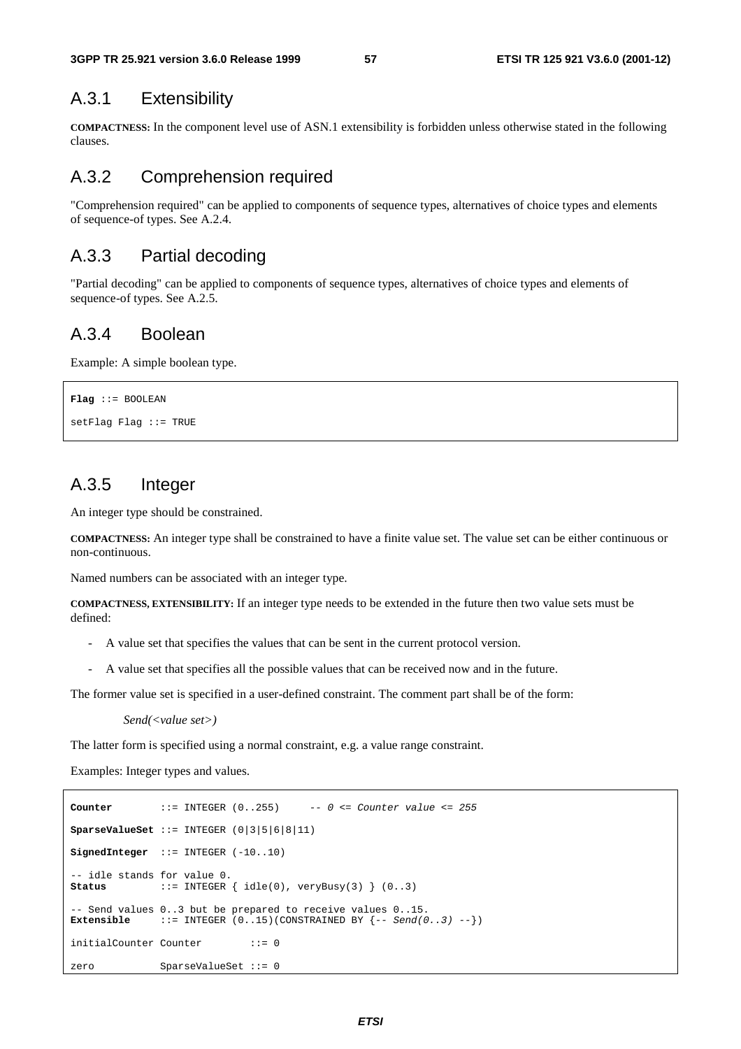## A.3.1 Extensibility

**COMPACTNESS:** In the component level use of ASN.1 extensibility is forbidden unless otherwise stated in the following clauses.

## A.3.2 Comprehension required

"Comprehension required" can be applied to components of sequence types, alternatives of choice types and elements of sequence-of types. See A.2.4.

## A.3.3 Partial decoding

"Partial decoding" can be applied to components of sequence types, alternatives of choice types and elements of sequence-of types. See A.2.5.

## A.3.4 Boolean

Example: A simple boolean type.

```
Flag ::= BOOLEAN

setFlag Flag ::= TRUE
```

## A.3.5 Integer

An integer type should be constrained.

**COMPACTNESS:** An integer type shall be constrained to have a finite value set. The value set can be either continuous or non-continuous.

Named numbers can be associated with an integer type.

**COMPACTNESS, EXTENSIBILITY:** If an integer type needs to be extended in the future then two value sets must be defined:

- A value set that specifies the values that can be sent in the current protocol version.
- A value set that specifies all the possible values that can be received now and in the future.

The former value set is specified in a user-defined constraint. The comment part shall be of the form:

*Send(<value set>)*

The latter form is specified using a normal constraint, e.g. a value range constraint.

Examples: Integer types and values.

```
Counter        ::= INTEGER (0..255)     -- 0 <= Counter value <= 255

SparseValueSet ::= INTEGER (0|3|5|6|8|11)

SignedInteger  ::= INTEGER (-10..10)

-- idle stands for value 0.
Status         ::= INTEGER { idle(0), veryBusy(3) } (0..3)

-- Send values 0..3 but be prepared to receive values 0..15.
Extensible     ::= INTEGER (0..15)(CONSTRAINED BY {-- Send(0..3) --})

initialCounter Counter        ::= 0

zero           SparseValueSet ::= 0
```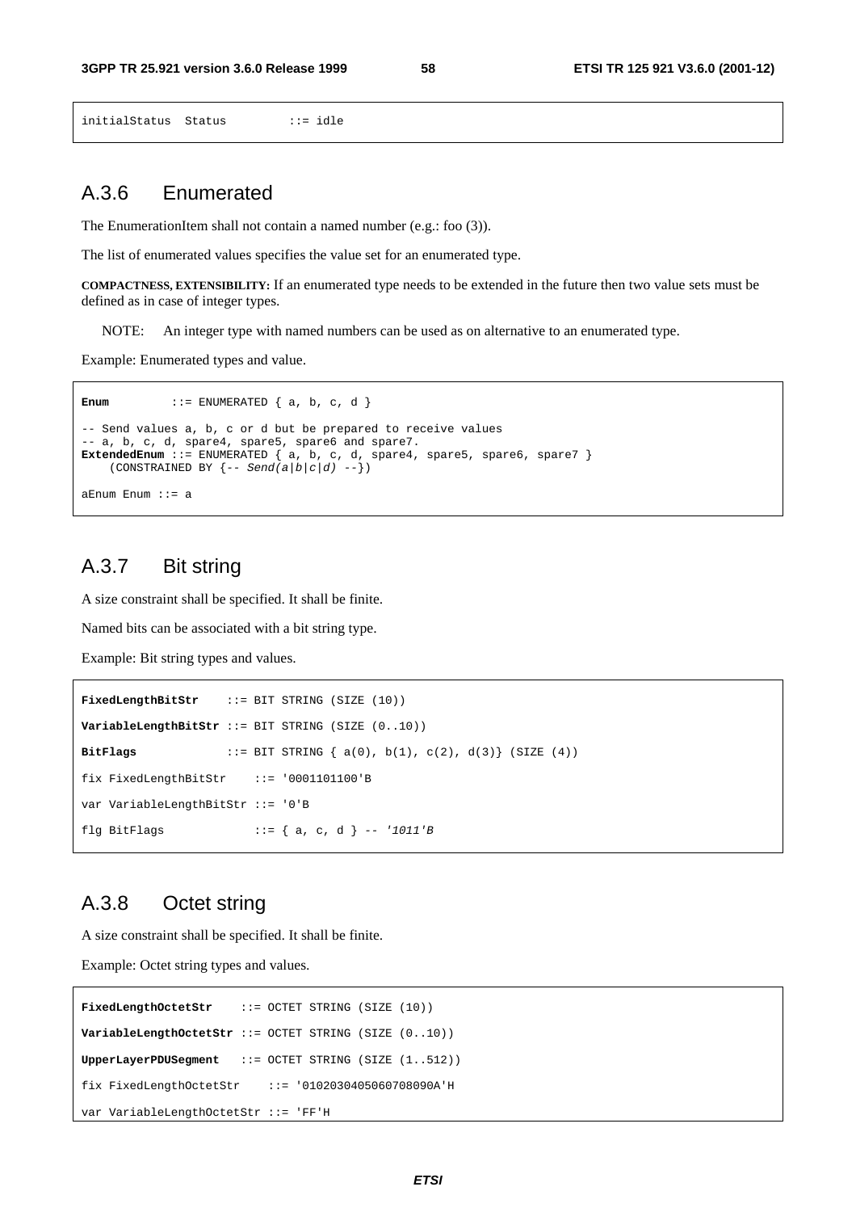```
initialStatus  Status         ::= idle
```

## A.3.6 Enumerated

The EnumerationItem shall not contain a named number (e.g.: foo (3)).

The list of enumerated values specifies the value set for an enumerated type.

**COMPACTNESS, EXTENSIBILITY:** If an enumerated type needs to be extended in the future then two value sets must be defined as in case of integer types.

NOTE: An integer type with named numbers can be used as on alternative to an enumerated type.

Example: Enumerated types and value.

```
Enum         ::= ENUMERATED { a, b, c, d }

-- Send values a, b, c or d but be prepared to receive values
-- a, b, c, d, spare4, spare5, spare6 and spare7.
ExtendedEnum ::= ENUMERATED { a, b, c, d, spare4, spare5, spare6, spare7 }
    (CONSTRAINED BY {-- Send(a|b|c|d) --})

aEnum Enum ::= a
```

## A.3.7 Bit string

A size constraint shall be specified. It shall be finite.

Named bits can be associated with a bit string type.

Example: Bit string types and values.

```
FixedLengthBitStr    ::= BIT STRING (SIZE (10))

VariableLengthBitStr ::= BIT STRING (SIZE (0..10))

BitFlags             ::= BIT STRING { a(0), b(1), c(2), d(3)} (SIZE (4))

fix FixedLengthBitStr    ::= '0001101100'B

var VariableLengthBitStr ::= '0'B

flg BitFlags             ::= { a, c, d } -- '1011'B
```

## A.3.8 Octet string

A size constraint shall be specified. It shall be finite.

Example: Octet string types and values.

```
FixedLengthOctetStr    ::= OCTET STRING (SIZE (10))

VariableLengthOctetStr ::= OCTET STRING (SIZE (0..10))

UpperLayerPDUSegment   ::= OCTET STRING (SIZE (1..512))

fix FixedLengthOctetStr    ::= '0102030405060708090A'H

var VariableLengthOctetStr ::= 'FF'H
```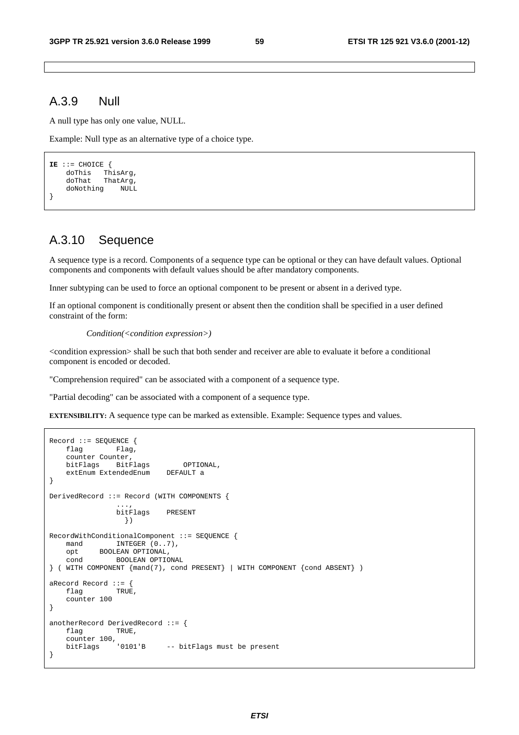## A.3.9 Null

A null type has only one value, NULL.

Example: Null type as an alternative type of a choice type.

```
IE ::= CHOICE {
    doThis   ThisArg,
    doThat   ThatArg,
    doNothing    NULL
}
```

## A.3.10 Sequence

A sequence type is a record. Components of a sequence type can be optional or they can have default values. Optional components and components with default values should be after mandatory components.

Inner subtyping can be used to force an optional component to be present or absent in a derived type.

If an optional component is conditionally present or absent then the condition shall be specified in a user defined constraint of the form:

*Condition(<condition expression>)*

<condition expression> shall be such that both sender and receiver are able to evaluate it before a conditional component is encoded or decoded.

"Comprehension required" can be associated with a component of a sequence type.

"Partial decoding" can be associated with a component of a sequence type.

**EXTENSIBILITY:** A sequence type can be marked as extensible. Example: Sequence types and values.

```
Record ::= SEQUENCE {
    flag        Flag,
    counter Counter,
    bitFlags    BitFlags        OPTIONAL,
    extEnum ExtendedEnum    DEFAULT a
}

DerivedRecord ::= Record (WITH COMPONENTS {
                ...,
                bitFlags    PRESENT
                  })

RecordWithConditionalComponent ::= SEQUENCE {
    mand        INTEGER (0..7),
    opt     BOOLEAN OPTIONAL,
    cond        BOOLEAN OPTIONAL
} ( WITH COMPONENT {mand(7), cond PRESENT} | WITH COMPONENT {cond ABSENT} )

aRecord Record ::= {
    flag        TRUE,
    counter 100
}

anotherRecord DerivedRecord ::= {
    flag        TRUE,
    counter 100,
    bitFlags    '0101'B     -- bitFlags must be present
}
```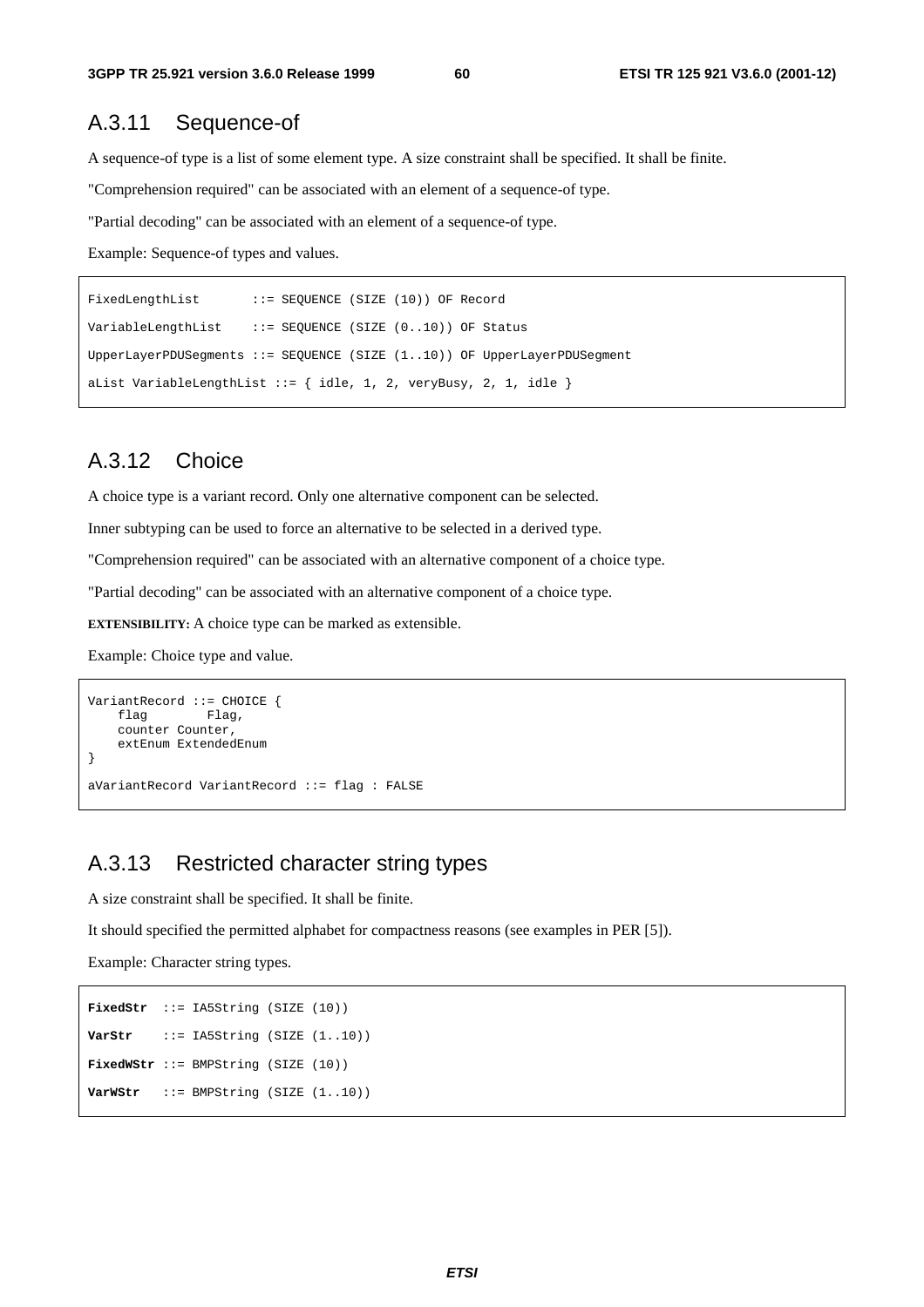### A.3.11 Sequence-of

A sequence-of type is a list of some element type. A size constraint shall be specified. It shall be finite.

"Comprehension required" can be associated with an element of a sequence-of type.

"Partial decoding" can be associated with an element of a sequence-of type.

Example: Sequence-of types and values.

```
FixedLengthList       ::= SEQUENCE (SIZE (10)) OF Record

VariableLengthList    ::= SEQUENCE (SIZE (0..10)) OF Status

UpperLayerPDUSegments ::= SEQUENCE (SIZE (1..10)) OF UpperLayerPDUSegment

aList VariableLengthList ::= { idle, 1, 2, veryBusy, 2, 1, idle }
```

### A.3.12 Choice

A choice type is a variant record. Only one alternative component can be selected.

Inner subtyping can be used to force an alternative to be selected in a derived type.

"Comprehension required" can be associated with an alternative component of a choice type.

"Partial decoding" can be associated with an alternative component of a choice type.

**EXTENSIBILITY:** A choice type can be marked as extensible.

Example: Choice type and value.

```
VariantRecord ::= CHOICE {
    flag        Flag,
    counter Counter,
    extEnum ExtendedEnum
}

aVariantRecord VariantRecord ::= flag : FALSE
```

### A.3.13 Restricted character string types

A size constraint shall be specified. It shall be finite.

It should specified the permitted alphabet for compactness reasons (see examples in PER [5]).

Example: Character string types.

```
FixedStr  ::= IA5String (SIZE (10))

VarStr    ::= IA5String (SIZE (1..10))

FixedWStr ::= BMPString (SIZE (10))

VarWStr   ::= BMPString (SIZE (1..10))
```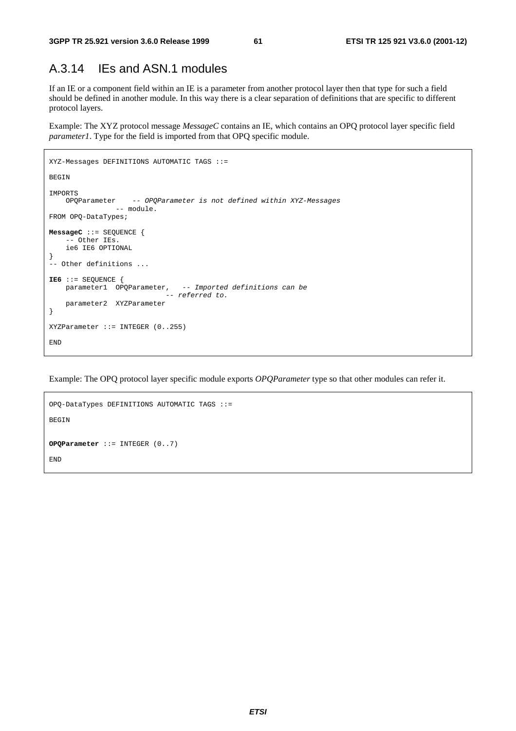## A.3.14 IEs and ASN.1 modules

If an IE or a component field within an IE is a parameter from another protocol layer then that type for such a field should be defined in another module. In this way there is a clear separation of definitions that are specific to different protocol layers.

Example: The XYZ protocol message *MessageC* contains an IE, which contains an OPQ protocol layer specific field *parameter1*. Type for the field is imported from that OPQ specific module.

```
XYZ-Messages DEFINITIONS AUTOMATIC TAGS ::=

BEGIN

IMPORTS
    OPQParameter    -- OPQParameter is not defined within XYZ-Messages
                -- module.
FROM OPQ-DataTypes;

MessageC ::= SEQUENCE {
    -- Other IEs.
    ie6 IE6 OPTIONAL
}
-- Other definitions ...

IE6 ::= SEQUENCE {
    parameter1  OPQParameter,   -- Imported definitions can be
                            -- referred to.
    parameter2  XYZParameter
}

XYZParameter ::= INTEGER (0..255)

END
```

Example: The OPQ protocol layer specific module exports *OPQParameter* type so that other modules can refer it.

```
OPQ-DataTypes DEFINITIONS AUTOMATIC TAGS ::=

BEGIN


OPQParameter ::= INTEGER (0..7)

END
```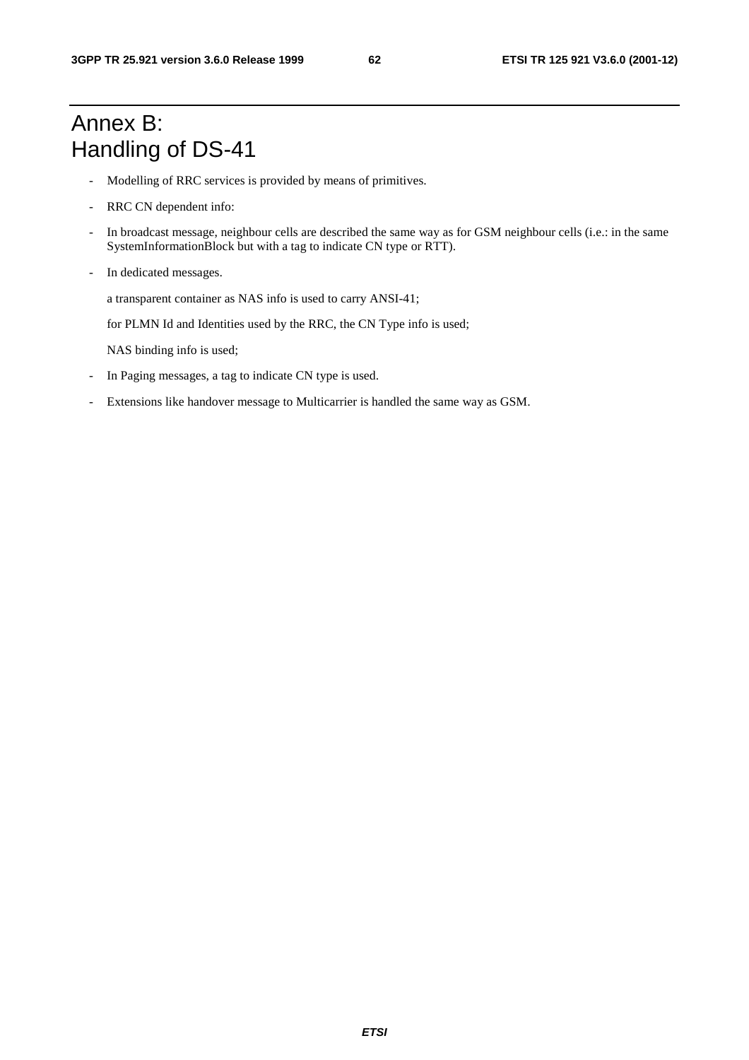# Annex B: Handling of DS-41

- Modelling of RRC services is provided by means of primitives.
- RRC CN dependent info:
- In broadcast message, neighbour cells are described the same way as for GSM neighbour cells (i.e.: in the same SystemInformationBlock but with a tag to indicate CN type or RTT).
- In dedicated messages.

  a transparent container as NAS info is used to carry ANSI-41;

  for PLMN Id and Identities used by the RRC, the CN Type info is used;

  NAS binding info is used;

- In Paging messages, a tag to indicate CN type is used.
- Extensions like handover message to Multicarrier is handled the same way as GSM.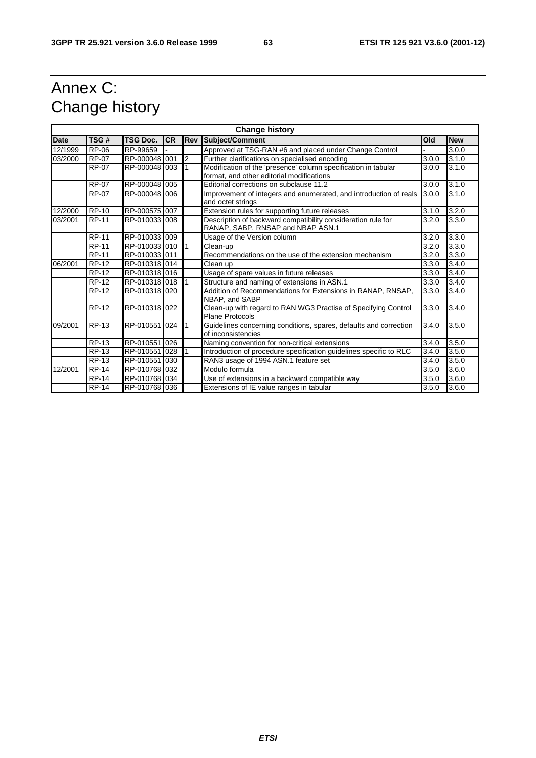# Annex C: Change history

| Change history | | | | | | | |
|---|---|---|---|---|---|---|---|
| **Date** | **TSG #** | **TSG Doc.** | **CR** | **Rev** | **Subject/Comment** | **Old** | **New** |
| 12/1999 | RP-06 | RP-99659 | - | | Approved at TSG-RAN #6 and placed under Change Control | - | 3.0.0 |
| 03/2000 | RP-07 | RP-000048 | 001 | 2 | Further clarifications on specialised encoding | 3.0.0 | 3.1.0 |
| | RP-07 | RP-000048 | 003 | 1 | Modification of the 'presence' column specification in tabular format, and other editorial modifications | 3.0.0 | 3.1.0 |
| | RP-07 | RP-000048 | 005 | | Editorial corrections on subclause 11.2 | 3.0.0 | 3.1.0 |
| | RP-07 | RP-000048 | 006 | | Improvement of integers and enumerated, and introduction of reals and octet strings | 3.0.0 | 3.1.0 |
| 12/2000 | RP-10 | RP-000575 | 007 | | Extension rules for supporting future releases | 3.1.0 | 3.2.0 |
| 03/2001 | RP-11 | RP-010033 | 008 | | Description of backward compatibility consideration rule for RANAP, SABP, RNSAP and NBAP ASN.1 | 3.2.0 | 3.3.0 |
| | RP-11 | RP-010033 | 009 | | Usage of the Version column | 3.2.0 | 3.3.0 |
| | RP-11 | RP-010033 | 010 | 1 | Clean-up | 3.2.0 | 3.3.0 |
| | RP-11 | RP-010033 | 011 | | Recommendations on the use of the extension mechanism | 3.2.0 | 3.3.0 |
| 06/2001 | RP-12 | RP-010318 | 014 | | Clean up | 3.3.0 | 3.4.0 |
| | RP-12 | RP-010318 | 016 | | Usage of spare values in future releases | 3.3.0 | 3.4.0 |
| | RP-12 | RP-010318 | 018 | 1 | Structure and naming of extensions in ASN.1 | 3.3.0 | 3.4.0 |
| | RP-12 | RP-010318 | 020 | | Addition of Recommendations for Extensions in RANAP, RNSAP, NBAP, and SABP | 3.3.0 | 3.4.0 |
| | RP-12 | RP-010318 | 022 | | Clean-up with regard to RAN WG3 Practise of Specifying Control Plane Protocols | 3.3.0 | 3.4.0 |
| 09/2001 | RP-13 | RP-010551 | 024 | 1 | Guidelines concerning conditions, spares, defaults and correction of inconsistencies | 3.4.0 | 3.5.0 |
| | RP-13 | RP-010551 | 026 | | Naming convention for non-critical extensions | 3.4.0 | 3.5.0 |
| | RP-13 | RP-010551 | 028 | 1 | Introduction of procedure specification guidelines specific to RLC | 3.4.0 | 3.5.0 |
| | RP-13 | RP-010551 | 030 | | RAN3 usage of 1994 ASN.1 feature set | 3.4.0 | 3.5.0 |
| 12/2001 | RP-14 | RP-010768 | 032 | | Modulo formula | 3.5.0 | 3.6.0 |
| | RP-14 | RP-010768 | 034 | | Use of extensions in a backward compatible way | 3.5.0 | 3.6.0 |
| | RP-14 | RP-010768 | 036 | | Extensions of IE value ranges in tabular | 3.5.0 | 3.6.0 |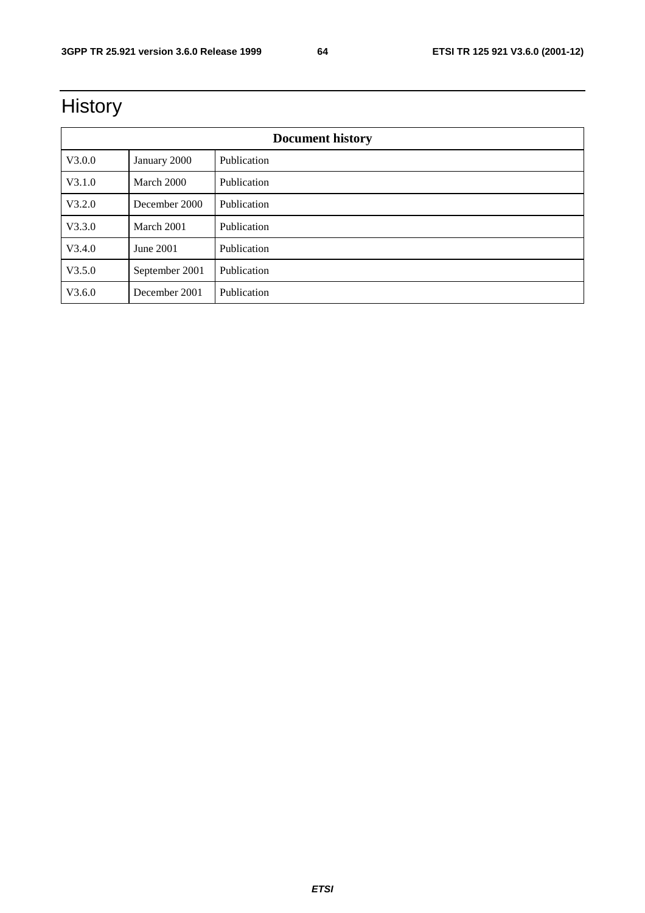# History

| Document history | | |
|---|---|---|
| V3.0.0 | January 2000 | Publication |
| V3.1.0 | March 2000 | Publication |
| V3.2.0 | December 2000 | Publication |
| V3.3.0 | March 2001 | Publication |
| V3.4.0 | June 2001 | Publication |
| V3.5.0 | September 2001 | Publication |
| V3.6.0 | December 2001 | Publication |